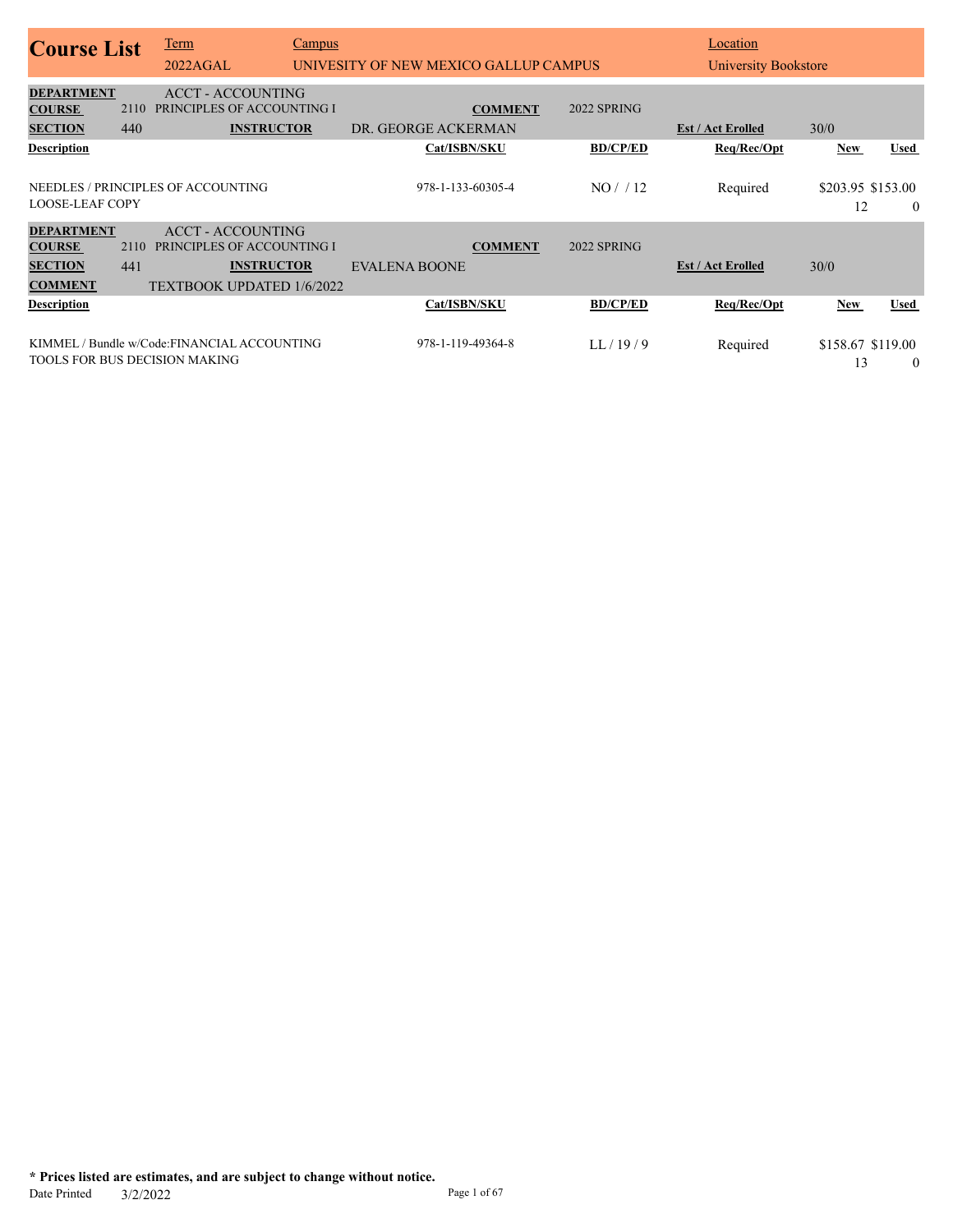# Course List

**Term:** 2022AGAL
**Campus:** UNIVESITY OF NEW MEXICO GALLUP CAMPUS
**Location:** University Bookstore

---

**DEPARTMENT:** ACCT - ACCOUNTING
**COURSE:** 2110 PRINCIPLES OF ACCOUNTING I
**COMMENT:** 2022 SPRING
**SECTION:** 440
**INSTRUCTOR:** DR. GEORGE ACKERMAN
**Est / Act Erolled:** 30/0

| Description | Cat/ISBN/SKU | BD/CP/ED | Req/Rec/Opt | New | Used |
|---|---|---|---|---|---|
| NEEDLES / PRINCIPLES OF ACCOUNTING LOOSE-LEAF COPY | 978-1-133-60305-4 | NO / / 12 | Required | $203.95<br>12 | $153.00<br>0 |

---

**DEPARTMENT:** ACCT - ACCOUNTING
**COURSE:** 2110 PRINCIPLES OF ACCOUNTING I
**COMMENT:** 2022 SPRING
**SECTION:** 441
**INSTRUCTOR:** EVALENA BOONE
**Est / Act Erolled:** 30/0
**COMMENT:** TEXTBOOK UPDATED 1/6/2022

| Description | Cat/ISBN/SKU | BD/CP/ED | Req/Rec/Opt | New | Used |
|---|---|---|---|---|---|
| KIMMEL / Bundle w/Code:FINANCIAL ACCOUNTING TOOLS FOR BUS DECISION MAKING | 978-1-119-49364-8 | LL / 19 / 9 | Required | $158.67<br>13 | $119.00<br>0 |

---

**\* Prices listed are estimates, and are subject to change without notice.**
Date Printed 3/2/2022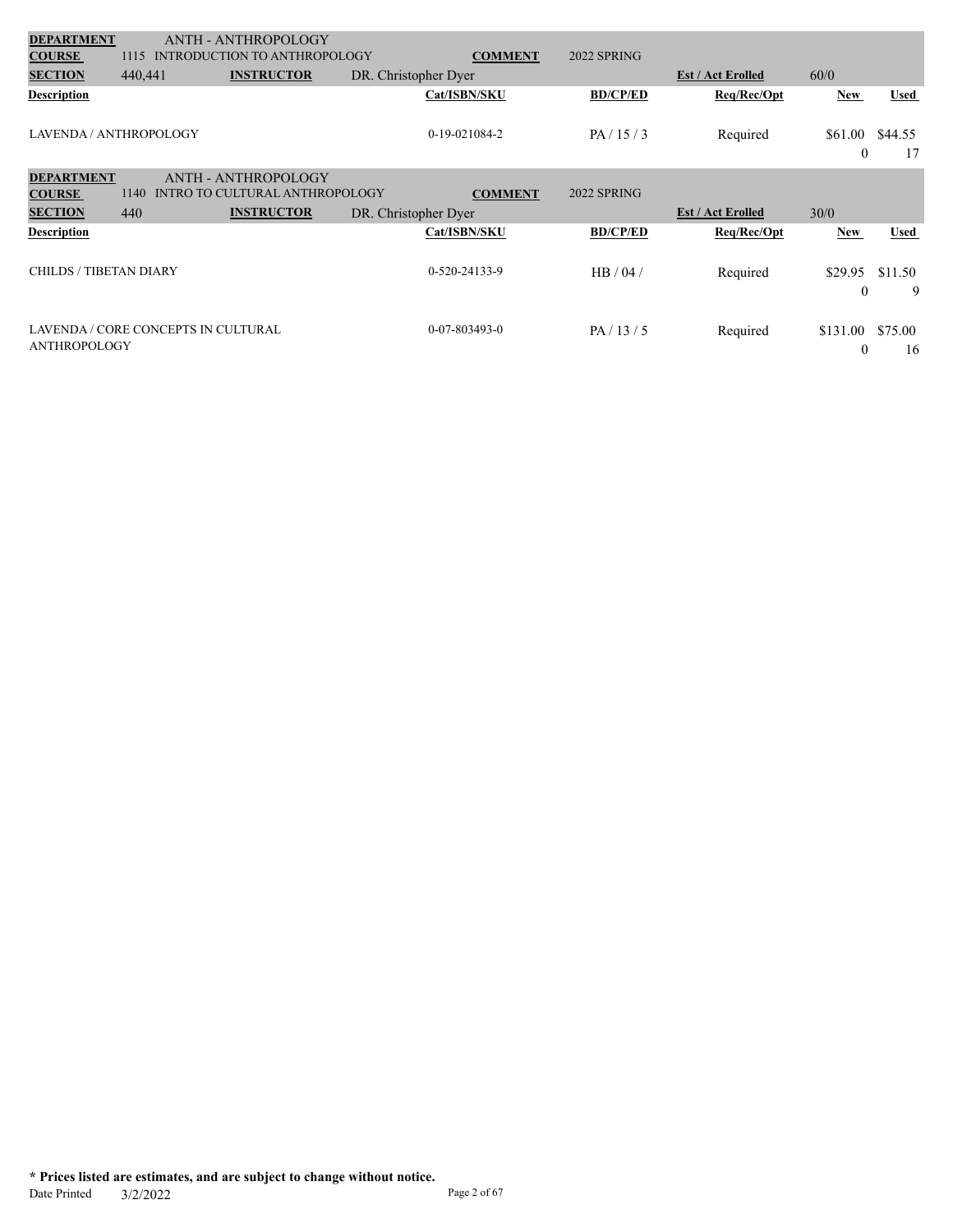| **DEPARTMENT** | ANTH - ANTHROPOLOGY | | | | | |
|---|---|---|---|---|---|---|
| **COURSE** | 1115 INTRODUCTION TO ANTHROPOLOGY | **COMMENT** | 2022 SPRING | | | |
| **SECTION** | 440,441 | **INSTRUCTOR** DR. Christopher Dyer | | **Est / Act Erolled** | 60/0 | |
| **Description** | **Cat/ISBN/SKU** | | **BD/CP/ED** | **Req/Rec/Opt** | **New** | **Used** |
| LAVENDA / ANTHROPOLOGY | 0-19-021084-2 | | PA / 15 / 3 | Required | $61.00<br>0 | $44.55<br>17 |

| **DEPARTMENT** | ANTH - ANTHROPOLOGY | | | | | |
|---|---|---|---|---|---|---|
| **COURSE** | 1140 INTRO TO CULTURAL ANTHROPOLOGY | **COMMENT** | 2022 SPRING | | | |
| **SECTION** | 440 | **INSTRUCTOR** DR. Christopher Dyer | | **Est / Act Erolled** | 30/0 | |
| **Description** | **Cat/ISBN/SKU** | | **BD/CP/ED** | **Req/Rec/Opt** | **New** | **Used** |
| CHILDS / TIBETAN DIARY | 0-520-24133-9 | | HB / 04 / | Required | $29.95<br>0 | $11.50<br>9 |
| LAVENDA / CORE CONCEPTS IN CULTURAL ANTHROPOLOGY | 0-07-803493-0 | | PA / 13 / 5 | Required | $131.00<br>0 | $75.00<br>16 |

**\* Prices listed are estimates, and are subject to change without notice.**

Date Printed 3/2/2022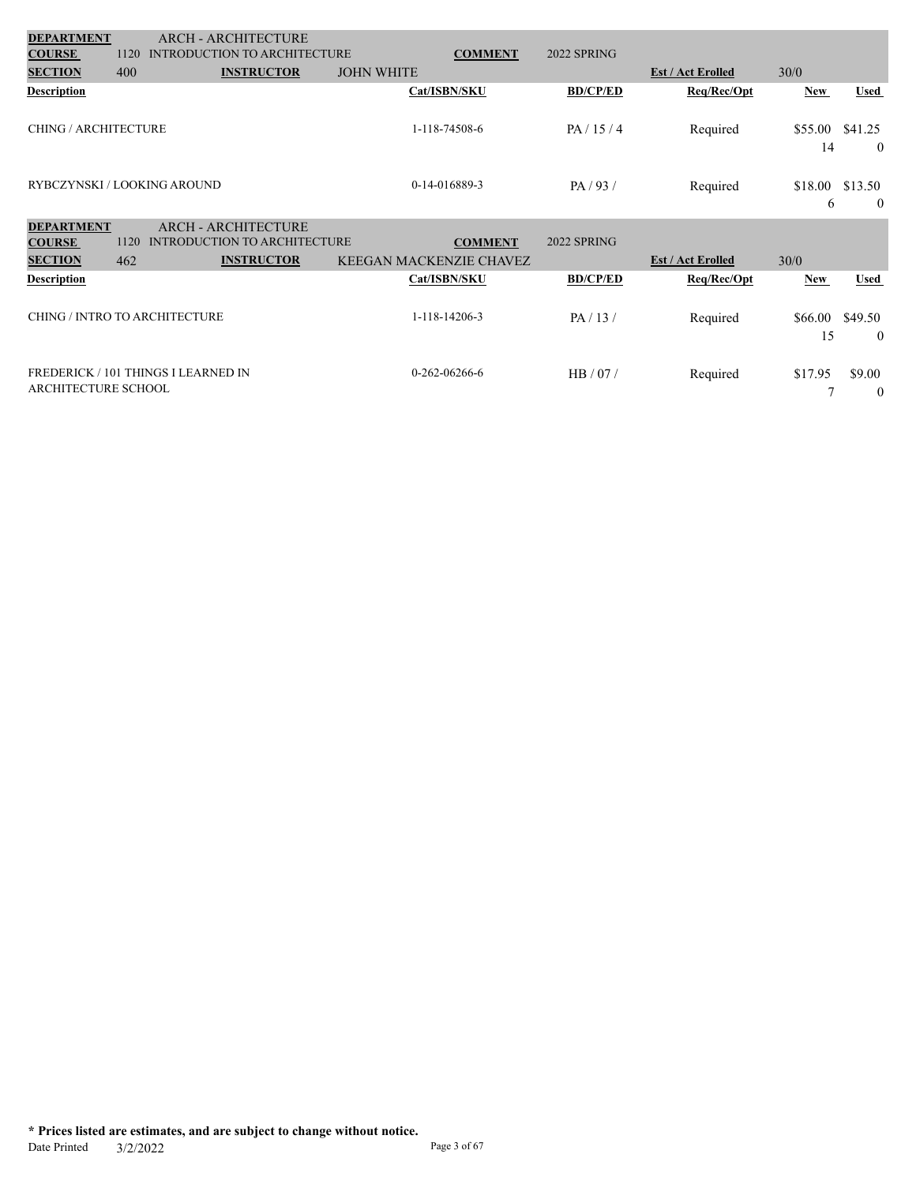| **DEPARTMENT** | ARCH - ARCHITECTURE | | | | | |
|---|---|---|---|---|---|---|
| **COURSE** | 1120 INTRODUCTION TO ARCHITECTURE | **COMMENT** | 2022 SPRING | | | |
| **SECTION** | 400 **INSTRUCTOR** JOHN WHITE | | | **Est / Act Erolled** | 30/0 | |
| **Description** | | **Cat/ISBN/SKU** | **BD/CP/ED** | **Req/Rec/Opt** | **New** | **Used** |
| CHING / ARCHITECTURE | | 1-118-74508-6 | PA / 15 / 4 | Required | $55.00<br>14 | $41.25<br>0 |
| RYBCZYNSKI / LOOKING AROUND | | 0-14-016889-3 | PA / 93 / | Required | $18.00<br>6 | $13.50<br>0 |

| **DEPARTMENT** | ARCH - ARCHITECTURE | | | | | |
|---|---|---|---|---|---|---|
| **COURSE** | 1120 INTRODUCTION TO ARCHITECTURE | **COMMENT** | 2022 SPRING | | | |
| **SECTION** | 462 **INSTRUCTOR** KEEGAN MACKENZIE CHAVEZ | | | **Est / Act Erolled** | 30/0 | |
| **Description** | | **Cat/ISBN/SKU** | **BD/CP/ED** | **Req/Rec/Opt** | **New** | **Used** |
| CHING / INTRO TO ARCHITECTURE | | 1-118-14206-3 | PA / 13 / | Required | $66.00<br>15 | $49.50<br>0 |
| FREDERICK / 101 THINGS I LEARNED IN ARCHITECTURE SCHOOL | | 0-262-06266-6 | HB / 07 / | Required | $17.95<br>7 | $9.00<br>0 |

**\* Prices listed are estimates, and are subject to change without notice.**

Date Printed 3/2/2022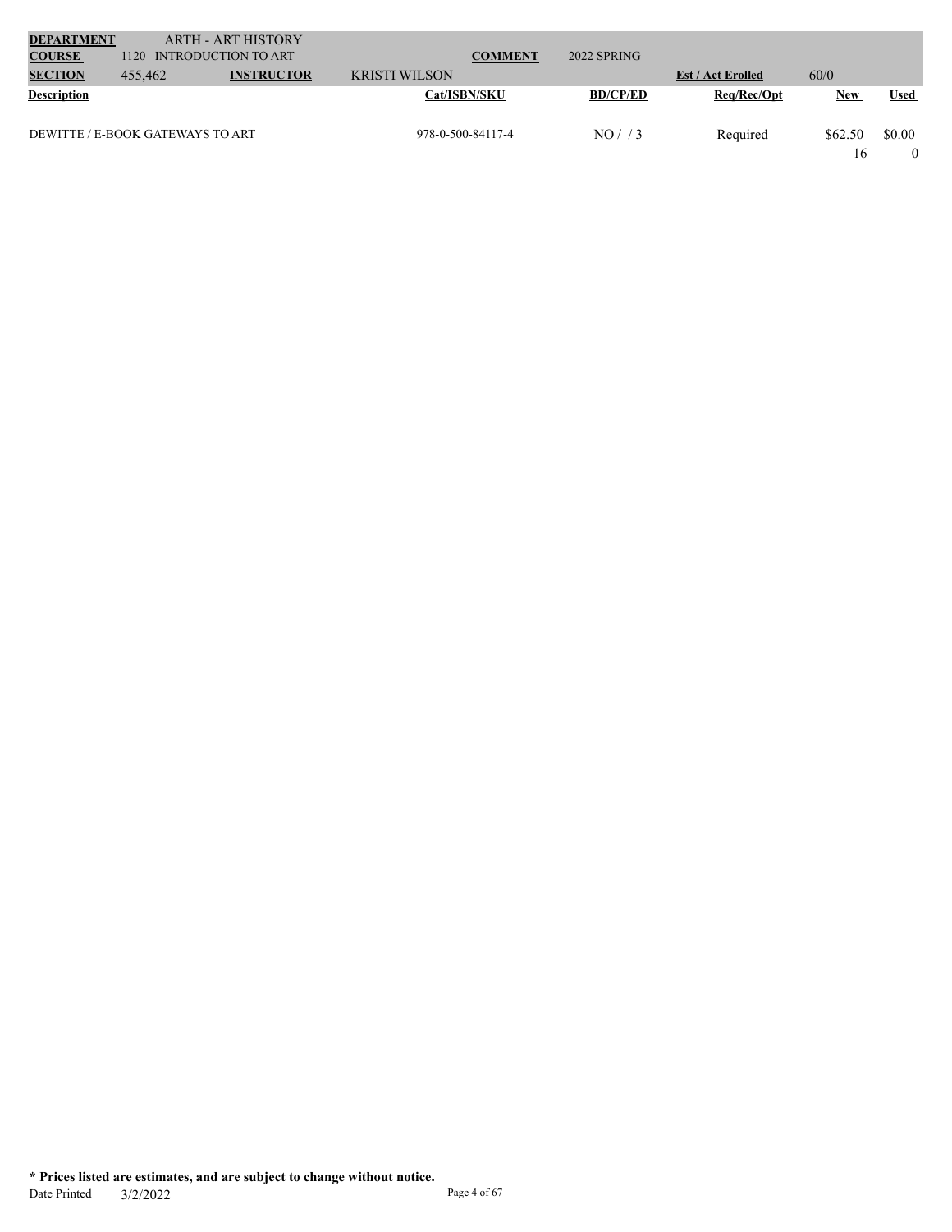| **DEPARTMENT** | ARTH - ART HISTORY | | | | | | |
|---|---|---|---|---|---|---|---|
| **COURSE** | 1120 INTRODUCTION TO ART | | **COMMENT** | 2022 SPRING | | | |
| **SECTION** | 455,462 | **INSTRUCTOR** | KRISTI WILSON | | **Est / Act Enrolled** | 60/0 | |

| **Description** | **Cat/ISBN/SKU** | **BD/CP/ED** | **Req/Rec/Opt** | **New** | **Used** |
|---|---|---|---|---|---|
| DEWITTE / E-BOOK GATEWAYS TO ART | 978-0-500-84117-4 | NO / / 3 | Required | $62.50<br>16 | $0.00<br>0 |

**\* Prices listed are estimates, and are subject to change without notice.**

Date Printed 3/2/2022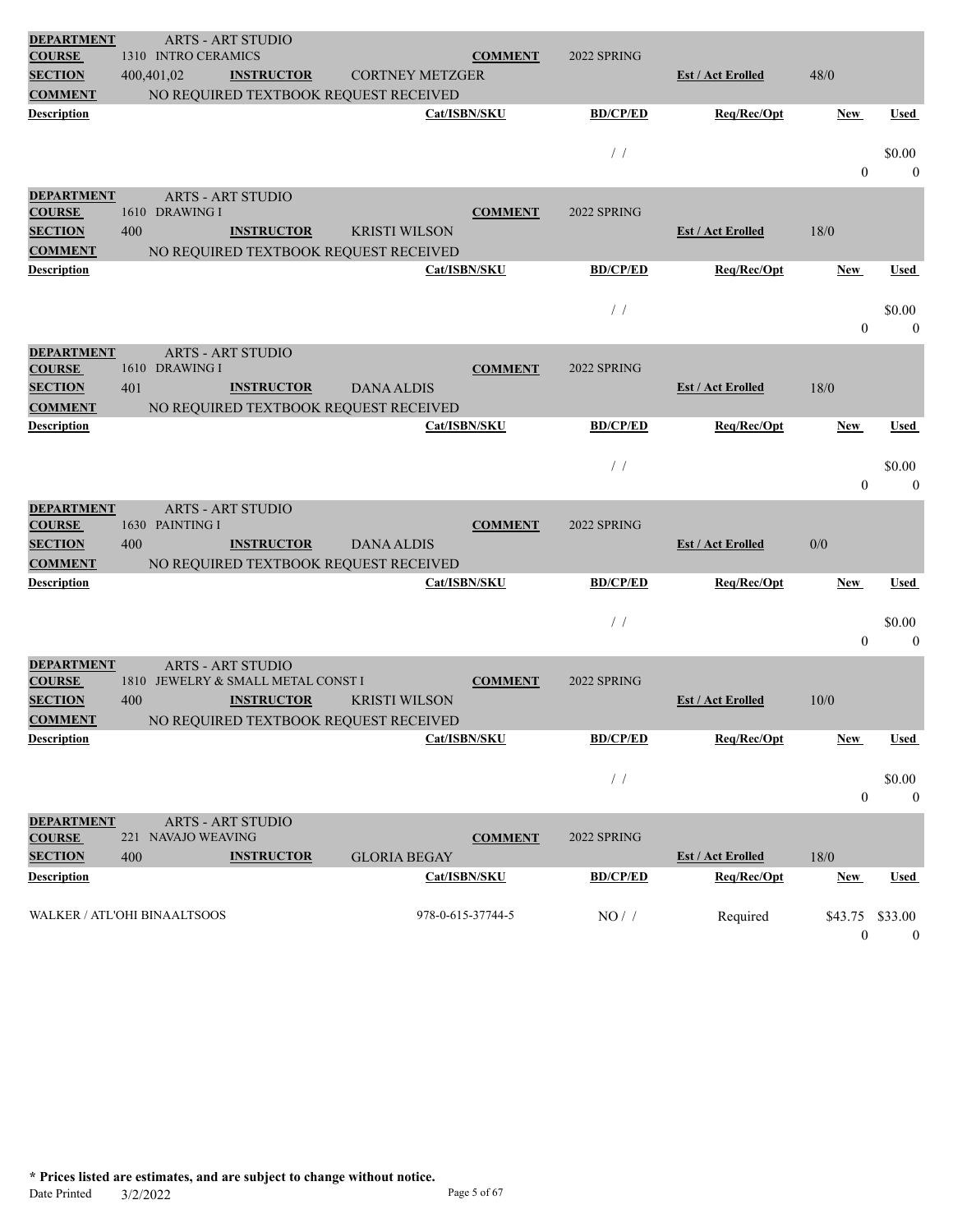| **DEPARTMENT** | ARTS - ART STUDIO | | | | | | |
|---|---|---|---|---|---|---|---|
| **COURSE** | 1310 INTRO CERAMICS | | **COMMENT** | 2022 SPRING | | | |
| **SECTION** | 400,401,02 | **INSTRUCTOR** | CORTNEY METZGER | | **Est / Act Erolled** | 48/0 | |
| **COMMENT** | NO REQUIRED TEXTBOOK REQUEST RECEIVED | | | | | | |
| **Description** | | | **Cat/ISBN/SKU** | **BD/CP/ED** | **Req/Rec/Opt** | **New** | **Used** |
| | | | | / / | | 0 | $0.00 0 |

| **DEPARTMENT** | ARTS - ART STUDIO | | | | | | |
|---|---|---|---|---|---|---|---|
| **COURSE** | 1610 DRAWING I | | **COMMENT** | 2022 SPRING | | | |
| **SECTION** | 400 | **INSTRUCTOR** | KRISTI WILSON | | **Est / Act Erolled** | 18/0 | |
| **COMMENT** | NO REQUIRED TEXTBOOK REQUEST RECEIVED | | | | | | |
| **Description** | | | **Cat/ISBN/SKU** | **BD/CP/ED** | **Req/Rec/Opt** | **New** | **Used** |
| | | | | / / | | 0 | $0.00 0 |

| **DEPARTMENT** | ARTS - ART STUDIO | | | | | | |
|---|---|---|---|---|---|---|---|
| **COURSE** | 1610 DRAWING I | | **COMMENT** | 2022 SPRING | | | |
| **SECTION** | 401 | **INSTRUCTOR** | DANA ALDIS | | **Est / Act Erolled** | 18/0 | |
| **COMMENT** | NO REQUIRED TEXTBOOK REQUEST RECEIVED | | | | | | |
| **Description** | | | **Cat/ISBN/SKU** | **BD/CP/ED** | **Req/Rec/Opt** | **New** | **Used** |
| | | | | / / | | 0 | $0.00 0 |

| **DEPARTMENT** | ARTS - ART STUDIO | | | | | | |
|---|---|---|---|---|---|---|---|
| **COURSE** | 1630 PAINTING I | | **COMMENT** | 2022 SPRING | | | |
| **SECTION** | 400 | **INSTRUCTOR** | DANA ALDIS | | **Est / Act Erolled** | 0/0 | |
| **COMMENT** | NO REQUIRED TEXTBOOK REQUEST RECEIVED | | | | | | |
| **Description** | | | **Cat/ISBN/SKU** | **BD/CP/ED** | **Req/Rec/Opt** | **New** | **Used** |
| | | | | / / | | 0 | $0.00 0 |

| **DEPARTMENT** | ARTS - ART STUDIO | | | | | | |
|---|---|---|---|---|---|---|---|
| **COURSE** | 1810 JEWELRY & SMALL METAL CONST I | | **COMMENT** | 2022 SPRING | | | |
| **SECTION** | 400 | **INSTRUCTOR** | KRISTI WILSON | | **Est / Act Erolled** | 10/0 | |
| **COMMENT** | NO REQUIRED TEXTBOOK REQUEST RECEIVED | | | | | | |
| **Description** | | | **Cat/ISBN/SKU** | **BD/CP/ED** | **Req/Rec/Opt** | **New** | **Used** |
| | | | | / / | | 0 | $0.00 0 |

| **DEPARTMENT** | ARTS - ART STUDIO | | | | | | |
|---|---|---|---|---|---|---|---|
| **COURSE** | 221 NAVAJO WEAVING | | **COMMENT** | 2022 SPRING | | | |
| **SECTION** | 400 | **INSTRUCTOR** | GLORIA BEGAY | | **Est / Act Erolled** | 18/0 | |
| **Description** | | | **Cat/ISBN/SKU** | **BD/CP/ED** | **Req/Rec/Opt** | **New** | **Used** |
| WALKER / ATL'OHI BINAALTSOOS | | | 978-0-615-37744-5 | NO / / | Required | $43.75 0 | $33.00 0 |

**\* Prices listed are estimates, and are subject to change without notice.**

Date Printed 3/2/2022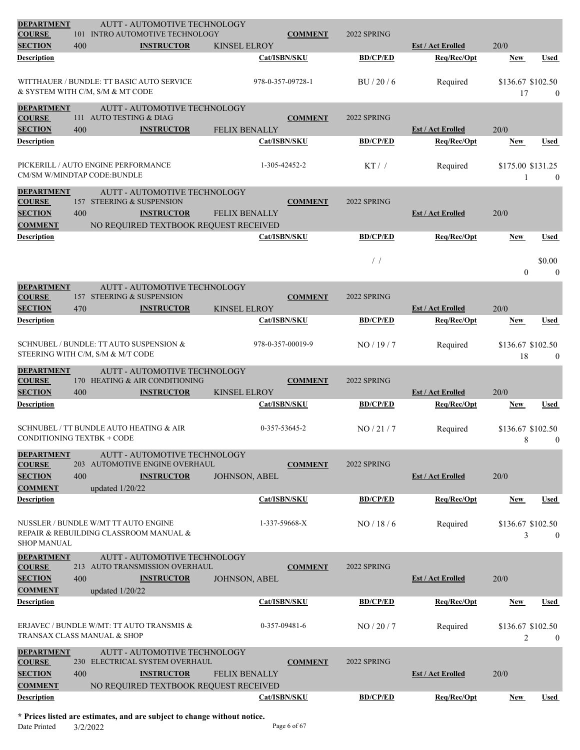| DEPARTMENT | AUTT - AUTOMOTIVE TECHNOLOGY | | | | | |
|---|---|---|---|---|---|---|
| COURSE | 101 INTRO AUTOMOTIVE TECHNOLOGY | COMMENT | 2022 SPRING | | | |
| SECTION | 400 | INSTRUCTOR: KINSEL ELROY | | Est / Act Enrolled | 20/0 | |
| Description | Cat/ISBN/SKU | BD/CP/ED | Req/Rec/Opt | New | Used | |
| WITTHAUER / BUNDLE: TT BASIC AUTO SERVICE & SYSTEM WITH C/M, S/M & MT CODE | 978-0-357-09728-1 | BU / 20 / 6 | Required | \$136.67 / 17 | \$102.50 / 0 | |

| DEPARTMENT | AUTT - AUTOMOTIVE TECHNOLOGY | | | | | |
|---|---|---|---|---|---|---|
| COURSE | 111 AUTO TESTING & DIAG | COMMENT | 2022 SPRING | | | |
| SECTION | 400 | INSTRUCTOR: FELIX BENALLY | | Est / Act Enrolled | 20/0 | |
| Description | Cat/ISBN/SKU | BD/CP/ED | Req/Rec/Opt | New | Used | |
| PICKERILL / AUTO ENGINE PERFORMANCE CM/SM W/MINDTAP CODE:BUNDLE | 1-305-42452-2 | KT / / | Required | \$175.00 / 1 | \$131.25 / 0 | |

| DEPARTMENT | AUTT - AUTOMOTIVE TECHNOLOGY | | | | | |
|---|---|---|---|---|---|---|
| COURSE | 157 STEERING & SUSPENSION | COMMENT | 2022 SPRING | | | |
| SECTION | 400 | INSTRUCTOR: FELIX BENALLY | | Est / Act Enrolled | 20/0 | |
| COMMENT | NO REQUIRED TEXTBOOK REQUEST RECEIVED | | | | | |
| Description | Cat/ISBN/SKU | BD/CP/ED | Req/Rec/Opt | New | Used | |
| | | / / | | 0 | \$0.00 / 0 | |

| DEPARTMENT | AUTT - AUTOMOTIVE TECHNOLOGY | | | | | |
|---|---|---|---|---|---|---|
| COURSE | 157 STEERING & SUSPENSION | COMMENT | 2022 SPRING | | | |
| SECTION | 470 | INSTRUCTOR: KINSEL ELROY | | Est / Act Enrolled | 20/0 | |
| Description | Cat/ISBN/SKU | BD/CP/ED | Req/Rec/Opt | New | Used | |
| SCHNUBEL / BUNDLE: TT AUTO SUSPENSION & STEERING WITH C/M, S/M & M/T CODE | 978-0-357-00019-9 | NO / 19 / 7 | Required | \$136.67 / 18 | \$102.50 / 0 | |

| DEPARTMENT | AUTT - AUTOMOTIVE TECHNOLOGY | | | | | |
|---|---|---|---|---|---|---|
| COURSE | 170 HEATING & AIR CONDITIONING | COMMENT | 2022 SPRING | | | |
| SECTION | 400 | INSTRUCTOR: KINSEL ELROY | | Est / Act Enrolled | 20/0 | |
| Description | Cat/ISBN/SKU | BD/CP/ED | Req/Rec/Opt | New | Used | |
| SCHNUBEL / TT BUNDLE AUTO HEATING & AIR CONDITIONING TEXTBK + CODE | 0-357-53645-2 | NO / 21 / 7 | Required | \$136.67 / 8 | \$102.50 / 0 | |

| DEPARTMENT | AUTT - AUTOMOTIVE TECHNOLOGY | | | | | |
|---|---|---|---|---|---|---|
| COURSE | 203 AUTOMOTIVE ENGINE OVERHAUL | COMMENT | 2022 SPRING | | | |
| SECTION | 400 | INSTRUCTOR: JOHNSON, ABEL | | Est / Act Enrolled | 20/0 | |
| COMMENT | updated 1/20/22 | | | | | |
| Description | Cat/ISBN/SKU | BD/CP/ED | Req/Rec/Opt | New | Used | |
| NUSSLER / BUNDLE W/MT TT AUTO ENGINE REPAIR & REBUILDING CLASSROOM MANUAL & SHOP MANUAL | 1-337-59668-X | NO / 18 / 6 | Required | \$136.67 / 3 | \$102.50 / 0 | |

| DEPARTMENT | AUTT - AUTOMOTIVE TECHNOLOGY | | | | | |
|---|---|---|---|---|---|---|
| COURSE | 213 AUTO TRANSMISSION OVERHAUL | COMMENT | 2022 SPRING | | | |
| SECTION | 400 | INSTRUCTOR: JOHNSON, ABEL | | Est / Act Enrolled | 20/0 | |
| COMMENT | updated 1/20/22 | | | | | |
| Description | Cat/ISBN/SKU | BD/CP/ED | Req/Rec/Opt | New | Used | |
| ERJAVEC / BUNDLE W/MT: TT AUTO TRANSMIS & TRANSAX CLASS MANUAL & SHOP | 0-357-09481-6 | NO / 20 / 7 | Required | \$136.67 / 2 | \$102.50 / 0 | |

| DEPARTMENT | AUTT - AUTOMOTIVE TECHNOLOGY | | | | | |
|---|---|---|---|---|---|---|
| COURSE | 230 ELECTRICAL SYSTEM OVERHAUL | COMMENT | 2022 SPRING | | | |
| SECTION | 400 | INSTRUCTOR: FELIX BENALLY | | Est / Act Enrolled | 20/0 | |
| COMMENT | NO REQUIRED TEXTBOOK REQUEST RECEIVED | | | | | |
| Description | Cat/ISBN/SKU | BD/CP/ED | Req/Rec/Opt | New | Used | |

**\* Prices listed are estimates, and are subject to change without notice.**

Date Printed 3/2/2022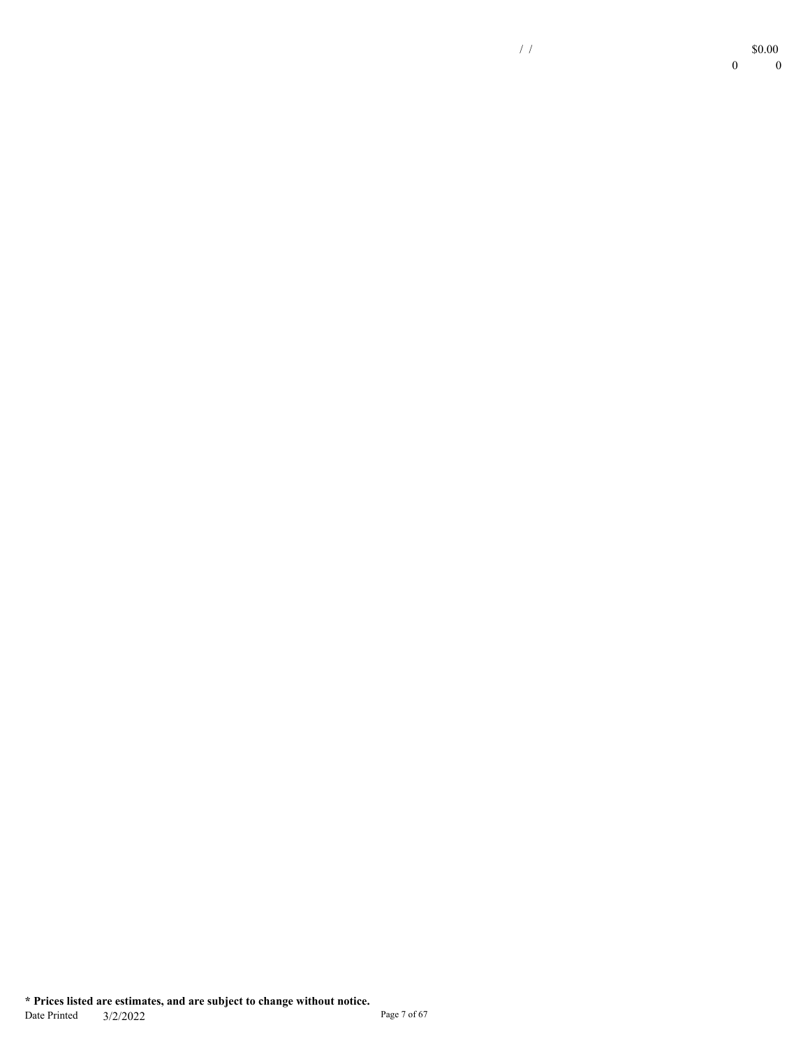/ /

$0.00

0 0

**\* Prices listed are estimates, and are subject to change without notice.**

Date Printed 3/2/2022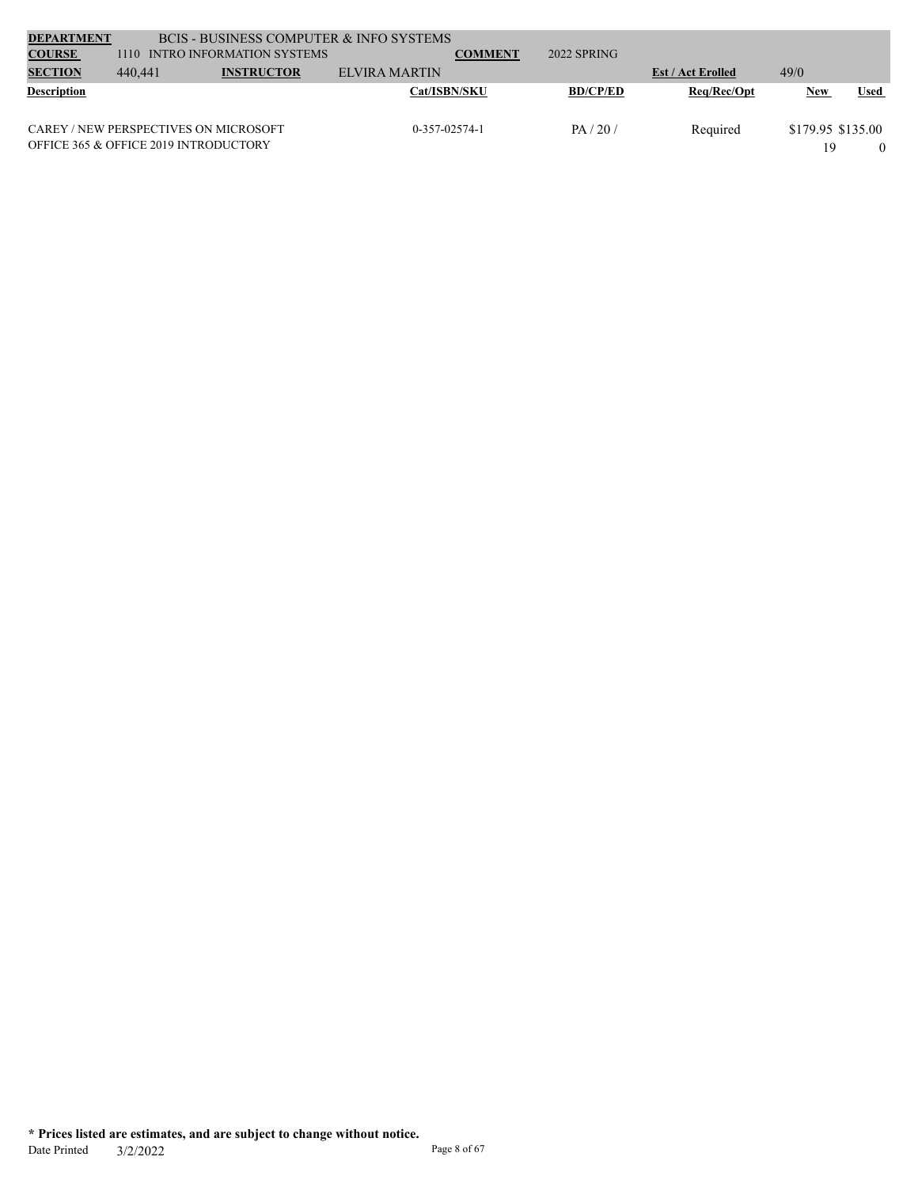| DEPARTMENT | BCIS - BUSINESS COMPUTER & INFO SYSTEMS | | | | | |
|---|---|---|---|---|---|---|
| COURSE | 1110 INTRO INFORMATION SYSTEMS | COMMENT | 2022 SPRING | | | |
| SECTION | 440,441 | INSTRUCTOR | ELVIRA MARTIN | Est / Act Erolled | 49/0 | |

| Description | Cat/ISBN/SKU | BD/CP/ED | Req/Rec/Opt | New | Used |
|---|---|---|---|---|---|
| CAREY / NEW PERSPECTIVES ON MICROSOFT OFFICE 365 & OFFICE 2019 INTRODUCTORY | 0-357-02574-1 | PA / 20 / | Required | $179.95<br>19 | $135.00<br>0 |

**\* Prices listed are estimates, and are subject to change without notice.**

Date Printed 3/2/2022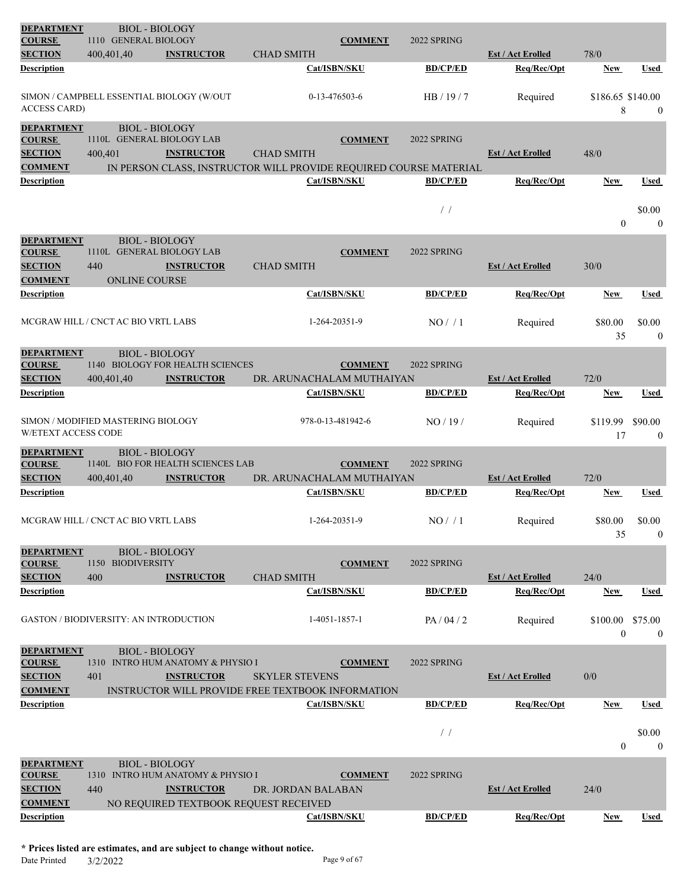| | | | | | | | | |
|---|---|---|---|---|---|---|---|---|
| **DEPARTMENT** | BIOL - BIOLOGY | | | | | | | |
| **COURSE** | 1110 GENERAL BIOLOGY | | | **COMMENT** | 2022 SPRING | | | |
| **SECTION** | 400,401,40 | **INSTRUCTOR** | CHAD SMITH | | | **Est / Act Enrolled** | 78/0 | |
| **Description** | | | | **Cat/ISBN/SKU** | **BD/CP/ED** | **Req/Rec/Opt** | **New** | **Used** |
| SIMON / CAMPBELL ESSENTIAL BIOLOGY (W/OUT ACCESS CARD) | | | | 0-13-476503-6 | HB / 19 / 7 | Required | $186.65<br>8 | $140.00<br>0 |

| | | | | | | | | |
|---|---|---|---|---|---|---|---|---|
| **DEPARTMENT** | BIOL - BIOLOGY | | | | | | | |
| **COURSE** | 1110L GENERAL BIOLOGY LAB | | | **COMMENT** | 2022 SPRING | | | |
| **SECTION** | 400,401 | **INSTRUCTOR** | CHAD SMITH | | | **Est / Act Enrolled** | 48/0 | |
| **COMMENT** | IN PERSON CLASS, INSTRUCTOR WILL PROVIDE REQUIRED COURSE MATERIAL | | | | | | | |
| **Description** | | | | **Cat/ISBN/SKU** | **BD/CP/ED** | **Req/Rec/Opt** | **New** | **Used** |
| | | | | | / / | | <br>0 | $0.00<br>0 |

| | | | | | | | | |
|---|---|---|---|---|---|---|---|---|
| **DEPARTMENT** | BIOL - BIOLOGY | | | | | | | |
| **COURSE** | 1110L GENERAL BIOLOGY LAB | | | **COMMENT** | 2022 SPRING | | | |
| **SECTION** | 440 | **INSTRUCTOR** | CHAD SMITH | | | **Est / Act Enrolled** | 30/0 | |
| **COMMENT** | ONLINE COURSE | | | | | | | |
| **Description** | | | | **Cat/ISBN/SKU** | **BD/CP/ED** | **Req/Rec/Opt** | **New** | **Used** |
| MCGRAW HILL / CNCT AC BIO VRTL LABS | | | | 1-264-20351-9 | NO / / 1 | Required | $80.00<br>35 | $0.00<br>0 |

| | | | | | | | | |
|---|---|---|---|---|---|---|---|---|
| **DEPARTMENT** | BIOL - BIOLOGY | | | | | | | |
| **COURSE** | 1140 BIOLOGY FOR HEALTH SCIENCES | | | **COMMENT** | 2022 SPRING | | | |
| **SECTION** | 400,401,40 | **INSTRUCTOR** | DR. ARUNACHALAM MUTHAIYAN | | | **Est / Act Enrolled** | 72/0 | |
| **Description** | | | | **Cat/ISBN/SKU** | **BD/CP/ED** | **Req/Rec/Opt** | **New** | **Used** |
| SIMON / MODIFIED MASTERING BIOLOGY W/ETEXT ACCESS CODE | | | | 978-0-13-481942-6 | NO / 19 / | Required | $119.99<br>17 | $90.00<br>0 |

| | | | | | | | | |
|---|---|---|---|---|---|---|---|---|
| **DEPARTMENT** | BIOL - BIOLOGY | | | | | | | |
| **COURSE** | 1140L BIO FOR HEALTH SCIENCES LAB | | | **COMMENT** | 2022 SPRING | | | |
| **SECTION** | 400,401,40 | **INSTRUCTOR** | DR. ARUNACHALAM MUTHAIYAN | | | **Est / Act Enrolled** | 72/0 | |
| **Description** | | | | **Cat/ISBN/SKU** | **BD/CP/ED** | **Req/Rec/Opt** | **New** | **Used** |
| MCGRAW HILL / CNCT AC BIO VRTL LABS | | | | 1-264-20351-9 | NO / / 1 | Required | $80.00<br>35 | $0.00<br>0 |

| | | | | | | | | |
|---|---|---|---|---|---|---|---|---|
| **DEPARTMENT** | BIOL - BIOLOGY | | | | | | | |
| **COURSE** | 1150 BIODIVERSITY | | | **COMMENT** | 2022 SPRING | | | |
| **SECTION** | 400 | **INSTRUCTOR** | CHAD SMITH | | | **Est / Act Enrolled** | 24/0 | |
| **Description** | | | | **Cat/ISBN/SKU** | **BD/CP/ED** | **Req/Rec/Opt** | **New** | **Used** |
| GASTON / BIODIVERSITY: AN INTRODUCTION | | | | 1-4051-1857-1 | PA / 04 / 2 | Required | $100.00<br>0 | $75.00<br>0 |

| | | | | | | | | |
|---|---|---|---|---|---|---|---|---|
| **DEPARTMENT** | BIOL - BIOLOGY | | | | | | | |
| **COURSE** | 1310 INTRO HUM ANATOMY & PHYSIO I | | | **COMMENT** | 2022 SPRING | | | |
| **SECTION** | 401 | **INSTRUCTOR** | SKYLER STEVENS | | | **Est / Act Enrolled** | 0/0 | |
| **COMMENT** | INSTRUCTOR WILL PROVIDE FREE TEXTBOOK INFORMATION | | | | | | | |
| **Description** | | | | **Cat/ISBN/SKU** | **BD/CP/ED** | **Req/Rec/Opt** | **New** | **Used** |
| | | | | | / / | | <br>0 | $0.00<br>0 |

| | | | | | | | | |
|---|---|---|---|---|---|---|---|---|
| **DEPARTMENT** | BIOL - BIOLOGY | | | | | | | |
| **COURSE** | 1310 INTRO HUM ANATOMY & PHYSIO I | | | **COMMENT** | 2022 SPRING | | | |
| **SECTION** | 440 | **INSTRUCTOR** | DR. JORDAN BALABAN | | | **Est / Act Enrolled** | 24/0 | |
| **COMMENT** | NO REQUIRED TEXTBOOK REQUEST RECEIVED | | | | | | | |
| **Description** | | | | **Cat/ISBN/SKU** | **BD/CP/ED** | **Req/Rec/Opt** | **New** | **Used** |

**\* Prices listed are estimates, and are subject to change without notice.**

Date Printed 3/2/2022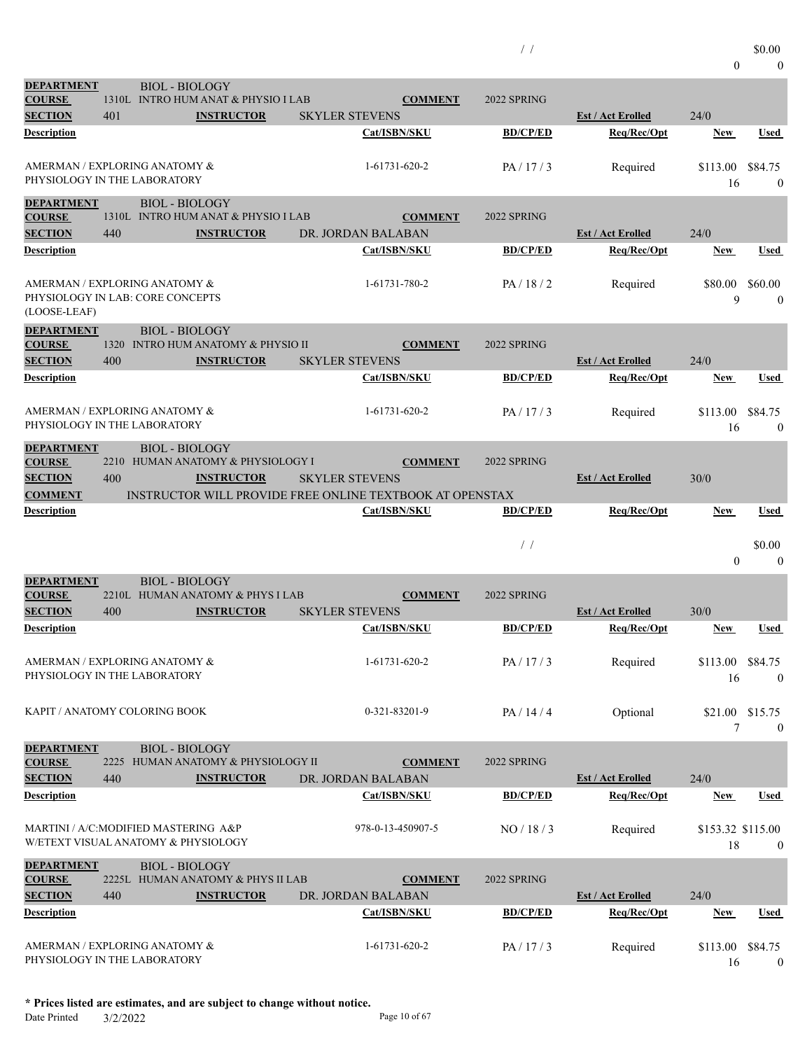| | | | / / | | | $0.00 |
|---|---|---|---|---|---|---|
| | | | | | 0 | 0 |

**DEPARTMENT** BIOL - BIOLOGY
**COURSE** 1310L INTRO HUM ANAT & PHYSIO I LAB **COMMENT** 2022 SPRING
**SECTION** 401 **INSTRUCTOR** SKYLER STEVENS **Est / Act Enrolled** 24/0

| Description | Cat/ISBN/SKU | BD/CP/ED | Req/Rec/Opt | New | Used |
|---|---|---|---|---|---|
| AMERMAN / EXPLORING ANATOMY & PHYSIOLOGY IN THE LABORATORY | 1-61731-620-2 | PA / 17 / 3 | Required | $113.00<br>16 | $84.75<br>0 |

**DEPARTMENT** BIOL - BIOLOGY
**COURSE** 1310L INTRO HUM ANAT & PHYSIO I LAB **COMMENT** 2022 SPRING
**SECTION** 440 **INSTRUCTOR** DR. JORDAN BALABAN **Est / Act Enrolled** 24/0

| Description | Cat/ISBN/SKU | BD/CP/ED | Req/Rec/Opt | New | Used |
|---|---|---|---|---|---|
| AMERMAN / EXPLORING ANATOMY & PHYSIOLOGY IN LAB: CORE CONCEPTS (LOOSE-LEAF) | 1-61731-780-2 | PA / 18 / 2 | Required | $80.00<br>9 | $60.00<br>0 |

**DEPARTMENT** BIOL - BIOLOGY
**COURSE** 1320 INTRO HUM ANATOMY & PHYSIO II **COMMENT** 2022 SPRING
**SECTION** 400 **INSTRUCTOR** SKYLER STEVENS **Est / Act Enrolled** 24/0

| Description | Cat/ISBN/SKU | BD/CP/ED | Req/Rec/Opt | New | Used |
|---|---|---|---|---|---|
| AMERMAN / EXPLORING ANATOMY & PHYSIOLOGY IN THE LABORATORY | 1-61731-620-2 | PA / 17 / 3 | Required | $113.00<br>16 | $84.75<br>0 |

**DEPARTMENT** BIOL - BIOLOGY
**COURSE** 2210 HUMAN ANATOMY & PHYSIOLOGY I **COMMENT** 2022 SPRING
**SECTION** 400 **INSTRUCTOR** SKYLER STEVENS **Est / Act Enrolled** 30/0
**COMMENT** INSTRUCTOR WILL PROVIDE FREE ONLINE TEXTBOOK AT OPENSTAX

| Description | Cat/ISBN/SKU | BD/CP/ED | Req/Rec/Opt | New | Used |
|---|---|---|---|---|---|
| | | / / | | 0 | $0.00<br>0 |

**DEPARTMENT** BIOL - BIOLOGY
**COURSE** 2210L HUMAN ANATOMY & PHYS I LAB **COMMENT** 2022 SPRING
**SECTION** 400 **INSTRUCTOR** SKYLER STEVENS **Est / Act Enrolled** 30/0

| Description | Cat/ISBN/SKU | BD/CP/ED | Req/Rec/Opt | New | Used |
|---|---|---|---|---|---|
| AMERMAN / EXPLORING ANATOMY & PHYSIOLOGY IN THE LABORATORY | 1-61731-620-2 | PA / 17 / 3 | Required | $113.00<br>16 | $84.75<br>0 |
| KAPIT / ANATOMY COLORING BOOK | 0-321-83201-9 | PA / 14 / 4 | Optional | $21.00<br>7 | $15.75<br>0 |

**DEPARTMENT** BIOL - BIOLOGY
**COURSE** 2225 HUMAN ANATOMY & PHYSIOLOGY II **COMMENT** 2022 SPRING
**SECTION** 440 **INSTRUCTOR** DR. JORDAN BALABAN **Est / Act Enrolled** 24/0

| Description | Cat/ISBN/SKU | BD/CP/ED | Req/Rec/Opt | New | Used |
|---|---|---|---|---|---|
| MARTINI / A/C:MODIFIED MASTERING A&P W/ETEXT VISUAL ANATOMY & PHYSIOLOGY | 978-0-13-450907-5 | NO / 18 / 3 | Required | $153.32<br>18 | $115.00<br>0 |

**DEPARTMENT** BIOL - BIOLOGY
**COURSE** 2225L HUMAN ANATOMY & PHYS II LAB **COMMENT** 2022 SPRING
**SECTION** 440 **INSTRUCTOR** DR. JORDAN BALABAN **Est / Act Enrolled** 24/0

| Description | Cat/ISBN/SKU | BD/CP/ED | Req/Rec/Opt | New | Used |
|---|---|---|---|---|---|
| AMERMAN / EXPLORING ANATOMY & PHYSIOLOGY IN THE LABORATORY | 1-61731-620-2 | PA / 17 / 3 | Required | $113.00<br>16 | $84.75<br>0 |

**\* Prices listed are estimates, and are subject to change without notice.**
Date Printed 3/2/2022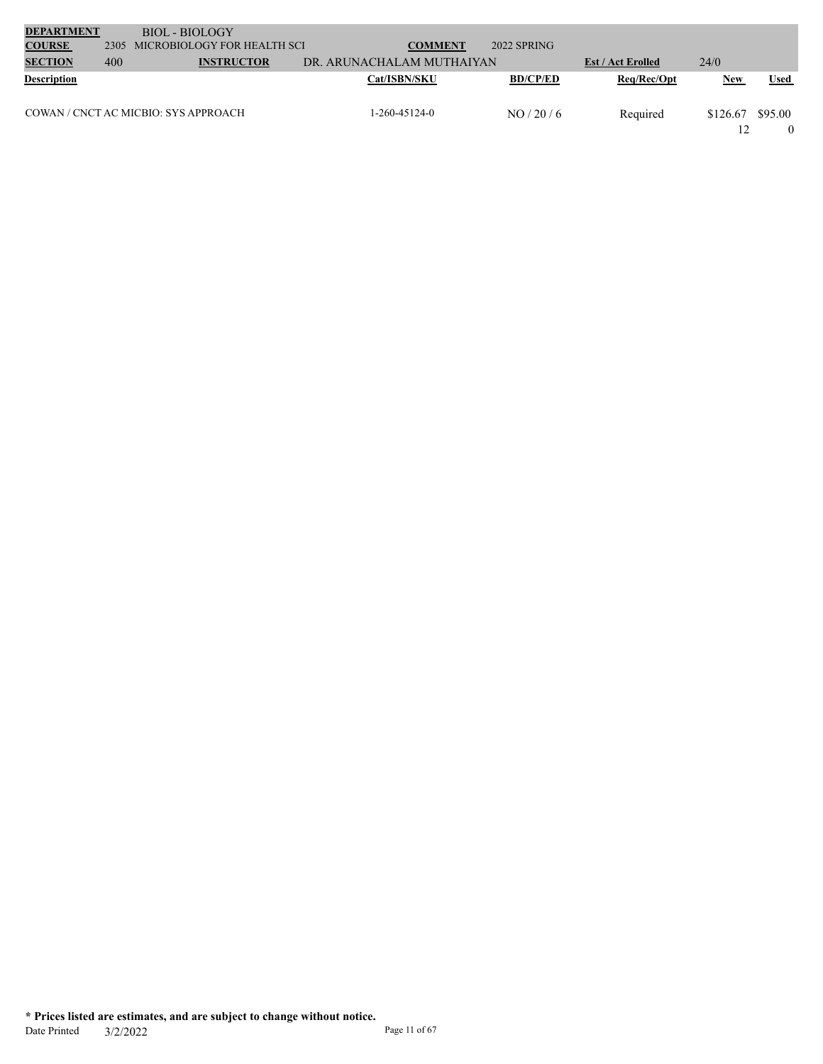| **DEPARTMENT** | | BIOL - BIOLOGY | | | | | |
|---|---|---|---|---|---|---|---|
| **COURSE** | 2305 | MICROBIOLOGY FOR HEALTH SCI | **COMMENT** | 2022 SPRING | | | |
| **SECTION** | 400 | **INSTRUCTOR** | DR. ARUNACHALAM MUTHAIYAN | | **Est / Act Erolled** | 24/0 | |

| **Description** | **Cat/ISBN/SKU** | **BD/CP/ED** | **Req/Rec/Opt** | **New** | **Used** |
|---|---|---|---|---|---|
| COWAN / CNCT AC MICBIO: SYS APPROACH | 1-260-45124-0 | NO / 20 / 6 | Required | $126.67<br>12 | $95.00<br>0 |

**\* Prices listed are estimates, and are subject to change without notice.**

Date Printed 3/2/2022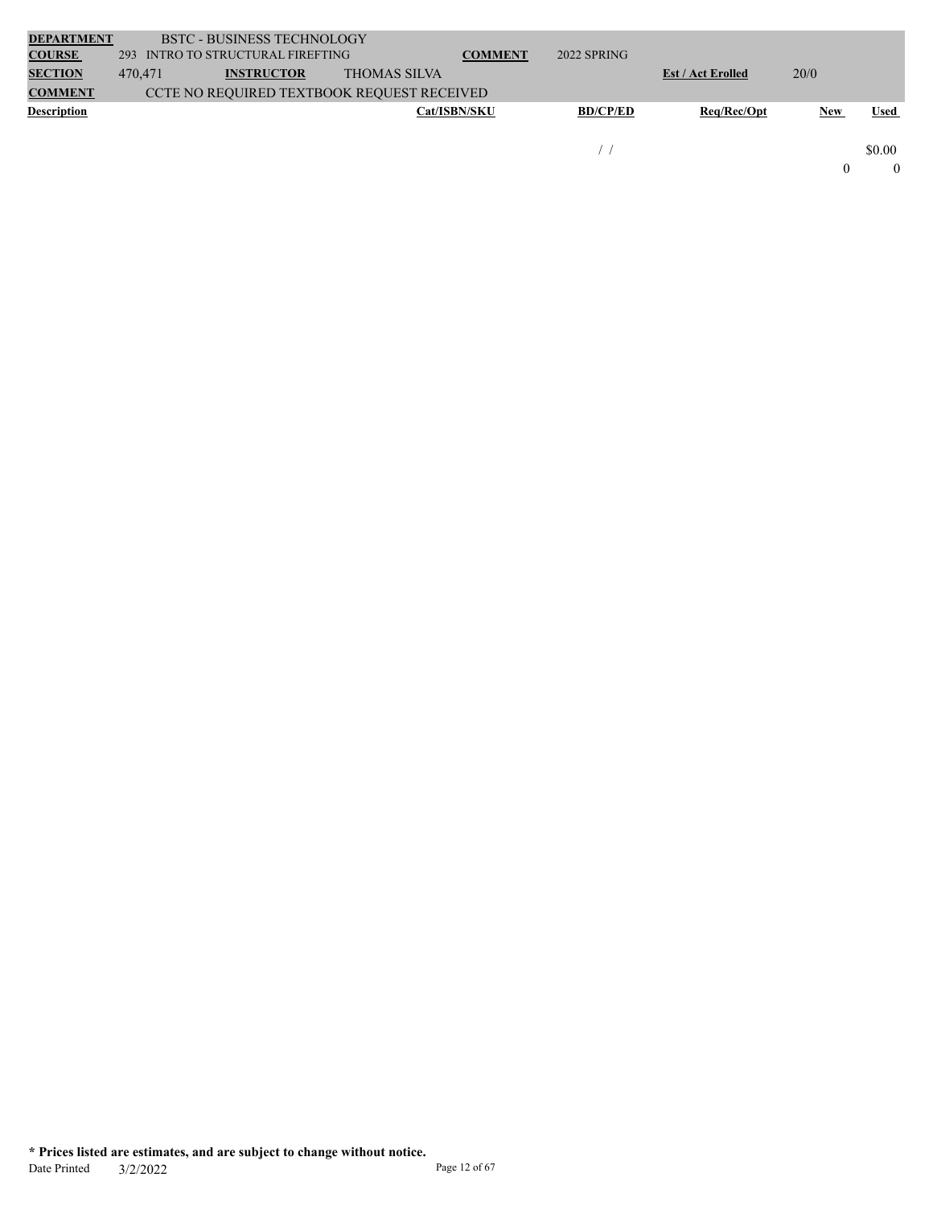| DEPARTMENT | BSTC - BUSINESS TECHNOLOGY | | | | | |
|---|---|---|---|---|---|---|
| COURSE | 293 INTRO TO STRUCTURAL FIREFTING | | COMMENT | 2022 SPRING | | |
| SECTION | 470,471 | INSTRUCTOR | THOMAS SILVA | | Est / Act Erolled | 20/0 |
| COMMENT | CCTE NO REQUIRED TEXTBOOK REQUEST RECEIVED | | | | | |

| Description | Cat/ISBN/SKU | BD/CP/ED | Req/Rec/Opt | New | Used |
|---|---|---|---|---|---|
| | | / / | | | $0.00 |
| | | | | 0 | 0 |

**\* Prices listed are estimates, and are subject to change without notice.**

Date Printed 3/2/2022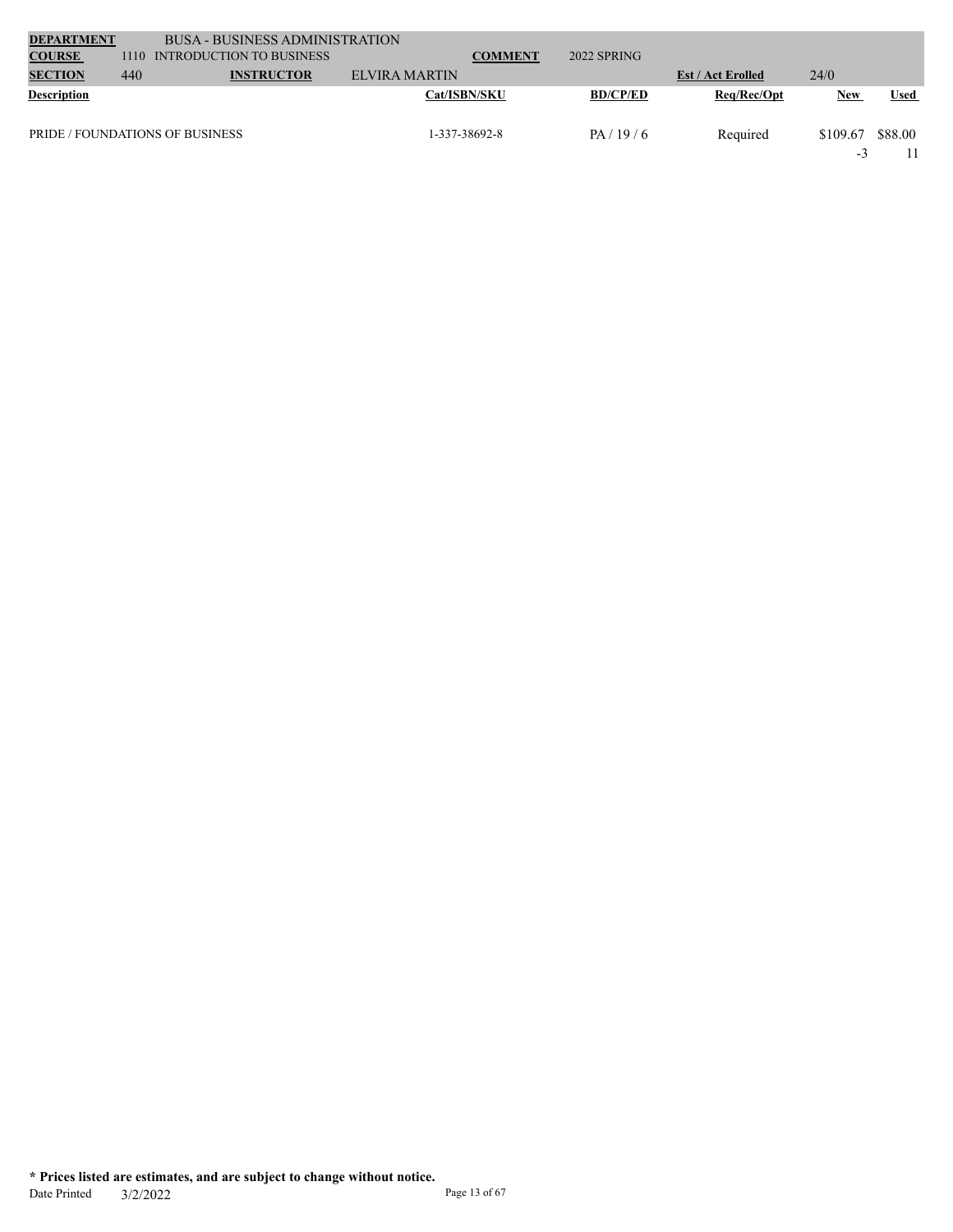| **DEPARTMENT** | BUSA - BUSINESS ADMINISTRATION | | | | | |
|---|---|---|---|---|---|---|
| **COURSE** | 1110 INTRODUCTION TO BUSINESS | | **COMMENT** | 2022 SPRING | | |
| **SECTION** | 440 | **INSTRUCTOR** | ELVIRA MARTIN | | **Est / Act Erolled** | 24/0 |

| **Description** | **Cat/ISBN/SKU** | **BD/CP/ED** | **Req/Rec/Opt** | **New** | **Used** |
|---|---|---|---|---|---|
| PRIDE / FOUNDATIONS OF BUSINESS | 1-337-38692-8 | PA / 19 / 6 | Required | $109.67 | $88.00 |
| | | | | -3 | 11 |

**\* Prices listed are estimates, and are subject to change without notice.**

Date Printed 3/2/2022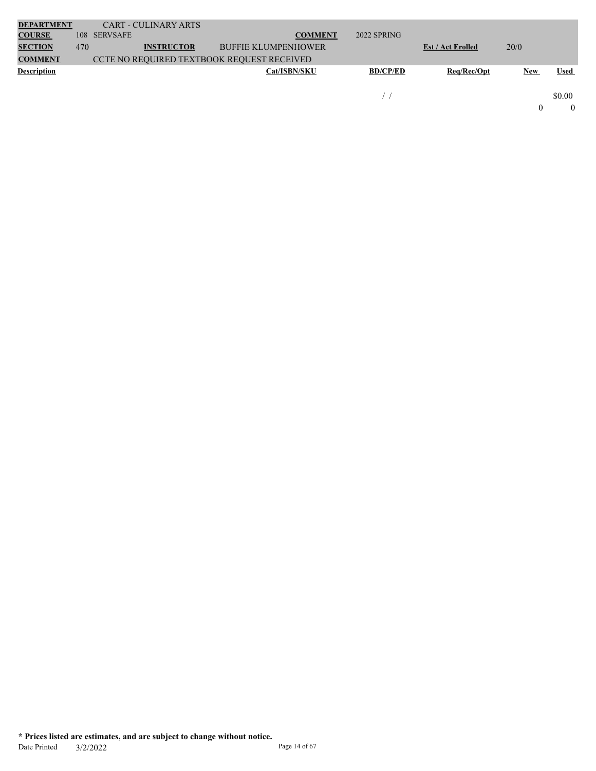| DEPARTMENT | CART - CULINARY ARTS | | | | |
|---|---|---|---|---|---|
| COURSE | 108 SERVSAFE | COMMENT | 2022 SPRING | | |
| SECTION | 470 | INSTRUCTOR | BUFFIE KLUMPENHOWER | Est / Act Erolled | 20/0 |
| COMMENT | CCTE NO REQUIRED TEXTBOOK REQUEST RECEIVED | | | | |

| Description | Cat/ISBN/SKU | BD/CP/ED | Req/Rec/Opt | New | Used |
|---|---|---|---|---|---|
| | | / / | | | $0.00 |
| | | | | 0 | 0 |

**\* Prices listed are estimates, and are subject to change without notice.**

Date Printed 3/2/2022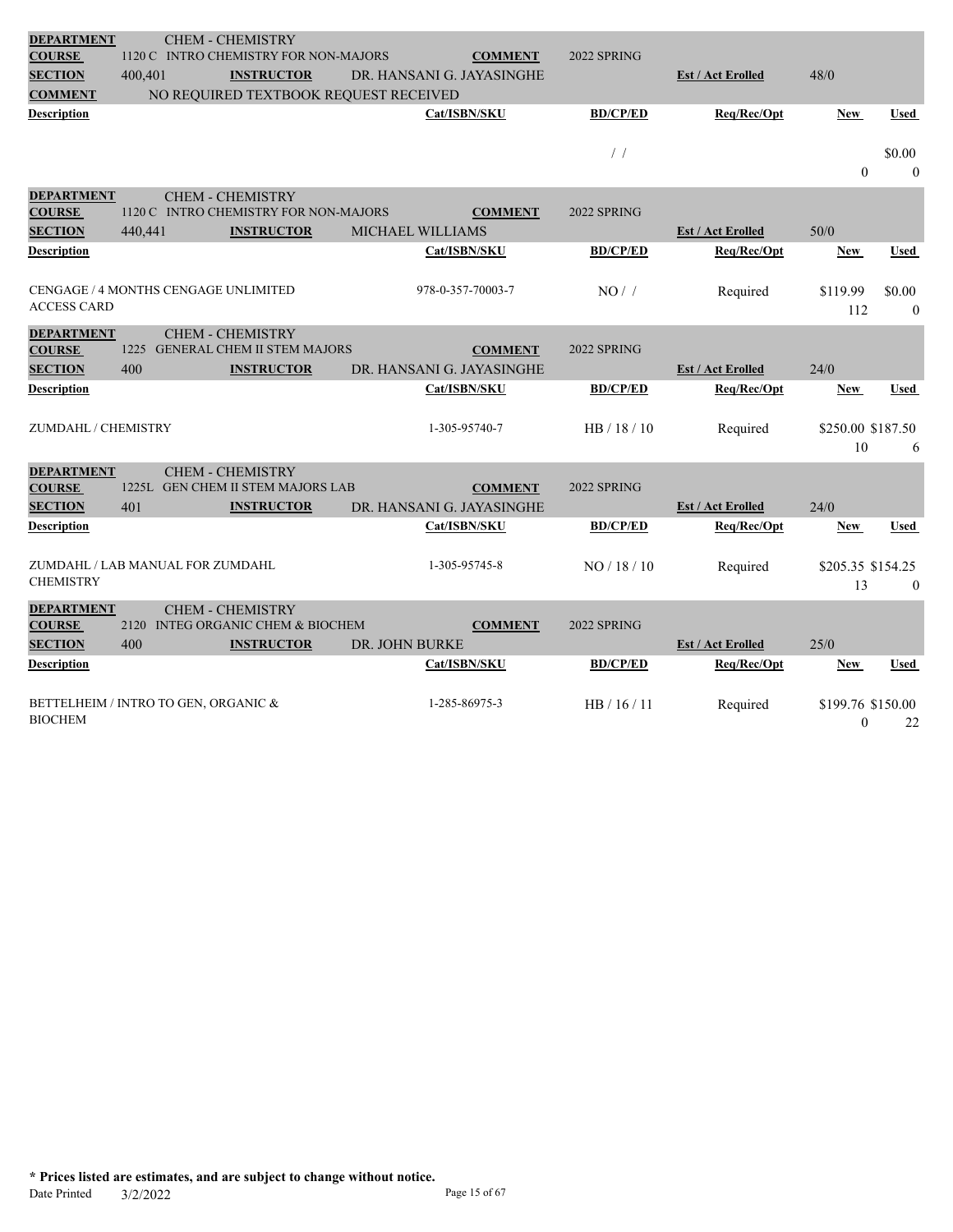**DEPARTMENT** CHEM - CHEMISTRY
**COURSE** 1120 C INTRO CHEMISTRY FOR NON-MAJORS **COMMENT** 2022 SPRING
**SECTION** 400,401 **INSTRUCTOR** DR. HANSANI G. JAYASINGHE **Est / Act Erolled** 48/0
**COMMENT** NO REQUIRED TEXTBOOK REQUEST RECEIVED

| Description | Cat/ISBN/SKU | BD/CP/ED | Req/Rec/Opt | New | Used |
|---|---|---|---|---|---|
| | | / / | | | $0.00 |
| | | | | 0 | 0 |

**DEPARTMENT** CHEM - CHEMISTRY
**COURSE** 1120 C INTRO CHEMISTRY FOR NON-MAJORS **COMMENT** 2022 SPRING
**SECTION** 440,441 **INSTRUCTOR** MICHAEL WILLIAMS **Est / Act Erolled** 50/0

| Description | Cat/ISBN/SKU | BD/CP/ED | Req/Rec/Opt | New | Used |
|---|---|---|---|---|---|
| CENGAGE / 4 MONTHS CENGAGE UNLIMITED ACCESS CARD | 978-0-357-70003-7 | NO / / | Required | $119.99 | $0.00 |
| | | | | 112 | 0 |

**DEPARTMENT** CHEM - CHEMISTRY
**COURSE** 1225 GENERAL CHEM II STEM MAJORS **COMMENT** 2022 SPRING
**SECTION** 400 **INSTRUCTOR** DR. HANSANI G. JAYASINGHE **Est / Act Erolled** 24/0

| Description | Cat/ISBN/SKU | BD/CP/ED | Req/Rec/Opt | New | Used |
|---|---|---|---|---|---|
| ZUMDAHL / CHEMISTRY | 1-305-95740-7 | HB / 18 / 10 | Required | $250.00 | $187.50 |
| | | | | 10 | 6 |

**DEPARTMENT** CHEM - CHEMISTRY
**COURSE** 1225L GEN CHEM II STEM MAJORS LAB **COMMENT** 2022 SPRING
**SECTION** 401 **INSTRUCTOR** DR. HANSANI G. JAYASINGHE **Est / Act Erolled** 24/0

| Description | Cat/ISBN/SKU | BD/CP/ED | Req/Rec/Opt | New | Used |
|---|---|---|---|---|---|
| ZUMDAHL / LAB MANUAL FOR ZUMDAHL CHEMISTRY | 1-305-95745-8 | NO / 18 / 10 | Required | $205.35 | $154.25 |
| | | | | 13 | 0 |

**DEPARTMENT** CHEM - CHEMISTRY
**COURSE** 2120 INTEG ORGANIC CHEM & BIOCHEM **COMMENT** 2022 SPRING
**SECTION** 400 **INSTRUCTOR** DR. JOHN BURKE **Est / Act Erolled** 25/0

| Description | Cat/ISBN/SKU | BD/CP/ED | Req/Rec/Opt | New | Used |
|---|---|---|---|---|---|
| BETTELHEIM / INTRO TO GEN, ORGANIC & BIOCHEM | 1-285-86975-3 | HB / 16 / 11 | Required | $199.76 | $150.00 |
| | | | | 0 | 22 |

**\* Prices listed are estimates, and are subject to change without notice.**
Date Printed 3/2/2022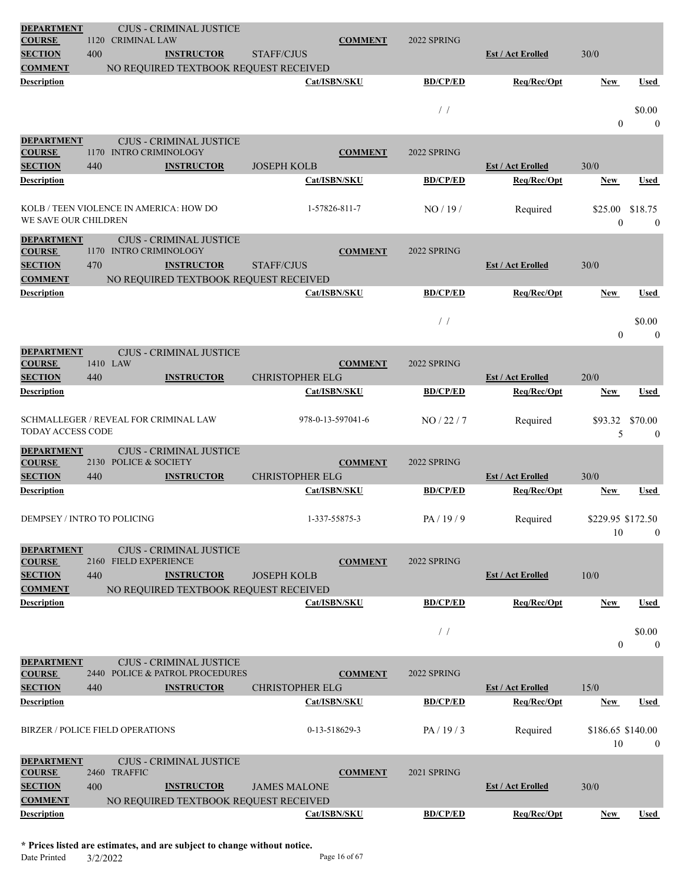| | | | | | | | | |
|---|---|---|---|---|---|---|---|---|
| **DEPARTMENT** | CJUS - CRIMINAL JUSTICE | | | | | | | |
| **COURSE** | 1120 CRIMINAL LAW | | | **COMMENT** | 2022 SPRING | | | |
| **SECTION** | 400 | **INSTRUCTOR** | STAFF/CJUS | | | **Est / Act Erolled** | 30/0 | |
| **COMMENT** | NO REQUIRED TEXTBOOK REQUEST RECEIVED | | | | | | | |
| **Description** | | | | **Cat/ISBN/SKU** | **BD/CP/ED** | **Req/Rec/Opt** | **New** | **Used** |
| | | | | | / / | | 0 | \$0.00 0 |

| | | | | | | | | |
|---|---|---|---|---|---|---|---|---|
| **DEPARTMENT** | CJUS - CRIMINAL JUSTICE | | | | | | | |
| **COURSE** | 1170 INTRO CRIMINOLOGY | | | **COMMENT** | 2022 SPRING | | | |
| **SECTION** | 440 | **INSTRUCTOR** | JOSEPH KOLB | | | **Est / Act Erolled** | 30/0 | |
| **Description** | | | | **Cat/ISBN/SKU** | **BD/CP/ED** | **Req/Rec/Opt** | **New** | **Used** |
| KOLB / TEEN VIOLENCE IN AMERICA: HOW DO WE SAVE OUR CHILDREN | | | | 1-57826-811-7 | NO / 19 / | Required | \$25.00 0 | \$18.75 0 |

| | | | | | | | | |
|---|---|---|---|---|---|---|---|---|
| **DEPARTMENT** | CJUS - CRIMINAL JUSTICE | | | | | | | |
| **COURSE** | 1170 INTRO CRIMINOLOGY | | | **COMMENT** | 2022 SPRING | | | |
| **SECTION** | 470 | **INSTRUCTOR** | STAFF/CJUS | | | **Est / Act Erolled** | 30/0 | |
| **COMMENT** | NO REQUIRED TEXTBOOK REQUEST RECEIVED | | | | | | | |
| **Description** | | | | **Cat/ISBN/SKU** | **BD/CP/ED** | **Req/Rec/Opt** | **New** | **Used** |
| | | | | | / / | | 0 | \$0.00 0 |

| | | | | | | | | |
|---|---|---|---|---|---|---|---|---|
| **DEPARTMENT** | CJUS - CRIMINAL JUSTICE | | | | | | | |
| **COURSE** | 1410 LAW | | | **COMMENT** | 2022 SPRING | | | |
| **SECTION** | 440 | **INSTRUCTOR** | CHRISTOPHER ELG | | | **Est / Act Erolled** | 20/0 | |
| **Description** | | | | **Cat/ISBN/SKU** | **BD/CP/ED** | **Req/Rec/Opt** | **New** | **Used** |
| SCHMALLEGER / REVEAL FOR CRIMINAL LAW TODAY ACCESS CODE | | | | 978-0-13-597041-6 | NO / 22 / 7 | Required | \$93.32 5 | \$70.00 0 |

| | | | | | | | | |
|---|---|---|---|---|---|---|---|---|
| **DEPARTMENT** | CJUS - CRIMINAL JUSTICE | | | | | | | |
| **COURSE** | 2130 POLICE & SOCIETY | | | **COMMENT** | 2022 SPRING | | | |
| **SECTION** | 440 | **INSTRUCTOR** | CHRISTOPHER ELG | | | **Est / Act Erolled** | 30/0 | |
| **Description** | | | | **Cat/ISBN/SKU** | **BD/CP/ED** | **Req/Rec/Opt** | **New** | **Used** |
| DEMPSEY / INTRO TO POLICING | | | | 1-337-55875-3 | PA / 19 / 9 | Required | \$229.95 10 | \$172.50 0 |

| | | | | | | | | |
|---|---|---|---|---|---|---|---|---|
| **DEPARTMENT** | CJUS - CRIMINAL JUSTICE | | | | | | | |
| **COURSE** | 2160 FIELD EXPERIENCE | | | **COMMENT** | 2022 SPRING | | | |
| **SECTION** | 440 | **INSTRUCTOR** | JOSEPH KOLB | | | **Est / Act Erolled** | 10/0 | |
| **COMMENT** | NO REQUIRED TEXTBOOK REQUEST RECEIVED | | | | | | | |
| **Description** | | | | **Cat/ISBN/SKU** | **BD/CP/ED** | **Req/Rec/Opt** | **New** | **Used** |
| | | | | | / / | | 0 | \$0.00 0 |

| | | | | | | | | |
|---|---|---|---|---|---|---|---|---|
| **DEPARTMENT** | CJUS - CRIMINAL JUSTICE | | | | | | | |
| **COURSE** | 2440 POLICE & PATROL PROCEDURES | | | **COMMENT** | 2022 SPRING | | | |
| **SECTION** | 440 | **INSTRUCTOR** | CHRISTOPHER ELG | | | **Est / Act Erolled** | 15/0 | |
| **Description** | | | | **Cat/ISBN/SKU** | **BD/CP/ED** | **Req/Rec/Opt** | **New** | **Used** |
| BIRZER / POLICE FIELD OPERATIONS | | | | 0-13-518629-3 | PA / 19 / 3 | Required | \$186.65 10 | \$140.00 0 |

| | | | | | | | | |
|---|---|---|---|---|---|---|---|---|
| **DEPARTMENT** | CJUS - CRIMINAL JUSTICE | | | | | | | |
| **COURSE** | 2460 TRAFFIC | | | **COMMENT** | 2021 SPRING | | | |
| **SECTION** | 400 | **INSTRUCTOR** | JAMES MALONE | | | **Est / Act Erolled** | 30/0 | |
| **COMMENT** | NO REQUIRED TEXTBOOK REQUEST RECEIVED | | | | | | | |
| **Description** | | | | **Cat/ISBN/SKU** | **BD/CP/ED** | **Req/Rec/Opt** | **New** | **Used** |

**\* Prices listed are estimates, and are subject to change without notice.**

Date Printed 3/2/2022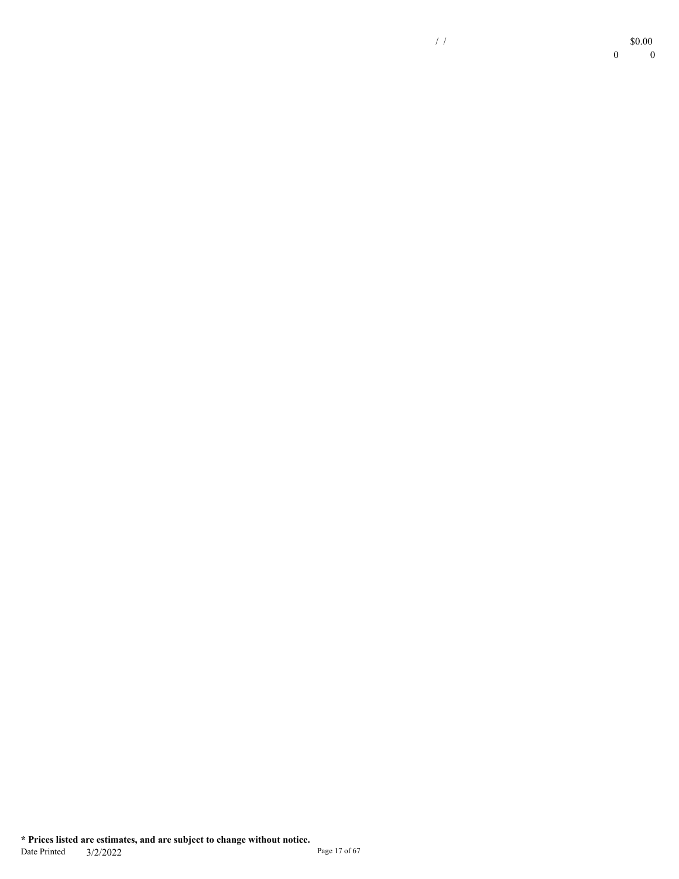/ /  $0.00

0  0

**\* Prices listed are estimates, and are subject to change without notice.**

Date Printed 3/2/2022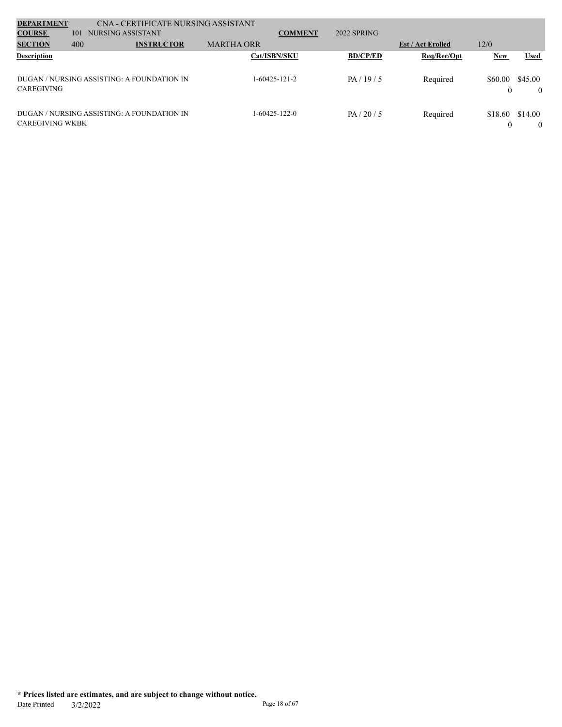| **DEPARTMENT** | CNA - CERTIFICATE NURSING ASSISTANT | | | | | |
|---|---|---|---|---|---|---|
| **COURSE** | 101 NURSING ASSISTANT | **COMMENT** | 2022 SPRING | | | |
| **SECTION** | 400 | **INSTRUCTOR** | MARTHA ORR | **Est / Act Enrolled** | 12/0 | |

| **Description** | **Cat/ISBN/SKU** | **BD/CP/ED** | **Req/Rec/Opt** | **New** | **Used** |
|---|---|---|---|---|---|
| DUGAN / NURSING ASSISTING: A FOUNDATION IN CAREGIVING | 1-60425-121-2 | PA / 19 / 5 | Required | $60.00<br>0 | $45.00<br>0 |
| DUGAN / NURSING ASSISTING: A FOUNDATION IN CAREGIVING WKBK | 1-60425-122-0 | PA / 20 / 5 | Required | $18.60<br>0 | $14.00<br>0 |

**\* Prices listed are estimates, and are subject to change without notice.**

Date Printed 3/2/2022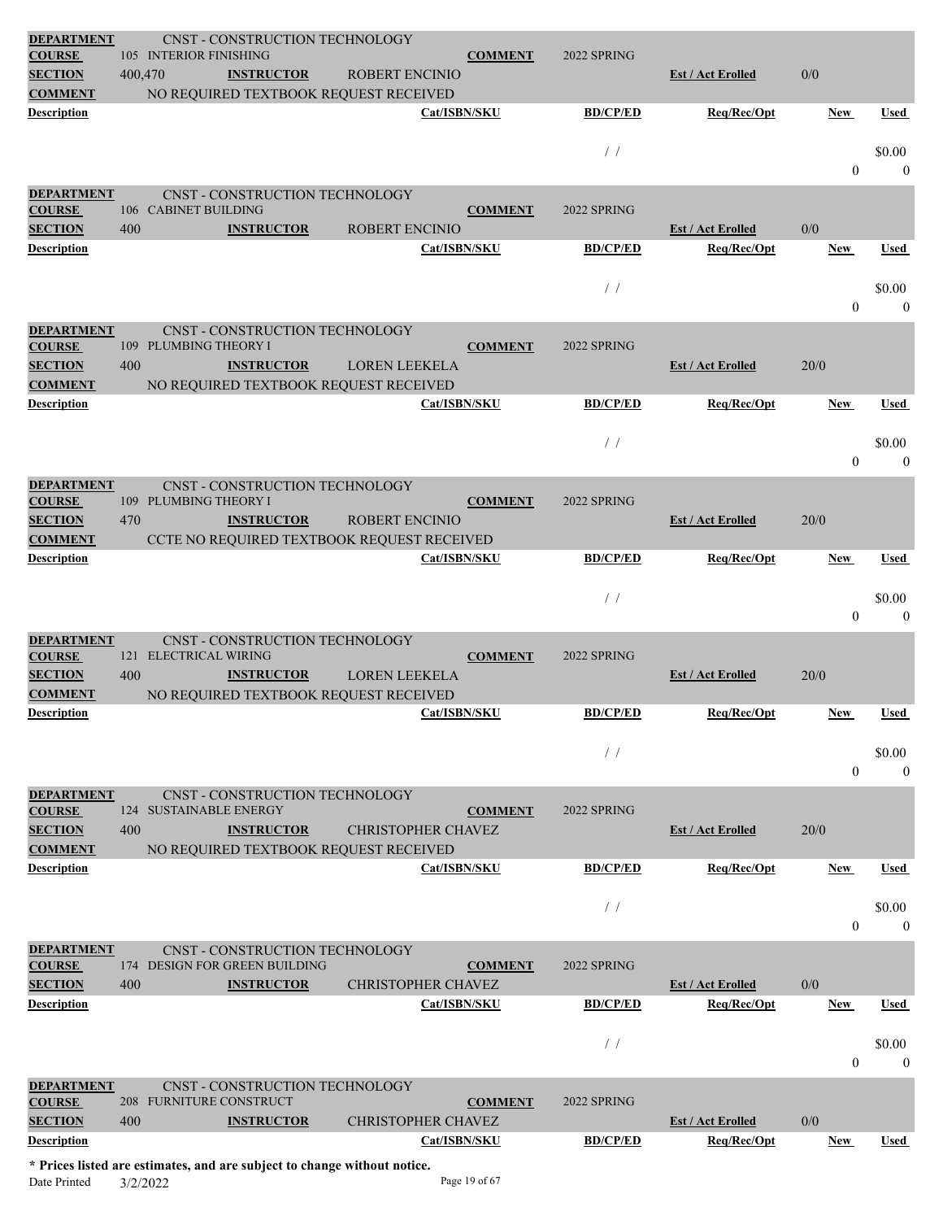| **DEPARTMENT** | CNST - CONSTRUCTION TECHNOLOGY | | | | | |
|---|---|---|---|---|---|---|
| **COURSE** | 105 INTERIOR FINISHING | **COMMENT** | 2022 SPRING | | | |
| **SECTION** | 400,470 | **INSTRUCTOR** | ROBERT ENCINIO | **Est / Act Erolled** | 0/0 | |
| **COMMENT** | NO REQUIRED TEXTBOOK REQUEST RECEIVED | | | | | |
| **Description** | **Cat/ISBN/SKU** | **BD/CP/ED** | **Req/Rec/Opt** | **New** | **Used** | |
| | | / / | | 0 | \$0.00 0 | |

| **DEPARTMENT** | CNST - CONSTRUCTION TECHNOLOGY | | | | | |
|---|---|---|---|---|---|---|
| **COURSE** | 106 CABINET BUILDING | **COMMENT** | 2022 SPRING | | | |
| **SECTION** | 400 | **INSTRUCTOR** | ROBERT ENCINIO | **Est / Act Erolled** | 0/0 | |
| **Description** | **Cat/ISBN/SKU** | **BD/CP/ED** | **Req/Rec/Opt** | **New** | **Used** | |
| | | / / | | 0 | \$0.00 0 | |

| **DEPARTMENT** | CNST - CONSTRUCTION TECHNOLOGY | | | | | |
|---|---|---|---|---|---|---|
| **COURSE** | 109 PLUMBING THEORY I | **COMMENT** | 2022 SPRING | | | |
| **SECTION** | 400 | **INSTRUCTOR** | LOREN LEEKELA | **Est / Act Erolled** | 20/0 | |
| **COMMENT** | NO REQUIRED TEXTBOOK REQUEST RECEIVED | | | | | |
| **Description** | **Cat/ISBN/SKU** | **BD/CP/ED** | **Req/Rec/Opt** | **New** | **Used** | |
| | | / / | | 0 | \$0.00 0 | |

| **DEPARTMENT** | CNST - CONSTRUCTION TECHNOLOGY | | | | | |
|---|---|---|---|---|---|---|
| **COURSE** | 109 PLUMBING THEORY I | **COMMENT** | 2022 SPRING | | | |
| **SECTION** | 470 | **INSTRUCTOR** | ROBERT ENCINIO | **Est / Act Erolled** | 20/0 | |
| **COMMENT** | CCTE NO REQUIRED TEXTBOOK REQUEST RECEIVED | | | | | |
| **Description** | **Cat/ISBN/SKU** | **BD/CP/ED** | **Req/Rec/Opt** | **New** | **Used** | |
| | | / / | | 0 | \$0.00 0 | |

| **DEPARTMENT** | CNST - CONSTRUCTION TECHNOLOGY | | | | | |
|---|---|---|---|---|---|---|
| **COURSE** | 121 ELECTRICAL WIRING | **COMMENT** | 2022 SPRING | | | |
| **SECTION** | 400 | **INSTRUCTOR** | LOREN LEEKELA | **Est / Act Erolled** | 20/0 | |
| **COMMENT** | NO REQUIRED TEXTBOOK REQUEST RECEIVED | | | | | |
| **Description** | **Cat/ISBN/SKU** | **BD/CP/ED** | **Req/Rec/Opt** | **New** | **Used** | |
| | | / / | | 0 | \$0.00 0 | |

| **DEPARTMENT** | CNST - CONSTRUCTION TECHNOLOGY | | | | | |
|---|---|---|---|---|---|---|
| **COURSE** | 124 SUSTAINABLE ENERGY | **COMMENT** | 2022 SPRING | | | |
| **SECTION** | 400 | **INSTRUCTOR** | CHRISTOPHER CHAVEZ | **Est / Act Erolled** | 20/0 | |
| **COMMENT** | NO REQUIRED TEXTBOOK REQUEST RECEIVED | | | | | |
| **Description** | **Cat/ISBN/SKU** | **BD/CP/ED** | **Req/Rec/Opt** | **New** | **Used** | |
| | | / / | | 0 | \$0.00 0 | |

| **DEPARTMENT** | CNST - CONSTRUCTION TECHNOLOGY | | | | | |
|---|---|---|---|---|---|---|
| **COURSE** | 174 DESIGN FOR GREEN BUILDING | **COMMENT** | 2022 SPRING | | | |
| **SECTION** | 400 | **INSTRUCTOR** | CHRISTOPHER CHAVEZ | **Est / Act Erolled** | 0/0 | |
| **Description** | **Cat/ISBN/SKU** | **BD/CP/ED** | **Req/Rec/Opt** | **New** | **Used** | |
| | | / / | | 0 | \$0.00 0 | |

| **DEPARTMENT** | CNST - CONSTRUCTION TECHNOLOGY | | | | | |
|---|---|---|---|---|---|---|
| **COURSE** | 208 FURNITURE CONSTRUCT | **COMMENT** | 2022 SPRING | | | |
| **SECTION** | 400 | **INSTRUCTOR** | CHRISTOPHER CHAVEZ | **Est / Act Erolled** | 0/0 | |
| **Description** | **Cat/ISBN/SKU** | **BD/CP/ED** | **Req/Rec/Opt** | **New** | **Used** | |

**\* Prices listed are estimates, and are subject to change without notice.**

Date Printed 3/2/2022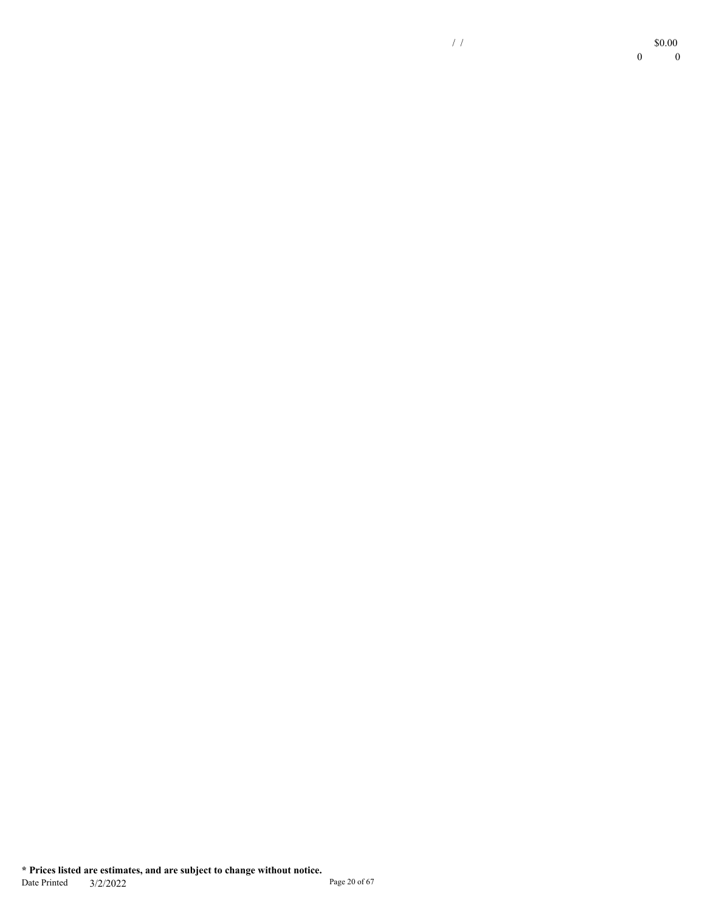/ /                                        $0.00

0          0

**\* Prices listed are estimates, and are subject to change without notice.**

Date Printed     3/2/2022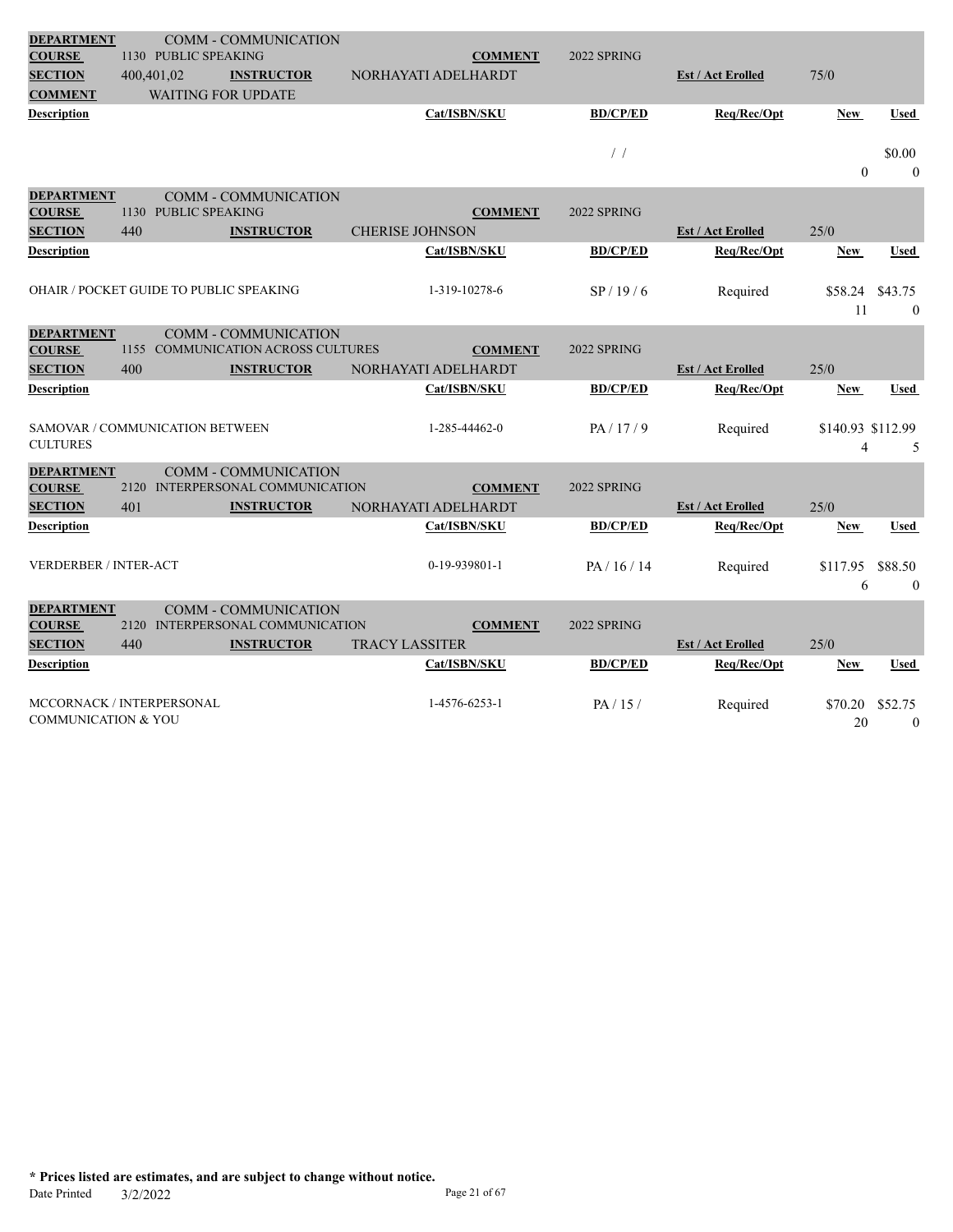| | | | | | | | |
|---|---|---|---|---|---|---|---|
| **DEPARTMENT** | COMM - COMMUNICATION | | | | | | |
| **COURSE** | 1130 PUBLIC SPEAKING | | **COMMENT** | 2022 SPRING | | | |
| **SECTION** | 400,401,02 | **INSTRUCTOR** | NORHAYATI ADELHARDT | | **Est / Act Erolled** | 75/0 | |
| **COMMENT** | WAITING FOR UPDATE | | | | | | |
| **Description** | | | **Cat/ISBN/SKU** | **BD/CP/ED** | **Req/Rec/Opt** | **New** | **Used** |
| | | | | / / | | 0 | $0.00<br>0 |

| | | | | | | | |
|---|---|---|---|---|---|---|---|
| **DEPARTMENT** | COMM - COMMUNICATION | | | | | | |
| **COURSE** | 1130 PUBLIC SPEAKING | | **COMMENT** | 2022 SPRING | | | |
| **SECTION** | 440 | **INSTRUCTOR** | CHERISE JOHNSON | | **Est / Act Erolled** | 25/0 | |
| **Description** | | | **Cat/ISBN/SKU** | **BD/CP/ED** | **Req/Rec/Opt** | **New** | **Used** |
| OHAIR / POCKET GUIDE TO PUBLIC SPEAKING | | | 1-319-10278-6 | SP / 19 / 6 | Required | $58.24<br>11 | $43.75<br>0 |

| | | | | | | | |
|---|---|---|---|---|---|---|---|
| **DEPARTMENT** | COMM - COMMUNICATION | | | | | | |
| **COURSE** | 1155 COMMUNICATION ACROSS CULTURES | | **COMMENT** | 2022 SPRING | | | |
| **SECTION** | 400 | **INSTRUCTOR** | NORHAYATI ADELHARDT | | **Est / Act Erolled** | 25/0 | |
| **Description** | | | **Cat/ISBN/SKU** | **BD/CP/ED** | **Req/Rec/Opt** | **New** | **Used** |
| SAMOVAR / COMMUNICATION BETWEEN CULTURES | | | 1-285-44462-0 | PA / 17 / 9 | Required | $140.93<br>4 | $112.99<br>5 |

| | | | | | | | |
|---|---|---|---|---|---|---|---|
| **DEPARTMENT** | COMM - COMMUNICATION | | | | | | |
| **COURSE** | 2120 INTERPERSONAL COMMUNICATION | | **COMMENT** | 2022 SPRING | | | |
| **SECTION** | 401 | **INSTRUCTOR** | NORHAYATI ADELHARDT | | **Est / Act Erolled** | 25/0 | |
| **Description** | | | **Cat/ISBN/SKU** | **BD/CP/ED** | **Req/Rec/Opt** | **New** | **Used** |
| VERDERBER / INTER-ACT | | | 0-19-939801-1 | PA / 16 / 14 | Required | $117.95<br>6 | $88.50<br>0 |

| | | | | | | | |
|---|---|---|---|---|---|---|---|
| **DEPARTMENT** | COMM - COMMUNICATION | | | | | | |
| **COURSE** | 2120 INTERPERSONAL COMMUNICATION | | **COMMENT** | 2022 SPRING | | | |
| **SECTION** | 440 | **INSTRUCTOR** | TRACY LASSITER | | **Est / Act Erolled** | 25/0 | |
| **Description** | | | **Cat/ISBN/SKU** | **BD/CP/ED** | **Req/Rec/Opt** | **New** | **Used** |
| MCCORNACK / INTERPERSONAL COMMUNICATION & YOU | | | 1-4576-6253-1 | PA / 15 / | Required | $70.20<br>20 | $52.75<br>0 |

**\* Prices listed are estimates, and are subject to change without notice.**

Date Printed 3/2/2022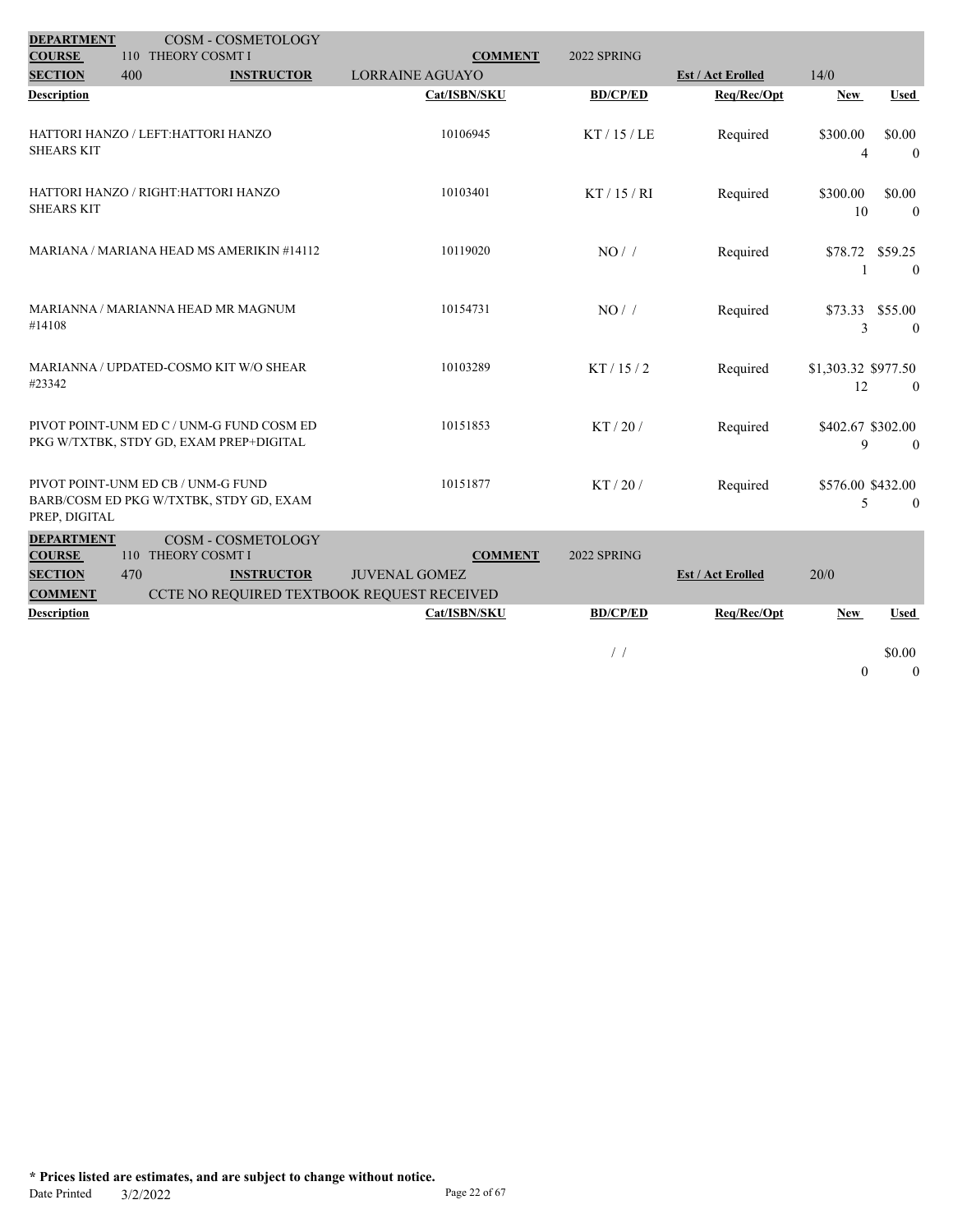| DEPARTMENT | COSM - COSMETOLOGY | | | | | |
|---|---|---|---|---|---|---|
| COURSE | 110 THEORY COSMT I | COMMENT | 2022 SPRING | | | |
| SECTION | 400 | INSTRUCTOR | LORRAINE AGUAYO | Est / Act Erolled | 14/0 | |

| Description | Cat/ISBN/SKU | BD/CP/ED | Req/Rec/Opt | New | Used |
|---|---|---|---|---|---|
| HATTORI HANZO / LEFT:HATTORI HANZO SHEARS KIT | 10106945 | KT / 15 / LE | Required | $300.00<br>4 | $0.00<br>0 |
| HATTORI HANZO / RIGHT:HATTORI HANZO SHEARS KIT | 10103401 | KT / 15 / RI | Required | $300.00<br>10 | $0.00<br>0 |
| MARIANA / MARIANA HEAD MS AMERIKIN #14112 | 10119020 | NO / / | Required | $78.72<br>1 | $59.25<br>0 |
| MARIANNA / MARIANNA HEAD MR MAGNUM #14108 | 10154731 | NO / / | Required | $73.33<br>3 | $55.00<br>0 |
| MARIANNA / UPDATED-COSMO KIT W/O SHEAR #23342 | 10103289 | KT / 15 / 2 | Required | $1,303.32<br>12 | $977.50<br>0 |
| PIVOT POINT-UNM ED C / UNM-G FUND COSM ED PKG W/TXTBK, STDY GD, EXAM PREP+DIGITAL | 10151853 | KT / 20 / | Required | $402.67<br>9 | $302.00<br>0 |
| PIVOT POINT-UNM ED CB / UNM-G FUND BARB/COSM ED PKG W/TXTBK, STDY GD, EXAM PREP, DIGITAL | 10151877 | KT / 20 / | Required | $576.00<br>5 | $432.00<br>0 |

| DEPARTMENT | COSM - COSMETOLOGY | | | | | |
|---|---|---|---|---|---|---|
| COURSE | 110 THEORY COSMT I | COMMENT | 2022 SPRING | | | |
| SECTION | 470 | INSTRUCTOR | JUVENAL GOMEZ | Est / Act Erolled | 20/0 | |
| COMMENT | CCTE NO REQUIRED TEXTBOOK REQUEST RECEIVED | | | | | |

| Description | Cat/ISBN/SKU | BD/CP/ED | Req/Rec/Opt | New | Used |
|---|---|---|---|---|---|
| | | / / | | 0 | $0.00<br>0 |

**\* Prices listed are estimates, and are subject to change without notice.**

Date Printed 3/2/2022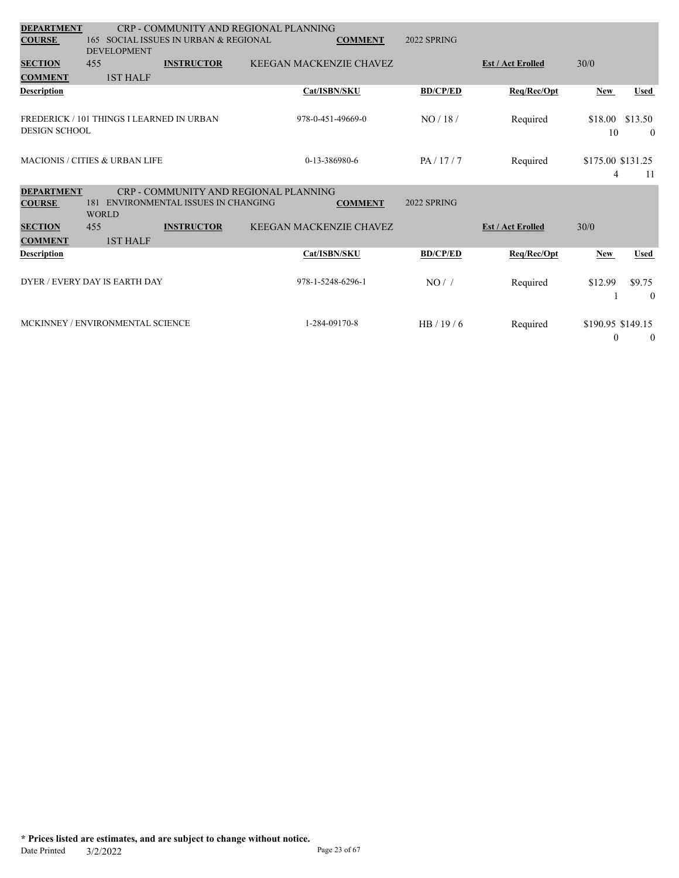| | | | | | |
|---|---|---|---|---|---|
| **DEPARTMENT** | CRP - COMMUNITY AND REGIONAL PLANNING | | | | |
| **COURSE** | 165 SOCIAL ISSUES IN URBAN & REGIONAL DEVELOPMENT | **COMMENT** | 2022 SPRING | | |
| **SECTION** | 455 | **INSTRUCTOR** | KEEGAN MACKENZIE CHAVEZ | **Est / Act Erolled** | 30/0 |
| **COMMENT** | 1ST HALF | | | | |

| Description | Cat/ISBN/SKU | BD/CP/ED | Req/Rec/Opt | New | Used |
|---|---|---|---|---|---|
| FREDERICK / 101 THINGS I LEARNED IN URBAN DESIGN SCHOOL | 978-0-451-49669-0 | NO / 18 / | Required | $18.00<br>10 | $13.50<br>0 |
| MACIONIS / CITIES & URBAN LIFE | 0-13-386980-6 | PA / 17 / 7 | Required | $175.00<br>4 | $131.25<br>11 |

| | | | | | |
|---|---|---|---|---|---|
| **DEPARTMENT** | CRP - COMMUNITY AND REGIONAL PLANNING | | | | |
| **COURSE** | 181 ENVIRONMENTAL ISSUES IN CHANGING WORLD | **COMMENT** | 2022 SPRING | | |
| **SECTION** | 455 | **INSTRUCTOR** | KEEGAN MACKENZIE CHAVEZ | **Est / Act Erolled** | 30/0 |
| **COMMENT** | 1ST HALF | | | | |

| Description | Cat/ISBN/SKU | BD/CP/ED | Req/Rec/Opt | New | Used |
|---|---|---|---|---|---|
| DYER / EVERY DAY IS EARTH DAY | 978-1-5248-6296-1 | NO / / | Required | $12.99<br>1 | $9.75<br>0 |
| MCKINNEY / ENVIRONMENTAL SCIENCE | 1-284-09170-8 | HB / 19 / 6 | Required | $190.95<br>0 | $149.15<br>0 |

**\* Prices listed are estimates, and are subject to change without notice.**

Date Printed 3/2/2022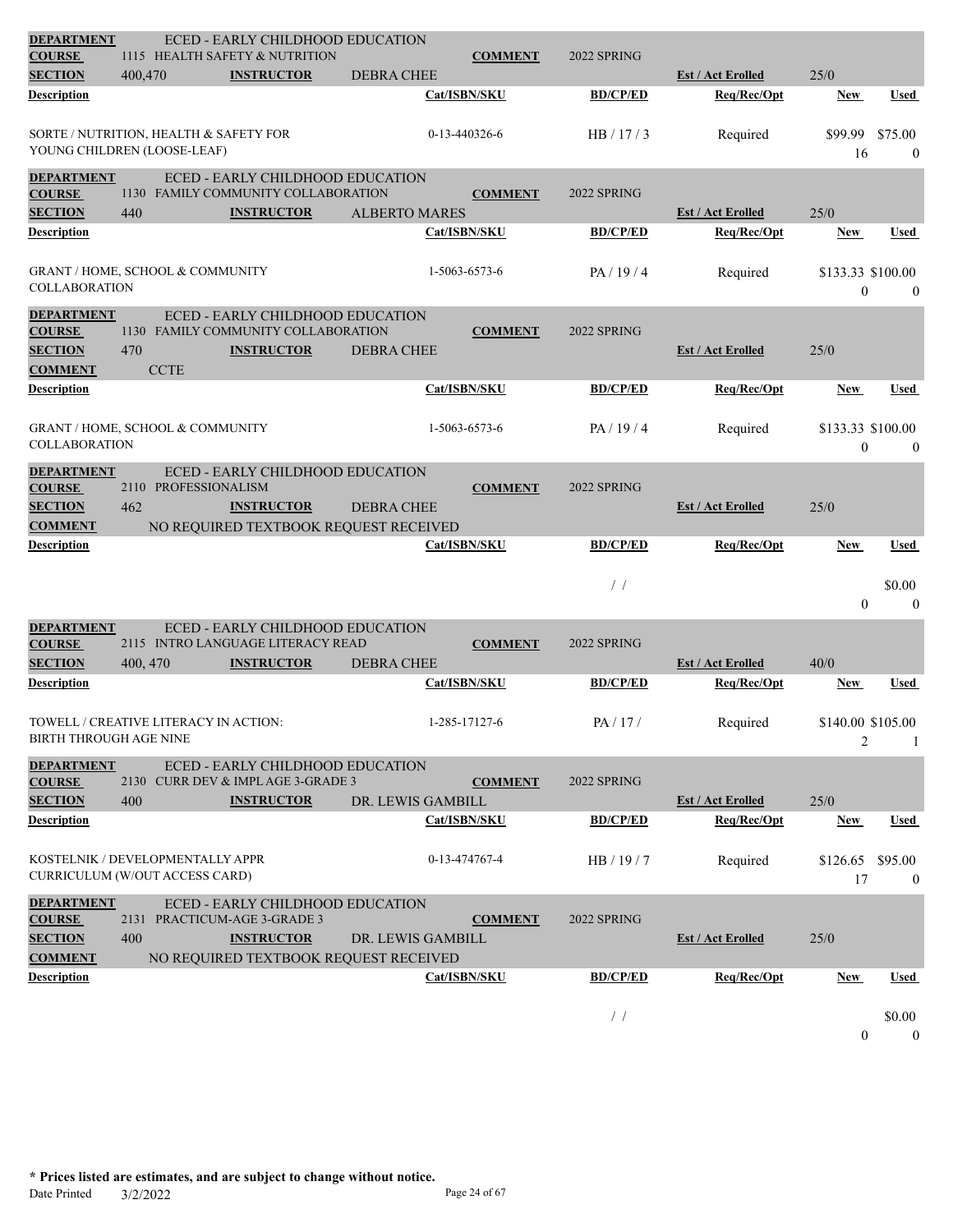| | | | | | | | | |
|---|---|---|---|---|---|---|---|---|
| **DEPARTMENT** | ECED - EARLY CHILDHOOD EDUCATION | | | | | | | |
| **COURSE** | 1115 HEALTH SAFETY & NUTRITION | | | **COMMENT** | 2022 SPRING | | | |
| **SECTION** | 400,470 | **INSTRUCTOR** | DEBRA CHEE | | | **Est / Act Enrolled** | 25/0 | |
| **Description** | | | | **Cat/ISBN/SKU** | **BD/CP/ED** | **Req/Rec/Opt** | **New** | **Used** |
| SORTE / NUTRITION, HEALTH & SAFETY FOR YOUNG CHILDREN (LOOSE-LEAF) | | | | 0-13-440326-6 | HB / 17 / 3 | Required | $99.99<br>16 | $75.00<br>0 |

| | | | | | | | | |
|---|---|---|---|---|---|---|---|---|
| **DEPARTMENT** | ECED - EARLY CHILDHOOD EDUCATION | | | | | | | |
| **COURSE** | 1130 FAMILY COMMUNITY COLLABORATION | | | **COMMENT** | 2022 SPRING | | | |
| **SECTION** | 440 | **INSTRUCTOR** | ALBERTO MARES | | | **Est / Act Enrolled** | 25/0 | |
| **Description** | | | | **Cat/ISBN/SKU** | **BD/CP/ED** | **Req/Rec/Opt** | **New** | **Used** |
| GRANT / HOME, SCHOOL & COMMUNITY COLLABORATION | | | | 1-5063-6573-6 | PA / 19 / 4 | Required | $133.33<br>0 | $100.00<br>0 |

| | | | | | | | | |
|---|---|---|---|---|---|---|---|---|
| **DEPARTMENT** | ECED - EARLY CHILDHOOD EDUCATION | | | | | | | |
| **COURSE** | 1130 FAMILY COMMUNITY COLLABORATION | | | **COMMENT** | 2022 SPRING | | | |
| **SECTION** | 470 | **INSTRUCTOR** | DEBRA CHEE | | | **Est / Act Enrolled** | 25/0 | |
| **COMMENT** | CCTE | | | | | | | |
| **Description** | | | | **Cat/ISBN/SKU** | **BD/CP/ED** | **Req/Rec/Opt** | **New** | **Used** |
| GRANT / HOME, SCHOOL & COMMUNITY COLLABORATION | | | | 1-5063-6573-6 | PA / 19 / 4 | Required | $133.33<br>0 | $100.00<br>0 |

| | | | | | | | | |
|---|---|---|---|---|---|---|---|---|
| **DEPARTMENT** | ECED - EARLY CHILDHOOD EDUCATION | | | | | | | |
| **COURSE** | 2110 PROFESSIONALISM | | | **COMMENT** | 2022 SPRING | | | |
| **SECTION** | 462 | **INSTRUCTOR** | DEBRA CHEE | | | **Est / Act Enrolled** | 25/0 | |
| **COMMENT** | NO REQUIRED TEXTBOOK REQUEST RECEIVED | | | | | | | |
| **Description** | | | | **Cat/ISBN/SKU** | **BD/CP/ED** | **Req/Rec/Opt** | **New** | **Used** |
| | | | | | / / | | 0 | $0.00<br>0 |

| | | | | | | | | |
|---|---|---|---|---|---|---|---|---|
| **DEPARTMENT** | ECED - EARLY CHILDHOOD EDUCATION | | | | | | | |
| **COURSE** | 2115 INTRO LANGUAGE LITERACY READ | | | **COMMENT** | 2022 SPRING | | | |
| **SECTION** | 400, 470 | **INSTRUCTOR** | DEBRA CHEE | | | **Est / Act Enrolled** | 40/0 | |
| **Description** | | | | **Cat/ISBN/SKU** | **BD/CP/ED** | **Req/Rec/Opt** | **New** | **Used** |
| TOWELL / CREATIVE LITERACY IN ACTION: BIRTH THROUGH AGE NINE | | | | 1-285-17127-6 | PA / 17 / | Required | $140.00<br>2 | $105.00<br>1 |

| | | | | | | | | |
|---|---|---|---|---|---|---|---|---|
| **DEPARTMENT** | ECED - EARLY CHILDHOOD EDUCATION | | | | | | | |
| **COURSE** | 2130 CURR DEV & IMPL AGE 3-GRADE 3 | | | **COMMENT** | 2022 SPRING | | | |
| **SECTION** | 400 | **INSTRUCTOR** | DR. LEWIS GAMBILL | | | **Est / Act Enrolled** | 25/0 | |
| **Description** | | | | **Cat/ISBN/SKU** | **BD/CP/ED** | **Req/Rec/Opt** | **New** | **Used** |
| KOSTELNIK / DEVELOPMENTALLY APPR CURRICULUM (W/OUT ACCESS CARD) | | | | 0-13-474767-4 | HB / 19 / 7 | Required | $126.65<br>17 | $95.00<br>0 |

| | | | | | | | | |
|---|---|---|---|---|---|---|---|---|
| **DEPARTMENT** | ECED - EARLY CHILDHOOD EDUCATION | | | | | | | |
| **COURSE** | 2131 PRACTICUM-AGE 3-GRADE 3 | | | **COMMENT** | 2022 SPRING | | | |
| **SECTION** | 400 | **INSTRUCTOR** | DR. LEWIS GAMBILL | | | **Est / Act Enrolled** | 25/0 | |
| **COMMENT** | NO REQUIRED TEXTBOOK REQUEST RECEIVED | | | | | | | |
| **Description** | | | | **Cat/ISBN/SKU** | **BD/CP/ED** | **Req/Rec/Opt** | **New** | **Used** |
| | | | | | / / | | 0 | $0.00<br>0 |

**\* Prices listed are estimates, and are subject to change without notice.**

Date Printed 3/2/2022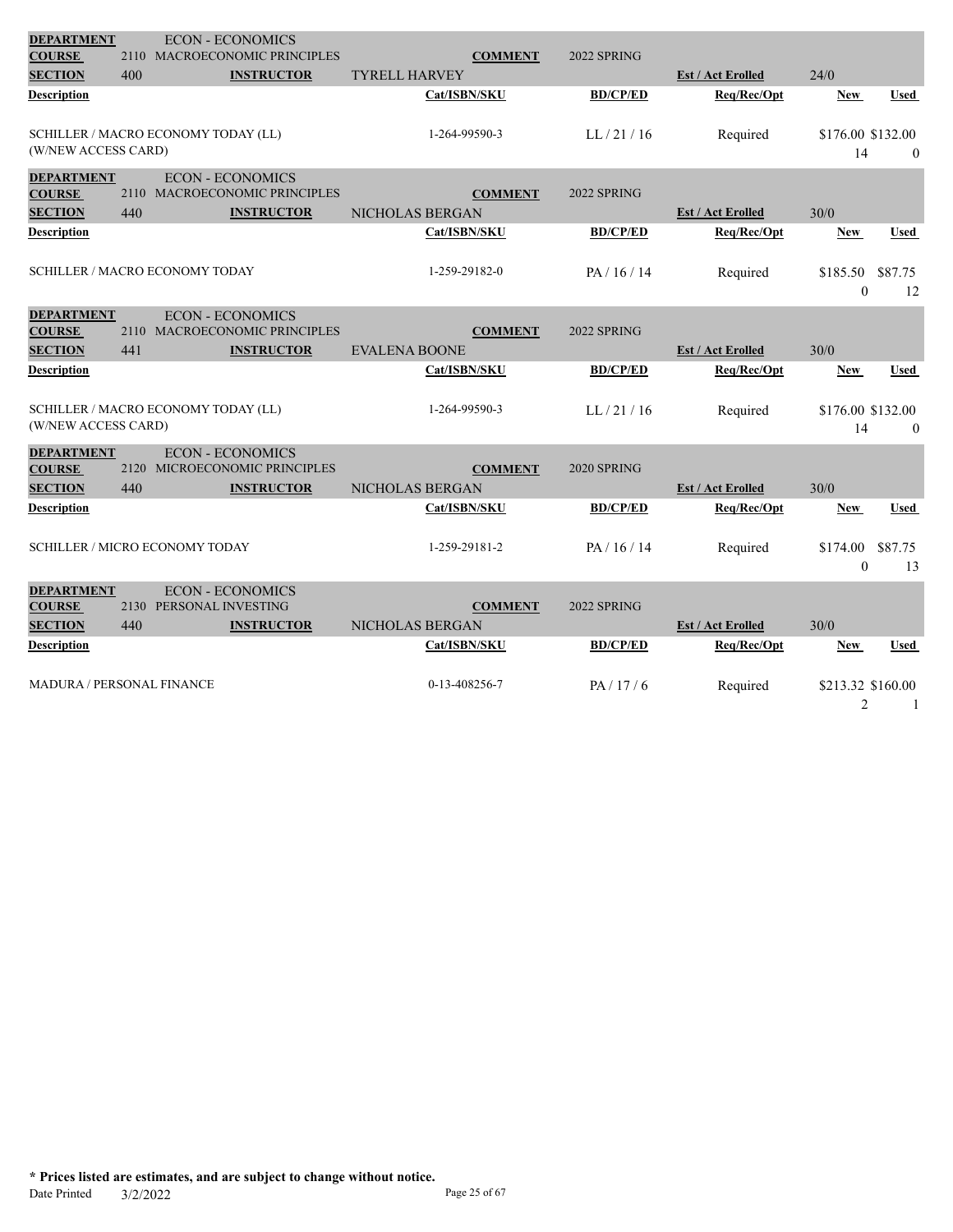| DEPARTMENT | ECON - ECONOMICS | | | | | |
|---|---|---|---|---|---|---|
| COURSE | 2110 MACROECONOMIC PRINCIPLES | | COMMENT | 2022 SPRING | | |
| SECTION | 400 | INSTRUCTOR | TYRELL HARVEY | | Est / Act Enrolled | 24/0 |
| **Description** | | | **Cat/ISBN/SKU** | **BD/CP/ED** | **Req/Rec/Opt** | **New** / **Used** |
| SCHILLER / MACRO ECONOMY TODAY (LL) (W/NEW ACCESS CARD) | | | 1-264-99590-3 | LL / 21 / 16 | Required | $176.00 $132.00<br>14 0 |

| DEPARTMENT | ECON - ECONOMICS | | | | | |
|---|---|---|---|---|---|---|
| COURSE | 2110 MACROECONOMIC PRINCIPLES | | COMMENT | 2022 SPRING | | |
| SECTION | 440 | INSTRUCTOR | NICHOLAS BERGAN | | Est / Act Enrolled | 30/0 |
| **Description** | | | **Cat/ISBN/SKU** | **BD/CP/ED** | **Req/Rec/Opt** | **New** / **Used** |
| SCHILLER / MACRO ECONOMY TODAY | | | 1-259-29182-0 | PA / 16 / 14 | Required | $185.50 $87.75<br>0 12 |

| DEPARTMENT | ECON - ECONOMICS | | | | | |
|---|---|---|---|---|---|---|
| COURSE | 2110 MACROECONOMIC PRINCIPLES | | COMMENT | 2022 SPRING | | |
| SECTION | 441 | INSTRUCTOR | EVALENA BOONE | | Est / Act Enrolled | 30/0 |
| **Description** | | | **Cat/ISBN/SKU** | **BD/CP/ED** | **Req/Rec/Opt** | **New** / **Used** |
| SCHILLER / MACRO ECONOMY TODAY (LL) (W/NEW ACCESS CARD) | | | 1-264-99590-3 | LL / 21 / 16 | Required | $176.00 $132.00<br>14 0 |

| DEPARTMENT | ECON - ECONOMICS | | | | | |
|---|---|---|---|---|---|---|
| COURSE | 2120 MICROECONOMIC PRINCIPLES | | COMMENT | 2020 SPRING | | |
| SECTION | 440 | INSTRUCTOR | NICHOLAS BERGAN | | Est / Act Enrolled | 30/0 |
| **Description** | | | **Cat/ISBN/SKU** | **BD/CP/ED** | **Req/Rec/Opt** | **New** / **Used** |
| SCHILLER / MICRO ECONOMY TODAY | | | 1-259-29181-2 | PA / 16 / 14 | Required | $174.00 $87.75<br>0 13 |

| DEPARTMENT | ECON - ECONOMICS | | | | | |
|---|---|---|---|---|---|---|
| COURSE | 2130 PERSONAL INVESTING | | COMMENT | 2022 SPRING | | |
| SECTION | 440 | INSTRUCTOR | NICHOLAS BERGAN | | Est / Act Enrolled | 30/0 |
| **Description** | | | **Cat/ISBN/SKU** | **BD/CP/ED** | **Req/Rec/Opt** | **New** / **Used** |
| MADURA / PERSONAL FINANCE | | | 0-13-408256-7 | PA / 17 / 6 | Required | $213.32 $160.00<br>2 1 |

**\* Prices listed are estimates, and are subject to change without notice.**

Date Printed 3/2/2022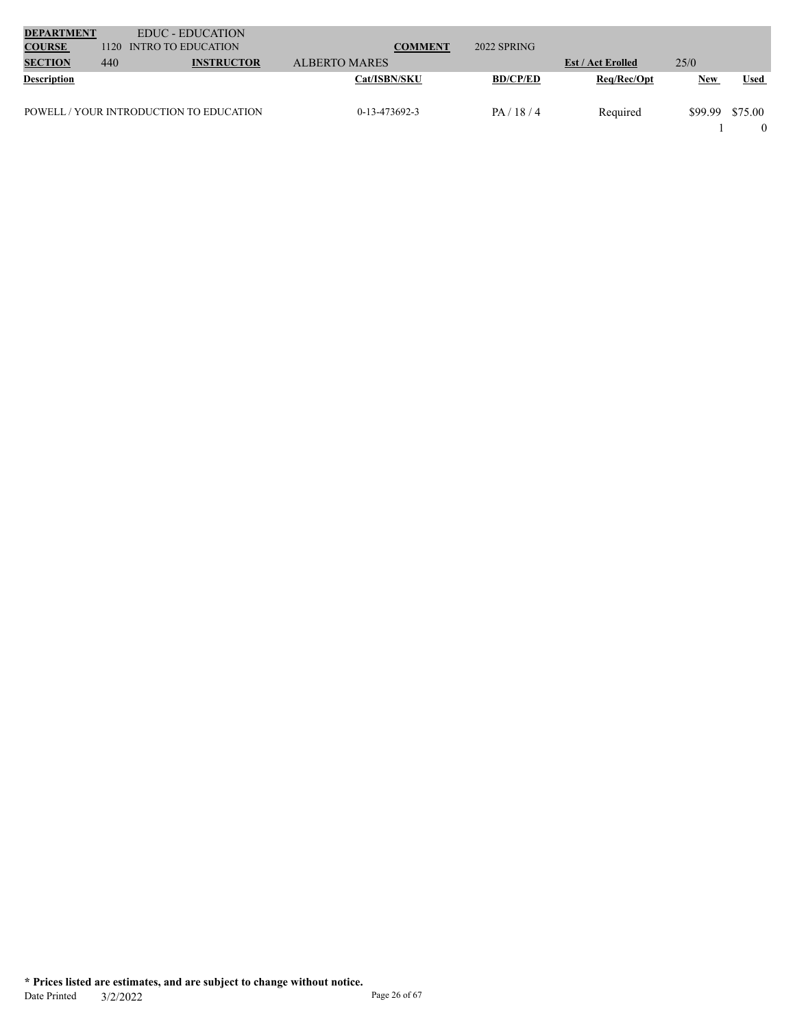| **DEPARTMENT** | | EDUC - EDUCATION | | | | | |
|---|---|---|---|---|---|---|---|
| **COURSE** | 1120 | INTRO TO EDUCATION | | **COMMENT** | 2022 SPRING | | |
| **SECTION** | 440 | **INSTRUCTOR** | ALBERTO MARES | | | **Est / Act Enrolled** | 25/0 |

| **Description** | **Cat/ISBN/SKU** | **BD/CP/ED** | **Req/Rec/Opt** | **New** | **Used** |
|---|---|---|---|---|---|
| POWELL / YOUR INTRODUCTION TO EDUCATION | 0-13-473692-3 | PA / 18 / 4 | Required | $99.99 | $75.00 |
| | | | | 1 | 0 |

**\* Prices listed are estimates, and are subject to change without notice.**

Date Printed 3/2/2022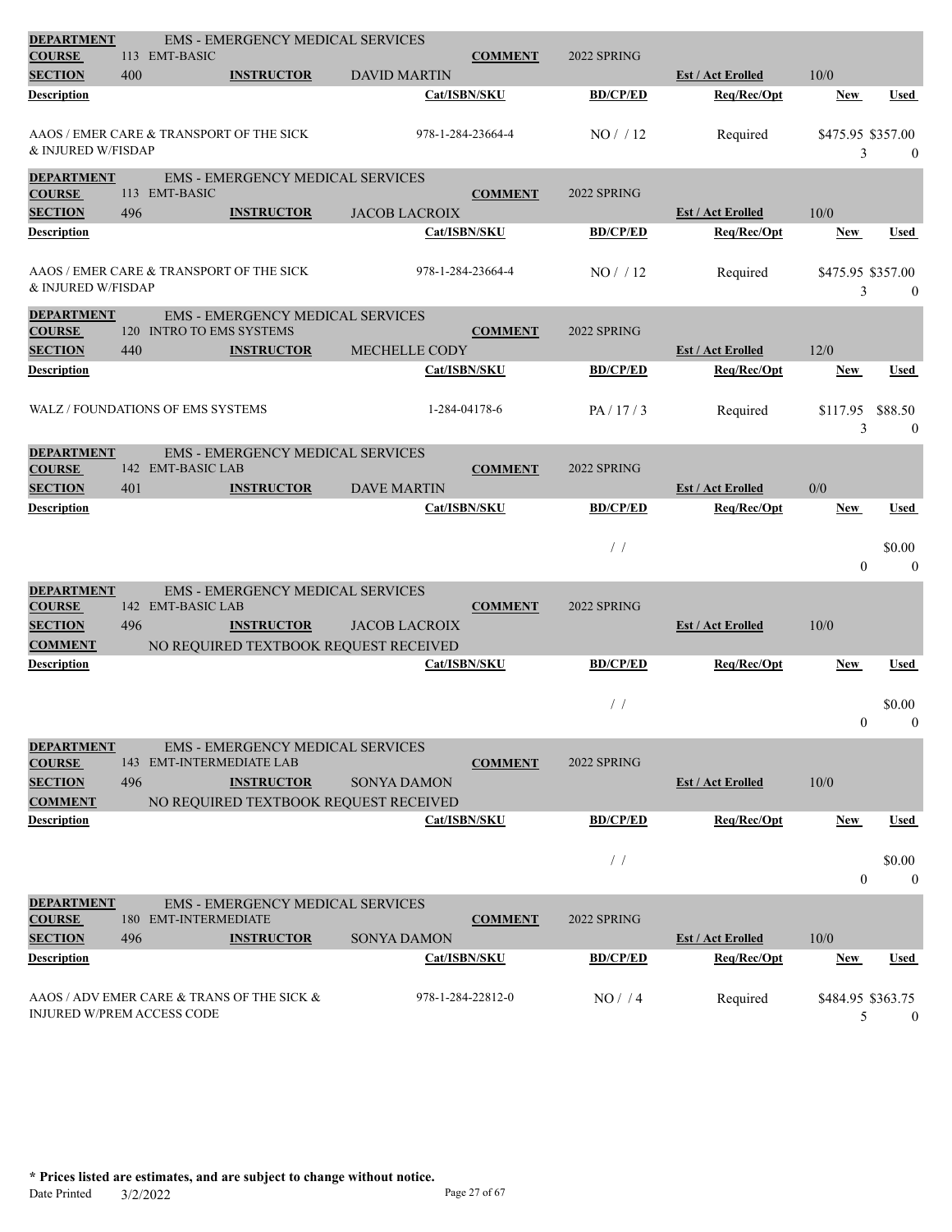| DEPARTMENT | EMS - EMERGENCY MEDICAL SERVICES | | | |
|---|---|---|---|---|
| COURSE | 113 EMT-BASIC | COMMENT | 2022 SPRING | |
| SECTION | 400 | INSTRUCTOR | DAVID MARTIN | Est / Act Enrolled: 10/0 |

| Description | Cat/ISBN/SKU | BD/CP/ED | Req/Rec/Opt | New | Used |
|---|---|---|---|---|---|
| AAOS / EMER CARE & TRANSPORT OF THE SICK & INJURED W/FISDAP | 978-1-284-23664-4 | NO / / 12 | Required | $475.95 / 3 | $357.00 / 0 |

| DEPARTMENT | EMS - EMERGENCY MEDICAL SERVICES | | | |
|---|---|---|---|---|
| COURSE | 113 EMT-BASIC | COMMENT | 2022 SPRING | |
| SECTION | 496 | INSTRUCTOR | JACOB LACROIX | Est / Act Enrolled: 10/0 |

| Description | Cat/ISBN/SKU | BD/CP/ED | Req/Rec/Opt | New | Used |
|---|---|---|---|---|---|
| AAOS / EMER CARE & TRANSPORT OF THE SICK & INJURED W/FISDAP | 978-1-284-23664-4 | NO / / 12 | Required | $475.95 / 3 | $357.00 / 0 |

| DEPARTMENT | EMS - EMERGENCY MEDICAL SERVICES | | | |
|---|---|---|---|---|
| COURSE | 120 INTRO TO EMS SYSTEMS | COMMENT | 2022 SPRING | |
| SECTION | 440 | INSTRUCTOR | MECHELLE CODY | Est / Act Enrolled: 12/0 |

| Description | Cat/ISBN/SKU | BD/CP/ED | Req/Rec/Opt | New | Used |
|---|---|---|---|---|---|
| WALZ / FOUNDATIONS OF EMS SYSTEMS | 1-284-04178-6 | PA / 17 / 3 | Required | $117.95 / 3 | $88.50 / 0 |

| DEPARTMENT | EMS - EMERGENCY MEDICAL SERVICES | | | |
|---|---|---|---|---|
| COURSE | 142 EMT-BASIC LAB | COMMENT | 2022 SPRING | |
| SECTION | 401 | INSTRUCTOR | DAVE MARTIN | Est / Act Enrolled: 0/0 |

| Description | Cat/ISBN/SKU | BD/CP/ED | Req/Rec/Opt | New | Used |
|---|---|---|---|---|---|
| | | / / | | 0 | $0.00 / 0 |

| DEPARTMENT | EMS - EMERGENCY MEDICAL SERVICES | | | |
|---|---|---|---|---|
| COURSE | 142 EMT-BASIC LAB | COMMENT | 2022 SPRING | |
| SECTION | 496 | INSTRUCTOR | JACOB LACROIX | Est / Act Enrolled: 10/0 |
| COMMENT | NO REQUIRED TEXTBOOK REQUEST RECEIVED | | | |

| Description | Cat/ISBN/SKU | BD/CP/ED | Req/Rec/Opt | New | Used |
|---|---|---|---|---|---|
| | | / / | | 0 | $0.00 / 0 |

| DEPARTMENT | EMS - EMERGENCY MEDICAL SERVICES | | | |
|---|---|---|---|---|
| COURSE | 143 EMT-INTERMEDIATE LAB | COMMENT | 2022 SPRING | |
| SECTION | 496 | INSTRUCTOR | SONYA DAMON | Est / Act Enrolled: 10/0 |
| COMMENT | NO REQUIRED TEXTBOOK REQUEST RECEIVED | | | |

| Description | Cat/ISBN/SKU | BD/CP/ED | Req/Rec/Opt | New | Used |
|---|---|---|---|---|---|
| | | / / | | 0 | $0.00 / 0 |

| DEPARTMENT | EMS - EMERGENCY MEDICAL SERVICES | | | |
|---|---|---|---|---|
| COURSE | 180 EMT-INTERMEDIATE | COMMENT | 2022 SPRING | |
| SECTION | 496 | INSTRUCTOR | SONYA DAMON | Est / Act Enrolled: 10/0 |

| Description | Cat/ISBN/SKU | BD/CP/ED | Req/Rec/Opt | New | Used |
|---|---|---|---|---|---|
| AAOS / ADV EMER CARE & TRANS OF THE SICK & INJURED W/PREM ACCESS CODE | 978-1-284-22812-0 | NO / / 4 | Required | $484.95 / 5 | $363.75 / 0 |

**\* Prices listed are estimates, and are subject to change without notice.**

Date Printed 3/2/2022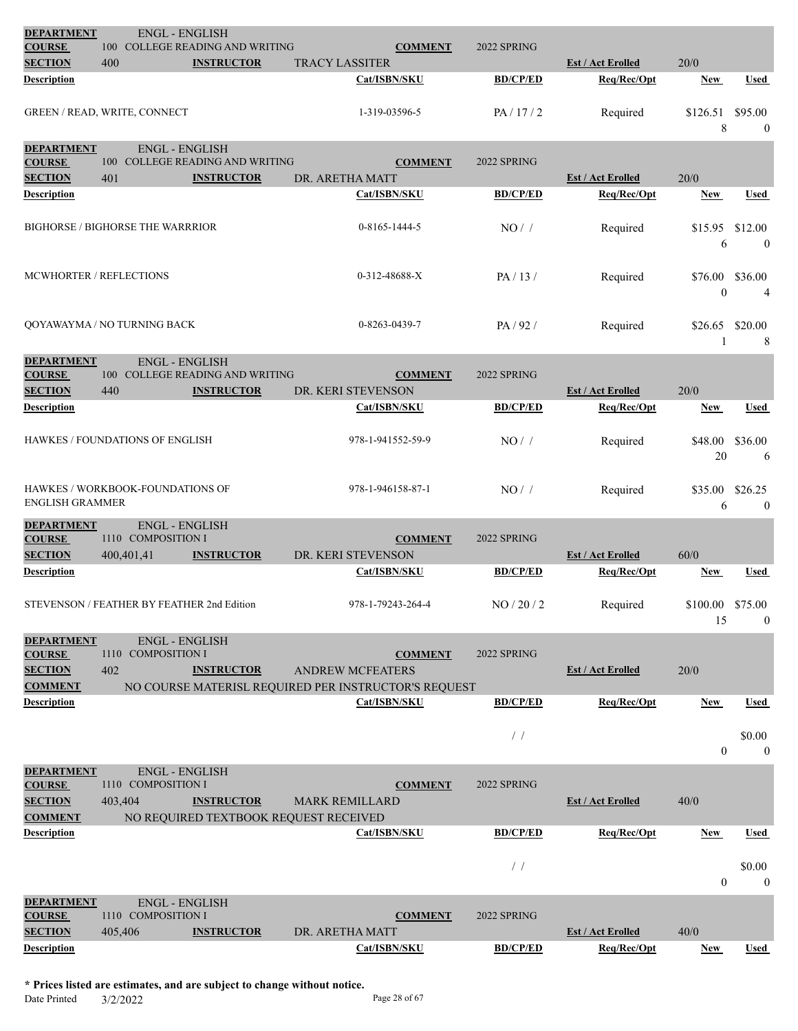| DEPARTMENT | ENGL - ENGLISH | | | | |
|---|---|---|---|---|---|
| COURSE | 100 COLLEGE READING AND WRITING | COMMENT | 2022 SPRING | | |
| SECTION | 400 | INSTRUCTOR: TRACY LASSITER | | Est / Act Enrolled | 20/0 |

| Description | Cat/ISBN/SKU | BD/CP/ED | Req/Rec/Opt | New | Used |
|---|---|---|---|---|---|
| GREEN / READ, WRITE, CONNECT | 1-319-03596-5 | PA / 17 / 2 | Required | $126.51<br>8 | $95.00<br>0 |

| DEPARTMENT | ENGL - ENGLISH | | | | |
|---|---|---|---|---|---|
| COURSE | 100 COLLEGE READING AND WRITING | COMMENT | 2022 SPRING | | |
| SECTION | 401 | INSTRUCTOR: DR. ARETHA MATT | | Est / Act Enrolled | 20/0 |

| Description | Cat/ISBN/SKU | BD/CP/ED | Req/Rec/Opt | New | Used |
|---|---|---|---|---|---|
| BIGHORSE / BIGHORSE THE WARRRIOR | 0-8165-1444-5 | NO / / | Required | $15.95<br>6 | $12.00<br>0 |
| MCWHORTER / REFLECTIONS | 0-312-48688-X | PA / 13 / | Required | $76.00<br>0 | $36.00<br>4 |
| QOYAWAYMA / NO TURNING BACK | 0-8263-0439-7 | PA / 92 / | Required | $26.65<br>1 | $20.00<br>8 |

| DEPARTMENT | ENGL - ENGLISH | | | | |
|---|---|---|---|---|---|
| COURSE | 100 COLLEGE READING AND WRITING | COMMENT | 2022 SPRING | | |
| SECTION | 440 | INSTRUCTOR: DR. KERI STEVENSON | | Est / Act Enrolled | 20/0 |

| Description | Cat/ISBN/SKU | BD/CP/ED | Req/Rec/Opt | New | Used |
|---|---|---|---|---|---|
| HAWKES / FOUNDATIONS OF ENGLISH | 978-1-941552-59-9 | NO / / | Required | $48.00<br>20 | $36.00<br>6 |
| HAWKES / WORKBOOK-FOUNDATIONS OF ENGLISH GRAMMER | 978-1-946158-87-1 | NO / / | Required | $35.00<br>6 | $26.25<br>0 |

| DEPARTMENT | ENGL - ENGLISH | | | | |
|---|---|---|---|---|---|
| COURSE | 1110 COMPOSITION I | COMMENT | 2022 SPRING | | |
| SECTION | 400,401,41 | INSTRUCTOR: DR. KERI STEVENSON | | Est / Act Enrolled | 60/0 |

| Description | Cat/ISBN/SKU | BD/CP/ED | Req/Rec/Opt | New | Used |
|---|---|---|---|---|---|
| STEVENSON / FEATHER BY FEATHER 2nd Edition | 978-1-79243-264-4 | NO / 20 / 2 | Required | $100.00<br>15 | $75.00<br>0 |

| DEPARTMENT | ENGL - ENGLISH | | | | |
|---|---|---|---|---|---|
| COURSE | 1110 COMPOSITION I | COMMENT | 2022 SPRING | | |
| SECTION | 402 | INSTRUCTOR: ANDREW MCFEATERS | | Est / Act Enrolled | 20/0 |
| COMMENT | NO COURSE MATERISL REQUIRED PER INSTRUCTOR'S REQUEST | | | | |

| Description | Cat/ISBN/SKU | BD/CP/ED | Req/Rec/Opt | New | Used |
|---|---|---|---|---|---|
| | | / / | | 0 | $0.00<br>0 |

| DEPARTMENT | ENGL - ENGLISH | | | | |
|---|---|---|---|---|---|
| COURSE | 1110 COMPOSITION I | COMMENT | 2022 SPRING | | |
| SECTION | 403,404 | INSTRUCTOR: MARK REMILLARD | | Est / Act Enrolled | 40/0 |
| COMMENT | NO REQUIRED TEXTBOOK REQUEST RECEIVED | | | | |

| Description | Cat/ISBN/SKU | BD/CP/ED | Req/Rec/Opt | New | Used |
|---|---|---|---|---|---|
| | | / / | | 0 | $0.00<br>0 |

| DEPARTMENT | ENGL - ENGLISH | | | | |
|---|---|---|---|---|---|
| COURSE | 1110 COMPOSITION I | COMMENT | 2022 SPRING | | |
| SECTION | 405,406 | INSTRUCTOR: DR. ARETHA MATT | | Est / Act Enrolled | 40/0 |

| Description | Cat/ISBN/SKU | BD/CP/ED | Req/Rec/Opt | New | Used |
|---|---|---|---|---|---|

**\* Prices listed are estimates, and are subject to change without notice.**

Date Printed 3/2/2022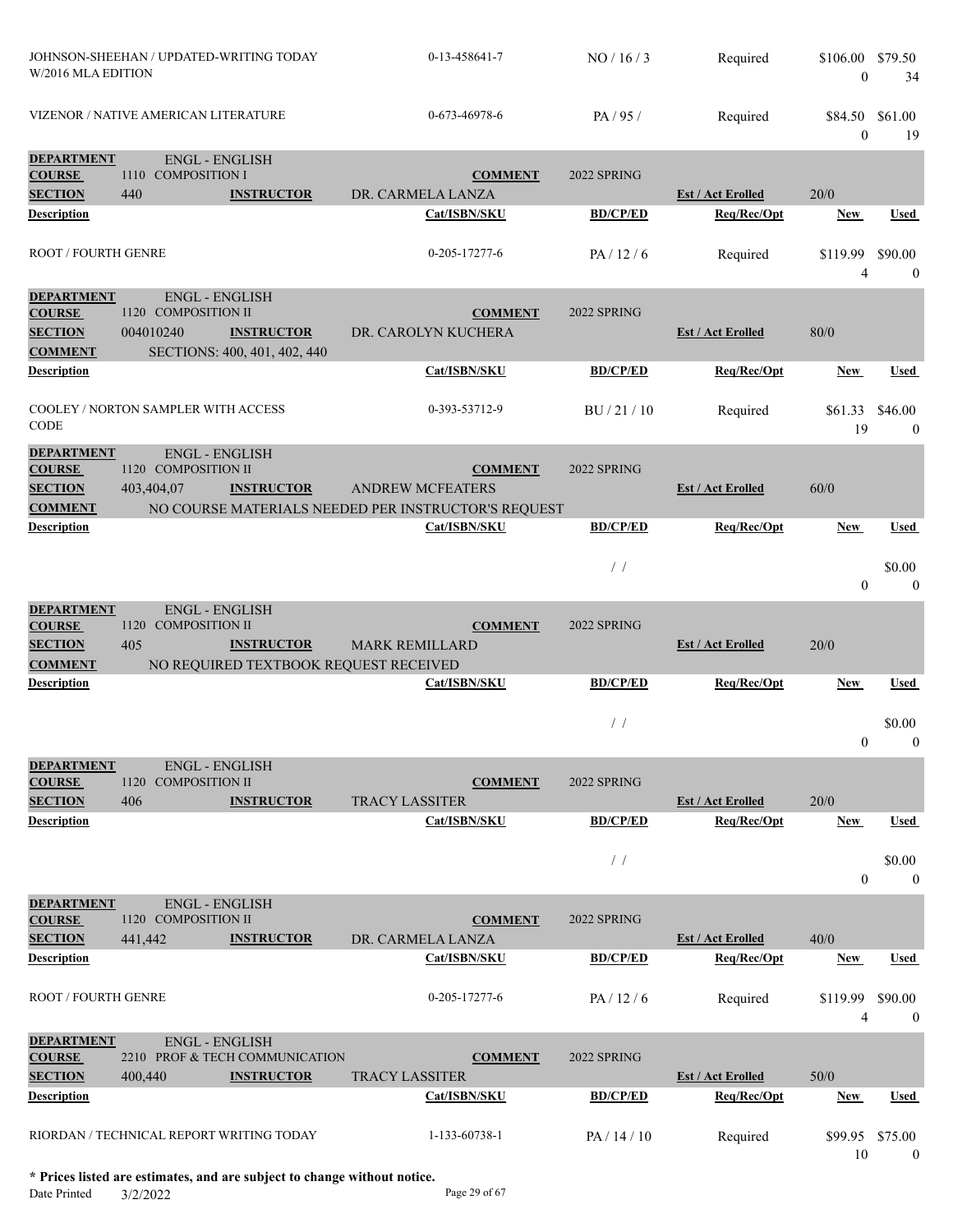| Description | Cat/ISBN/SKU | BD/CP/ED | Req/Rec/Opt | New | Used |
|---|---|---|---|---|---|
| JOHNSON-SHEEHAN / UPDATED-WRITING TODAY W/2016 MLA EDITION | 0-13-458641-7 | NO / 16 / 3 | Required | $106.00<br>0 | $79.50<br>34 |
| VIZENOR / NATIVE AMERICAN LITERATURE | 0-673-46978-6 | PA / 95 / | Required | $84.50<br>0 | $61.00<br>19 |

**DEPARTMENT** ENGL - ENGLISH
**COURSE** 1110 COMPOSITION I **COMMENT** 2022 SPRING
**SECTION** 440 **INSTRUCTOR** DR. CARMELA LANZA **Est / Act Enrolled** 20/0

| Description | Cat/ISBN/SKU | BD/CP/ED | Req/Rec/Opt | New | Used |
|---|---|---|---|---|---|
| ROOT / FOURTH GENRE | 0-205-17277-6 | PA / 12 / 6 | Required | $119.99<br>4 | $90.00<br>0 |

**DEPARTMENT** ENGL - ENGLISH
**COURSE** 1120 COMPOSITION II **COMMENT** 2022 SPRING
**SECTION** 004010240 **INSTRUCTOR** DR. CAROLYN KUCHERA **Est / Act Enrolled** 80/0
**COMMENT** SECTIONS: 400, 401, 402, 440

| Description | Cat/ISBN/SKU | BD/CP/ED | Req/Rec/Opt | New | Used |
|---|---|---|---|---|---|
| COOLEY / NORTON SAMPLER WITH ACCESS CODE | 0-393-53712-9 | BU / 21 / 10 | Required | $61.33<br>19 | $46.00<br>0 |

**DEPARTMENT** ENGL - ENGLISH
**COURSE** 1120 COMPOSITION II **COMMENT** 2022 SPRING
**SECTION** 403,404,07 **INSTRUCTOR** ANDREW MCFEATERS **Est / Act Enrolled** 60/0
**COMMENT** NO COURSE MATERIALS NEEDED PER INSTRUCTOR'S REQUEST

| Description | Cat/ISBN/SKU | BD/CP/ED | Req/Rec/Opt | New | Used |
|---|---|---|---|---|---|
| | | / / | | 0 | $0.00<br>0 |

**DEPARTMENT** ENGL - ENGLISH
**COURSE** 1120 COMPOSITION II **COMMENT** 2022 SPRING
**SECTION** 405 **INSTRUCTOR** MARK REMILLARD **Est / Act Enrolled** 20/0
**COMMENT** NO REQUIRED TEXTBOOK REQUEST RECEIVED

| Description | Cat/ISBN/SKU | BD/CP/ED | Req/Rec/Opt | New | Used |
|---|---|---|---|---|---|
| | | / / | | 0 | $0.00<br>0 |

**DEPARTMENT** ENGL - ENGLISH
**COURSE** 1120 COMPOSITION II **COMMENT** 2022 SPRING
**SECTION** 406 **INSTRUCTOR** TRACY LASSITER **Est / Act Enrolled** 20/0

| Description | Cat/ISBN/SKU | BD/CP/ED | Req/Rec/Opt | New | Used |
|---|---|---|---|---|---|
| | | / / | | 0 | $0.00<br>0 |

**DEPARTMENT** ENGL - ENGLISH
**COURSE** 1120 COMPOSITION II **COMMENT** 2022 SPRING
**SECTION** 441,442 **INSTRUCTOR** DR. CARMELA LANZA **Est / Act Enrolled** 40/0

| Description | Cat/ISBN/SKU | BD/CP/ED | Req/Rec/Opt | New | Used |
|---|---|---|---|---|---|
| ROOT / FOURTH GENRE | 0-205-17277-6 | PA / 12 / 6 | Required | $119.99<br>4 | $90.00<br>0 |

**DEPARTMENT** ENGL - ENGLISH
**COURSE** 2210 PROF & TECH COMMUNICATION **COMMENT** 2022 SPRING
**SECTION** 400,440 **INSTRUCTOR** TRACY LASSITER **Est / Act Enrolled** 50/0

| Description | Cat/ISBN/SKU | BD/CP/ED | Req/Rec/Opt | New | Used |
|---|---|---|---|---|---|
| RIORDAN / TECHNICAL REPORT WRITING TODAY | 1-133-60738-1 | PA / 14 / 10 | Required | $99.95<br>10 | $75.00<br>0 |

**\* Prices listed are estimates, and are subject to change without notice.**
Date Printed 3/2/2022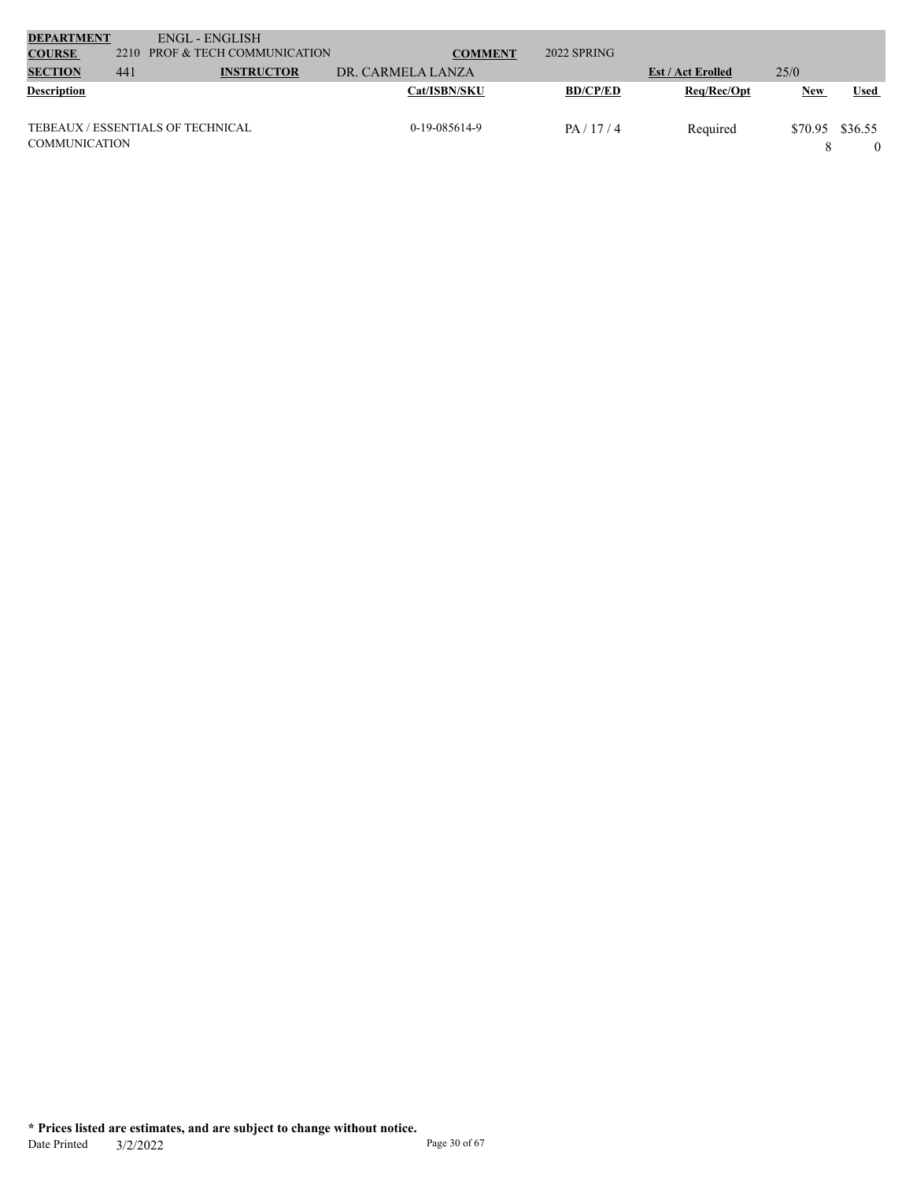| **DEPARTMENT** | | ENGL - ENGLISH | | | | | |
|---|---|---|---|---|---|---|---|
| **COURSE** | 2210 | PROF & TECH COMMUNICATION | **COMMENT** | 2022 SPRING | | | |
| **SECTION** | 441 | **INSTRUCTOR** | DR. CARMELA LANZA | | **Est / Act Erolled** | 25/0 | |

| **Description** | **Cat/ISBN/SKU** | **BD/CP/ED** | **Req/Rec/Opt** | **New** | **Used** |
|---|---|---|---|---|---|
| TEBEAUX / ESSENTIALS OF TECHNICAL COMMUNICATION | 0-19-085614-9 | PA / 17 / 4 | Required | $70.95 8 | $36.55 0 |

**\* Prices listed are estimates, and are subject to change without notice.**

Date Printed 3/2/2022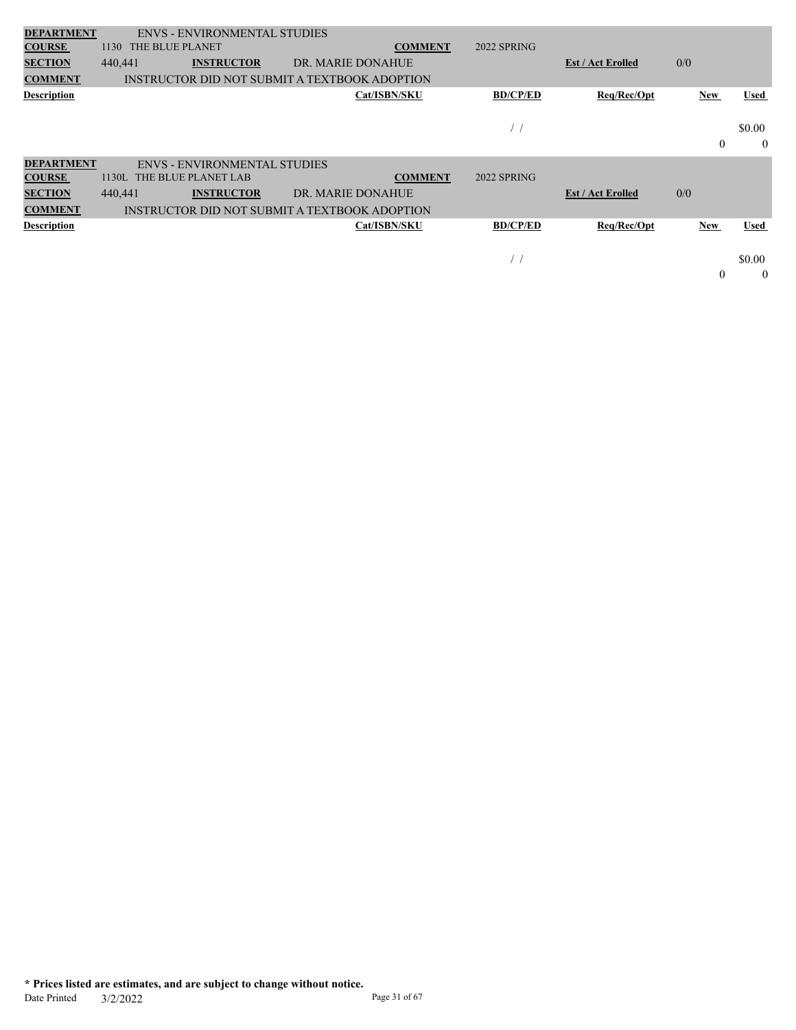| **DEPARTMENT** | ENVS - ENVIRONMENTAL STUDIES | | | | | | |
|---|---|---|---|---|---|---|---|
| **COURSE** | 1130 THE BLUE PLANET | | **COMMENT** | 2022 SPRING | | | |
| **SECTION** | 440,441 | **INSTRUCTOR** | DR. MARIE DONAHUE | | **Est / Act Enrolled** | 0/0 | |
| **COMMENT** | INSTRUCTOR DID NOT SUBMIT A TEXTBOOK ADOPTION | | | | | | |
| **Description** | | | **Cat/ISBN/SKU** | **BD/CP/ED** | **Req/Rec/Opt** | **New** | **Used** |
| | | | | / / | | | $0.00 |
| | | | | | | 0 | 0 |

| **DEPARTMENT** | ENVS - ENVIRONMENTAL STUDIES | | | | | | |
|---|---|---|---|---|---|---|---|
| **COURSE** | 1130L THE BLUE PLANET LAB | | **COMMENT** | 2022 SPRING | | | |
| **SECTION** | 440,441 | **INSTRUCTOR** | DR. MARIE DONAHUE | | **Est / Act Enrolled** | 0/0 | |
| **COMMENT** | INSTRUCTOR DID NOT SUBMIT A TEXTBOOK ADOPTION | | | | | | |
| **Description** | | | **Cat/ISBN/SKU** | **BD/CP/ED** | **Req/Rec/Opt** | **New** | **Used** |
| | | | | / / | | | $0.00 |
| | | | | | | 0 | 0 |

**\* Prices listed are estimates, and are subject to change without notice.**

Date Printed 3/2/2022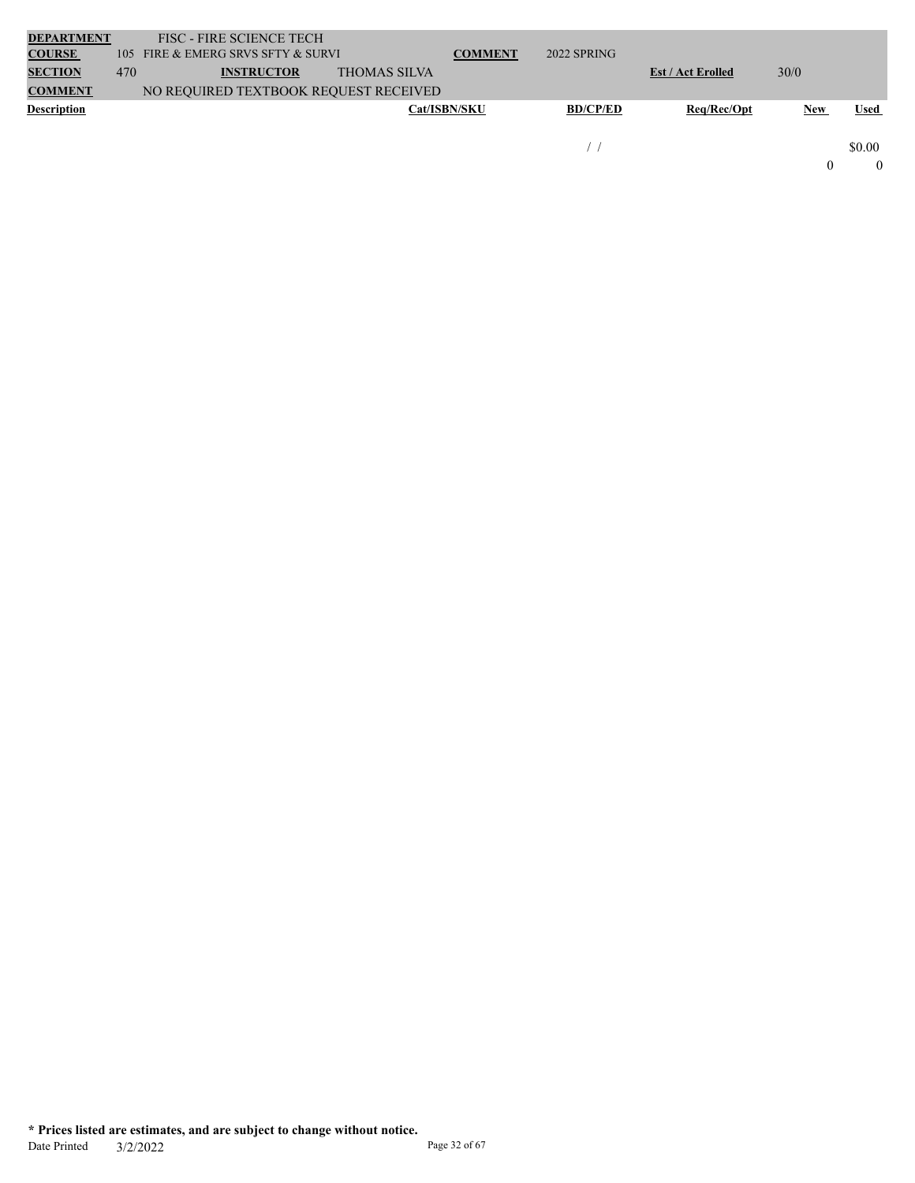| **DEPARTMENT** | | FISC - FIRE SCIENCE TECH | | | | | | |
|---|---|---|---|---|---|---|---|---|
| **COURSE** | 105 | FIRE & EMERG SRVS SFTY & SURVI | | **COMMENT** | 2022 SPRING | | | |
| **SECTION** | 470 | **INSTRUCTOR** | THOMAS SILVA | | | **Est / Act Erolled** | 30/0 | |
| **COMMENT** | | NO REQUIRED TEXTBOOK REQUEST RECEIVED | | | | | | |
| **Description** | | | | **Cat/ISBN/SKU** | **BD/CP/ED** | **Req/Rec/Opt** | **New** | **Used** |
| | | | | | / / | | | $0.00 |
| | | | | | | | 0 | 0 |

**\* Prices listed are estimates, and are subject to change without notice.**

Date Printed 3/2/2022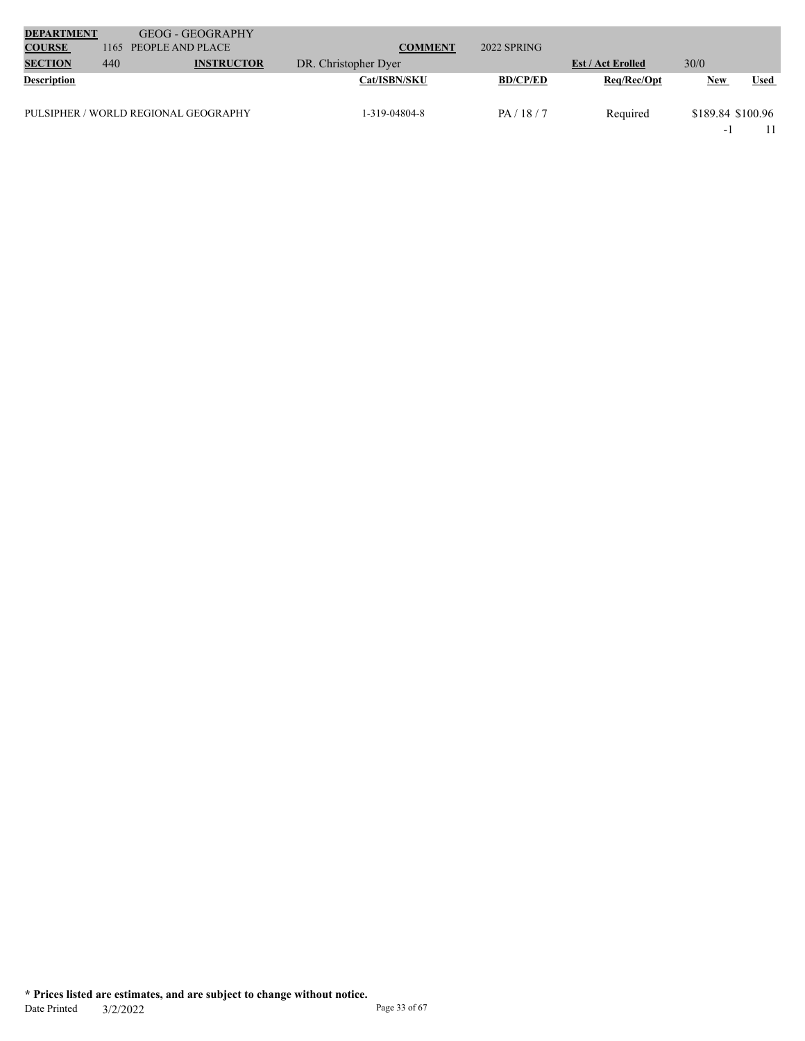| **DEPARTMENT** | | GEOG - GEOGRAPHY | | | | | |
|---|---|---|---|---|---|---|---|
| **COURSE** | 1165 | PEOPLE AND PLACE | | **COMMENT** | 2022 SPRING | | |
| **SECTION** | 440 | **INSTRUCTOR** | DR. Christopher Dyer | | | **Est / Act Enrolled** | 30/0 |

| Description | Cat/ISBN/SKU | BD/CP/ED | Req/Rec/Opt | New | Used |
|---|---|---|---|---|---|
| PULSIPHER / WORLD REGIONAL GEOGRAPHY | 1-319-04804-8 | PA / 18 / 7 | Required | $189.84 | $100.96 |
| | | | | -1 | 11 |

**\* Prices listed are estimates, and are subject to change without notice.**

Date Printed 3/2/2022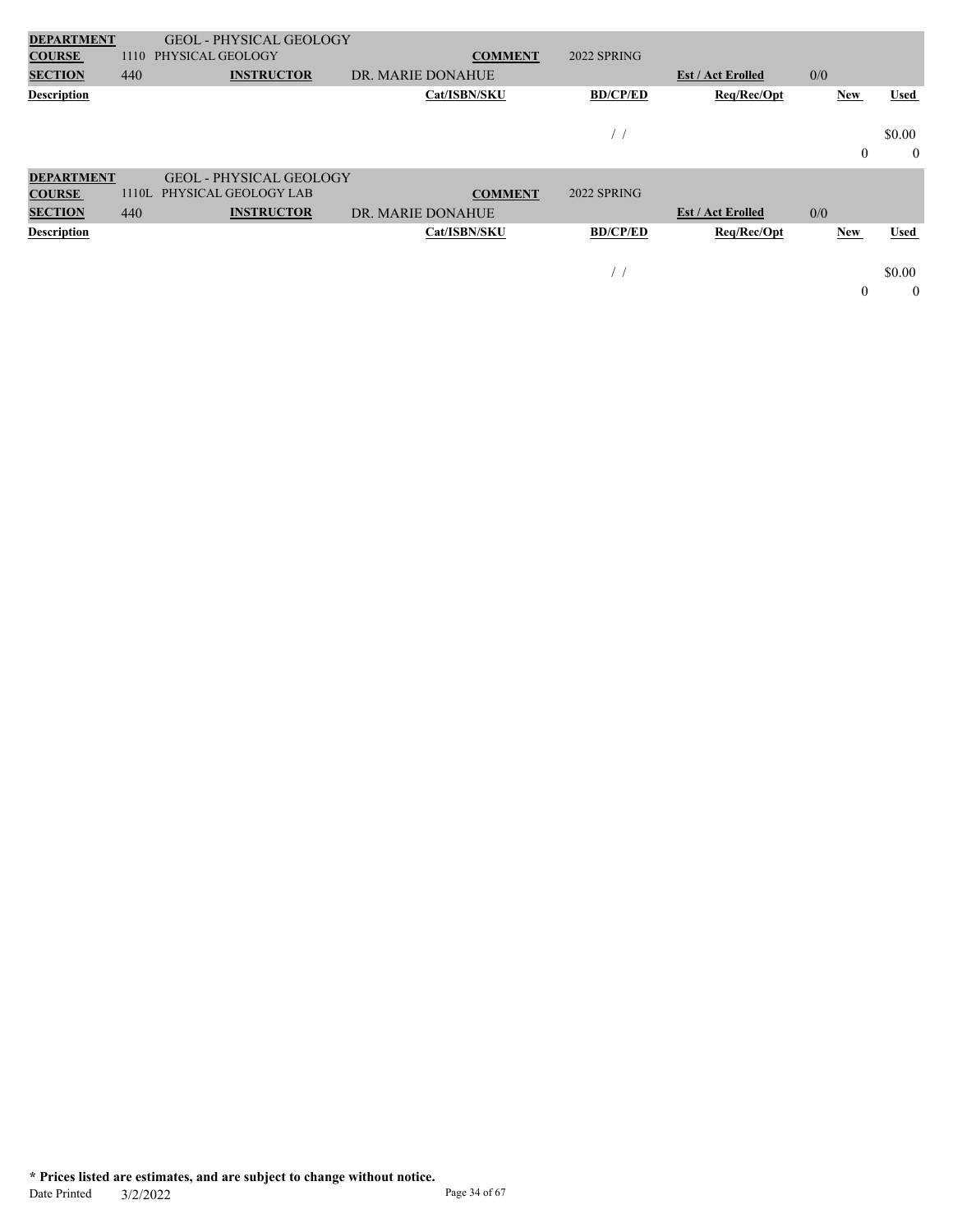| **DEPARTMENT** | | GEOL - PHYSICAL GEOLOGY | | | | | | |
|---|---|---|---|---|---|---|---|---|
| **COURSE** | 1110 | PHYSICAL GEOLOGY | | **COMMENT** | 2022 SPRING | | | |
| **SECTION** | 440 | **INSTRUCTOR** | DR. MARIE DONAHUE | | | **Est / Act Erolled** | 0/0 | |
| **Description** | | | | **Cat/ISBN/SKU** | **BD/CP/ED** | **Req/Rec/Opt** | **New** | **Used** |
| | | | | | / / | | | $0.00 |
| | | | | | | | 0 | 0 |

| **DEPARTMENT** | | GEOL - PHYSICAL GEOLOGY | | | | | | |
|---|---|---|---|---|---|---|---|---|
| **COURSE** | 1110L | PHYSICAL GEOLOGY LAB | | **COMMENT** | 2022 SPRING | | | |
| **SECTION** | 440 | **INSTRUCTOR** | DR. MARIE DONAHUE | | | **Est / Act Erolled** | 0/0 | |
| **Description** | | | | **Cat/ISBN/SKU** | **BD/CP/ED** | **Req/Rec/Opt** | **New** | **Used** |
| | | | | | / / | | | $0.00 |
| | | | | | | | 0 | 0 |

**\* Prices listed are estimates, and are subject to change without notice.**

Date Printed 3/2/2022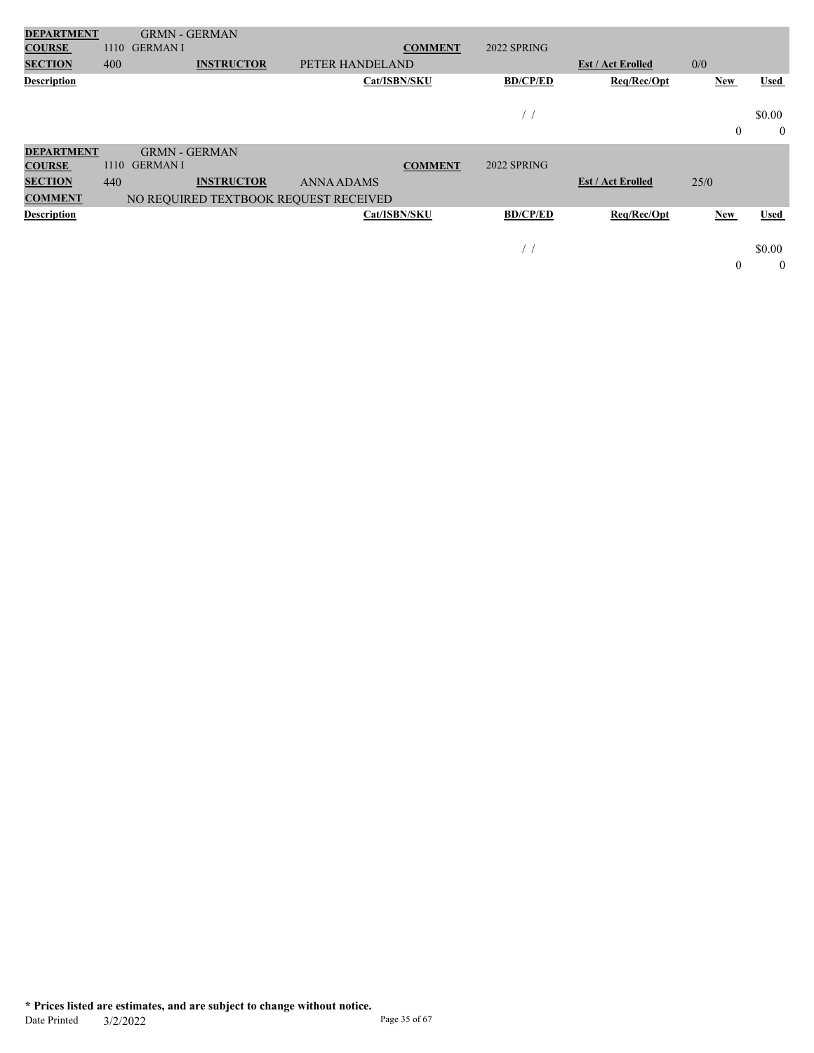| DEPARTMENT | | GRMN - GERMAN | | | | | |
|---|---|---|---|---|---|---|---|
| COURSE | 1110 | GERMAN I | | COMMENT | 2022 SPRING | | |
| SECTION | 400 | INSTRUCTOR | PETER HANDELAND | | | Est / Act Erolled | 0/0 |

| Description | Cat/ISBN/SKU | BD/CP/ED | Req/Rec/Opt | New | Used |
|---|---|---|---|---|---|
| | | / / | | | $0.00 |
| | | | | 0 | 0 |

| DEPARTMENT | | GRMN - GERMAN | | | | | |
|---|---|---|---|---|---|---|---|
| COURSE | 1110 | GERMAN I | | COMMENT | 2022 SPRING | | |
| SECTION | 440 | INSTRUCTOR | ANNA ADAMS | | | Est / Act Erolled | 25/0 |
| COMMENT | NO REQUIRED TEXTBOOK REQUEST RECEIVED | | | | | | |

| Description | Cat/ISBN/SKU | BD/CP/ED | Req/Rec/Opt | New | Used |
|---|---|---|---|---|---|
| | | / / | | | $0.00 |
| | | | | 0 | 0 |

**\* Prices listed are estimates, and are subject to change without notice.**

Date Printed 3/2/2022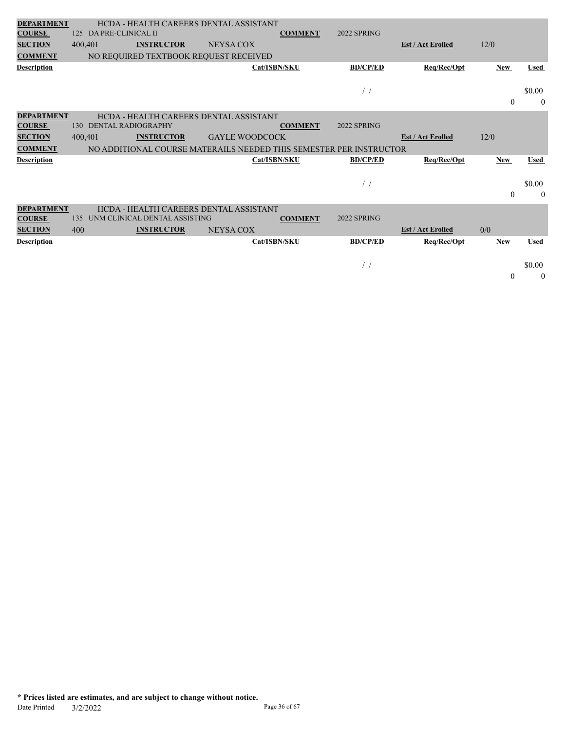| **DEPARTMENT** | HCDA - HEALTH CAREERS DENTAL ASSISTANT | | | | | | |
|---|---|---|---|---|---|---|---|
| **COURSE** | 125 DA PRE-CLINICAL II | | **COMMENT** | 2022 SPRING | | | |
| **SECTION** | 400,401 | **INSTRUCTOR** | NEYSA COX | | **Est / Act Erolled** | 12/0 | |
| **COMMENT** | NO REQUIRED TEXTBOOK REQUEST RECEIVED | | | | | | |
| **Description** | | | **Cat/ISBN/SKU** | **BD/CP/ED** | **Req/Rec/Opt** | **New** | **Used** |
| | | | | / / | | | $0.00 |
| | | | | | | 0 | 0 |

| **DEPARTMENT** | HCDA - HEALTH CAREERS DENTAL ASSISTANT | | | | | | |
|---|---|---|---|---|---|---|---|
| **COURSE** | 130 DENTAL RADIOGRAPHY | | **COMMENT** | 2022 SPRING | | | |
| **SECTION** | 400,401 | **INSTRUCTOR** | GAYLE WOODCOCK | | **Est / Act Erolled** | 12/0 | |
| **COMMENT** | NO ADDITIONAL COURSE MATERAILS NEEDED THIS SEMESTER PER INSTRUCTOR | | | | | | |
| **Description** | | | **Cat/ISBN/SKU** | **BD/CP/ED** | **Req/Rec/Opt** | **New** | **Used** |
| | | | | / / | | | $0.00 |
| | | | | | | 0 | 0 |

| **DEPARTMENT** | HCDA - HEALTH CAREERS DENTAL ASSISTANT | | | | | | |
|---|---|---|---|---|---|---|---|
| **COURSE** | 135 UNM CLINICAL DENTAL ASSISTING | | **COMMENT** | 2022 SPRING | | | |
| **SECTION** | 400 | **INSTRUCTOR** | NEYSA COX | | **Est / Act Erolled** | 0/0 | |
| **Description** | | | **Cat/ISBN/SKU** | **BD/CP/ED** | **Req/Rec/Opt** | **New** | **Used** |
| | | | | / / | | | $0.00 |
| | | | | | | 0 | 0 |

**\* Prices listed are estimates, and are subject to change without notice.**

Date Printed 3/2/2022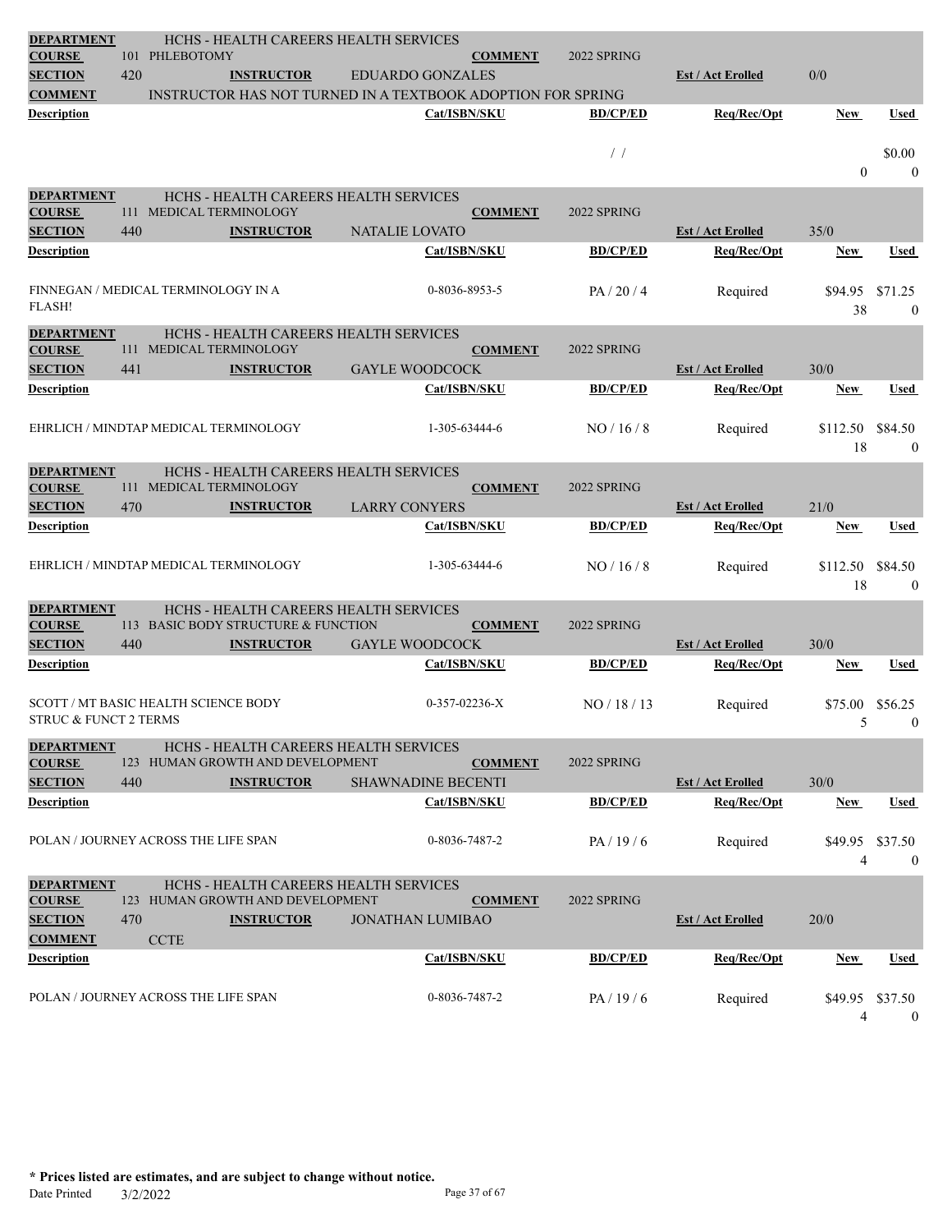| DEPARTMENT | HCHS - HEALTH CAREERS HEALTH SERVICES | | | | |
|---|---|---|---|---|---|
| COURSE | 101 PHLEBOTOMY | COMMENT | 2022 SPRING | | |
| SECTION | 420 | INSTRUCTOR | EDUARDO GONZALES | Est / Act Enrolled | 0/0 |
| COMMENT | INSTRUCTOR HAS NOT TURNED IN A TEXTBOOK ADOPTION FOR SPRING | | | | |

| Description | Cat/ISBN/SKU | BD/CP/ED | Req/Rec/Opt | New | Used |
|---|---|---|---|---|---|
| | | / / | | | $0.00 |
| | | | | 0 | 0 |

| DEPARTMENT | HCHS - HEALTH CAREERS HEALTH SERVICES | | | | |
|---|---|---|---|---|---|
| COURSE | 111 MEDICAL TERMINOLOGY | COMMENT | 2022 SPRING | | |
| SECTION | 440 | INSTRUCTOR | NATALIE LOVATO | Est / Act Enrolled | 35/0 |

| Description | Cat/ISBN/SKU | BD/CP/ED | Req/Rec/Opt | New | Used |
|---|---|---|---|---|---|
| FINNEGAN / MEDICAL TERMINOLOGY IN A FLASH! | 0-8036-8953-5 | PA / 20 / 4 | Required | $94.95 | $71.25 |
| | | | | 38 | 0 |

| DEPARTMENT | HCHS - HEALTH CAREERS HEALTH SERVICES | | | | |
|---|---|---|---|---|---|
| COURSE | 111 MEDICAL TERMINOLOGY | COMMENT | 2022 SPRING | | |
| SECTION | 441 | INSTRUCTOR | GAYLE WOODCOCK | Est / Act Enrolled | 30/0 |

| Description | Cat/ISBN/SKU | BD/CP/ED | Req/Rec/Opt | New | Used |
|---|---|---|---|---|---|
| EHRLICH / MINDTAP MEDICAL TERMINOLOGY | 1-305-63444-6 | NO / 16 / 8 | Required | $112.50 | $84.50 |
| | | | | 18 | 0 |

| DEPARTMENT | HCHS - HEALTH CAREERS HEALTH SERVICES | | | | |
|---|---|---|---|---|---|
| COURSE | 111 MEDICAL TERMINOLOGY | COMMENT | 2022 SPRING | | |
| SECTION | 470 | INSTRUCTOR | LARRY CONYERS | Est / Act Enrolled | 21/0 |

| Description | Cat/ISBN/SKU | BD/CP/ED | Req/Rec/Opt | New | Used |
|---|---|---|---|---|---|
| EHRLICH / MINDTAP MEDICAL TERMINOLOGY | 1-305-63444-6 | NO / 16 / 8 | Required | $112.50 | $84.50 |
| | | | | 18 | 0 |

| DEPARTMENT | HCHS - HEALTH CAREERS HEALTH SERVICES | | | | |
|---|---|---|---|---|---|
| COURSE | 113 BASIC BODY STRUCTURE & FUNCTION | COMMENT | 2022 SPRING | | |
| SECTION | 440 | INSTRUCTOR | GAYLE WOODCOCK | Est / Act Enrolled | 30/0 |

| Description | Cat/ISBN/SKU | BD/CP/ED | Req/Rec/Opt | New | Used |
|---|---|---|---|---|---|
| SCOTT / MT BASIC HEALTH SCIENCE BODY STRUC & FUNCT 2 TERMS | 0-357-02236-X | NO / 18 / 13 | Required | $75.00 | $56.25 |
| | | | | 5 | 0 |

| DEPARTMENT | HCHS - HEALTH CAREERS HEALTH SERVICES | | | | |
|---|---|---|---|---|---|
| COURSE | 123 HUMAN GROWTH AND DEVELOPMENT | COMMENT | 2022 SPRING | | |
| SECTION | 440 | INSTRUCTOR | SHAWNADINE BECENTI | Est / Act Enrolled | 30/0 |

| Description | Cat/ISBN/SKU | BD/CP/ED | Req/Rec/Opt | New | Used |
|---|---|---|---|---|---|
| POLAN / JOURNEY ACROSS THE LIFE SPAN | 0-8036-7487-2 | PA / 19 / 6 | Required | $49.95 | $37.50 |
| | | | | 4 | 0 |

| DEPARTMENT | HCHS - HEALTH CAREERS HEALTH SERVICES | | | | |
|---|---|---|---|---|---|
| COURSE | 123 HUMAN GROWTH AND DEVELOPMENT | COMMENT | 2022 SPRING | | |
| SECTION | 470 | INSTRUCTOR | JONATHAN LUMIBAO | Est / Act Enrolled | 20/0 |
| COMMENT | CCTE | | | | |

| Description | Cat/ISBN/SKU | BD/CP/ED | Req/Rec/Opt | New | Used |
|---|---|---|---|---|---|
| POLAN / JOURNEY ACROSS THE LIFE SPAN | 0-8036-7487-2 | PA / 19 / 6 | Required | $49.95 | $37.50 |
| | | | | 4 | 0 |

**\* Prices listed are estimates, and are subject to change without notice.**

Date Printed 3/2/2022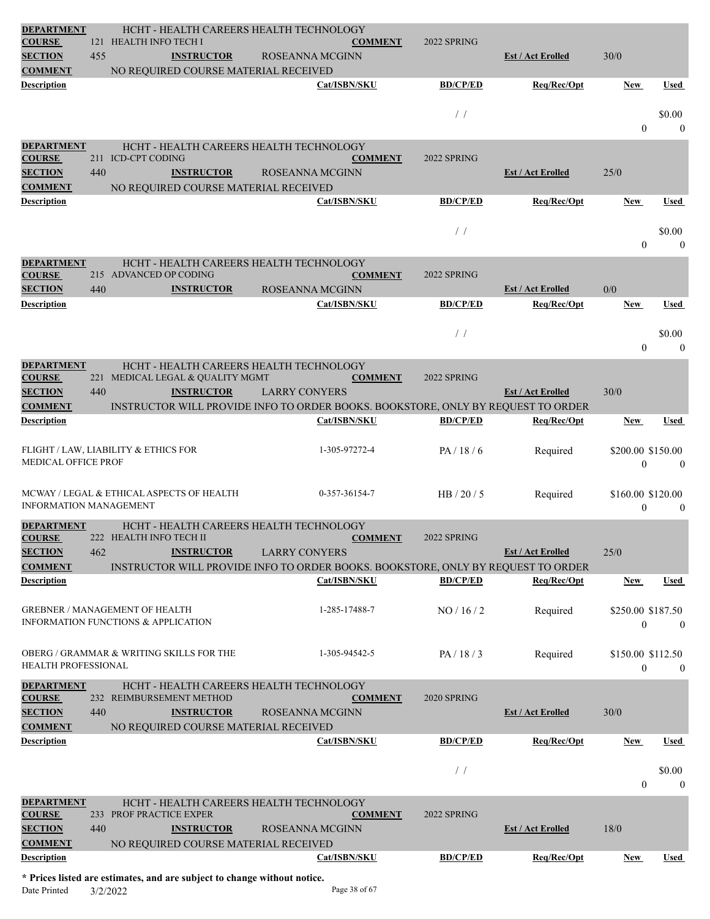| | | | | | |
|---|---|---|---|---|---|
| **DEPARTMENT** | HCHT - HEALTH CAREERS HEALTH TECHNOLOGY | | | | |
| **COURSE** | 121 HEALTH INFO TECH I | **COMMENT** | 2022 SPRING | | |
| **SECTION** | 455 **INSTRUCTOR** ROSEANNA MCGINN | | | **Est / Act Enrolled** | 30/0 |
| **COMMENT** | NO REQUIRED COURSE MATERIAL RECEIVED | | | | |

| Description | Cat/ISBN/SKU | BD/CP/ED | Req/Rec/Opt | New | Used |
|---|---|---|---|---|---|
| | | / / | | 0 | $0.00 0 |

| | | | | | |
|---|---|---|---|---|---|
| **DEPARTMENT** | HCHT - HEALTH CAREERS HEALTH TECHNOLOGY | | | | |
| **COURSE** | 211 ICD-CPT CODING | **COMMENT** | 2022 SPRING | | |
| **SECTION** | 440 **INSTRUCTOR** ROSEANNA MCGINN | | | **Est / Act Enrolled** | 25/0 |
| **COMMENT** | NO REQUIRED COURSE MATERIAL RECEIVED | | | | |

| Description | Cat/ISBN/SKU | BD/CP/ED | Req/Rec/Opt | New | Used |
|---|---|---|---|---|---|
| | | / / | | 0 | $0.00 0 |

| | | | | | |
|---|---|---|---|---|---|
| **DEPARTMENT** | HCHT - HEALTH CAREERS HEALTH TECHNOLOGY | | | | |
| **COURSE** | 215 ADVANCED OP CODING | **COMMENT** | 2022 SPRING | | |
| **SECTION** | 440 **INSTRUCTOR** ROSEANNA MCGINN | | | **Est / Act Enrolled** | 0/0 |

| Description | Cat/ISBN/SKU | BD/CP/ED | Req/Rec/Opt | New | Used |
|---|---|---|---|---|---|
| | | / / | | 0 | $0.00 0 |

| | | | | | |
|---|---|---|---|---|---|
| **DEPARTMENT** | HCHT - HEALTH CAREERS HEALTH TECHNOLOGY | | | | |
| **COURSE** | 221 MEDICAL LEGAL & QUALITY MGMT | **COMMENT** | 2022 SPRING | | |
| **SECTION** | 440 **INSTRUCTOR** LARRY CONYERS | | | **Est / Act Enrolled** | 30/0 |
| **COMMENT** | INSTRUCTOR WILL PROVIDE INFO TO ORDER BOOKS. BOOKSTORE, ONLY BY REQUEST TO ORDER | | | | |

| Description | Cat/ISBN/SKU | BD/CP/ED | Req/Rec/Opt | New | Used |
|---|---|---|---|---|---|
| FLIGHT / LAW, LIABILITY & ETHICS FOR MEDICAL OFFICE PROF | 1-305-97272-4 | PA / 18 / 6 | Required | $200.00 0 | $150.00 0 |
| MCWAY / LEGAL & ETHICAL ASPECTS OF HEALTH INFORMATION MANAGEMENT | 0-357-36154-7 | HB / 20 / 5 | Required | $160.00 0 | $120.00 0 |

| | | | | | |
|---|---|---|---|---|---|
| **DEPARTMENT** | HCHT - HEALTH CAREERS HEALTH TECHNOLOGY | | | | |
| **COURSE** | 222 HEALTH INFO TECH II | **COMMENT** | 2022 SPRING | | |
| **SECTION** | 462 **INSTRUCTOR** LARRY CONYERS | | | **Est / Act Enrolled** | 25/0 |
| **COMMENT** | INSTRUCTOR WILL PROVIDE INFO TO ORDER BOOKS. BOOKSTORE, ONLY BY REQUEST TO ORDER | | | | |

| Description | Cat/ISBN/SKU | BD/CP/ED | Req/Rec/Opt | New | Used |
|---|---|---|---|---|---|
| GREBNER / MANAGEMENT OF HEALTH INFORMATION FUNCTIONS & APPLICATION | 1-285-17488-7 | NO / 16 / 2 | Required | $250.00 0 | $187.50 0 |
| OBERG / GRAMMAR & WRITING SKILLS FOR THE HEALTH PROFESSIONAL | 1-305-94542-5 | PA / 18 / 3 | Required | $150.00 0 | $112.50 0 |

| | | | | | |
|---|---|---|---|---|---|
| **DEPARTMENT** | HCHT - HEALTH CAREERS HEALTH TECHNOLOGY | | | | |
| **COURSE** | 232 REIMBURSEMENT METHOD | **COMMENT** | 2020 SPRING | | |
| **SECTION** | 440 **INSTRUCTOR** ROSEANNA MCGINN | | | **Est / Act Enrolled** | 30/0 |
| **COMMENT** | NO REQUIRED COURSE MATERIAL RECEIVED | | | | |

| Description | Cat/ISBN/SKU | BD/CP/ED | Req/Rec/Opt | New | Used |
|---|---|---|---|---|---|
| | | / / | | 0 | $0.00 0 |

| | | | | | |
|---|---|---|---|---|---|
| **DEPARTMENT** | HCHT - HEALTH CAREERS HEALTH TECHNOLOGY | | | | |
| **COURSE** | 233 PROF PRACTICE EXPER | **COMMENT** | 2022 SPRING | | |
| **SECTION** | 440 **INSTRUCTOR** ROSEANNA MCGINN | | | **Est / Act Enrolled** | 18/0 |
| **COMMENT** | NO REQUIRED COURSE MATERIAL RECEIVED | | | | |

| Description | Cat/ISBN/SKU | BD/CP/ED | Req/Rec/Opt | New | Used |
|---|---|---|---|---|---|

**\* Prices listed are estimates, and are subject to change without notice.**

Date Printed 3/2/2022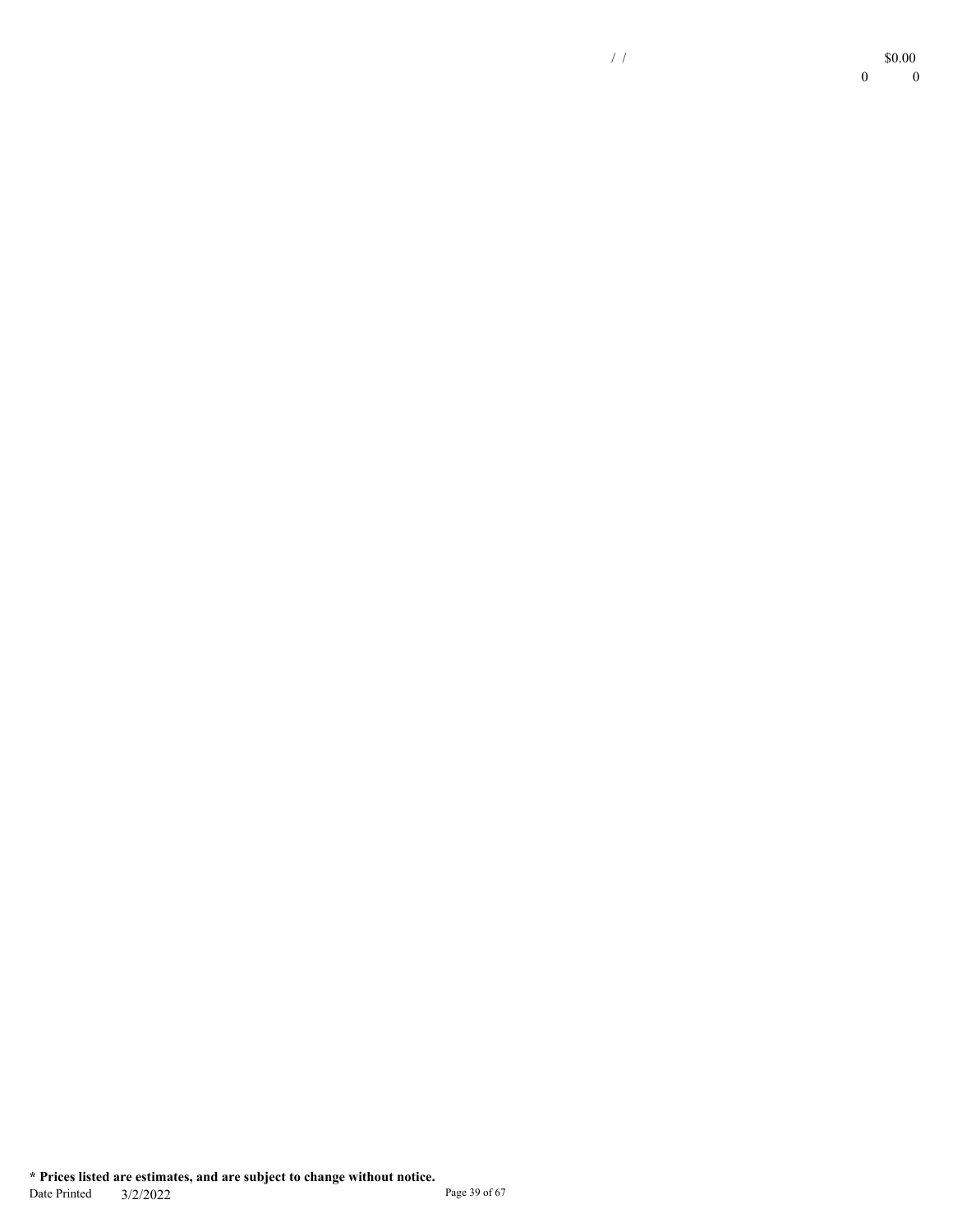/ / $0.00

0 0

**\* Prices listed are estimates, and are subject to change without notice.**

Date Printed 3/2/2022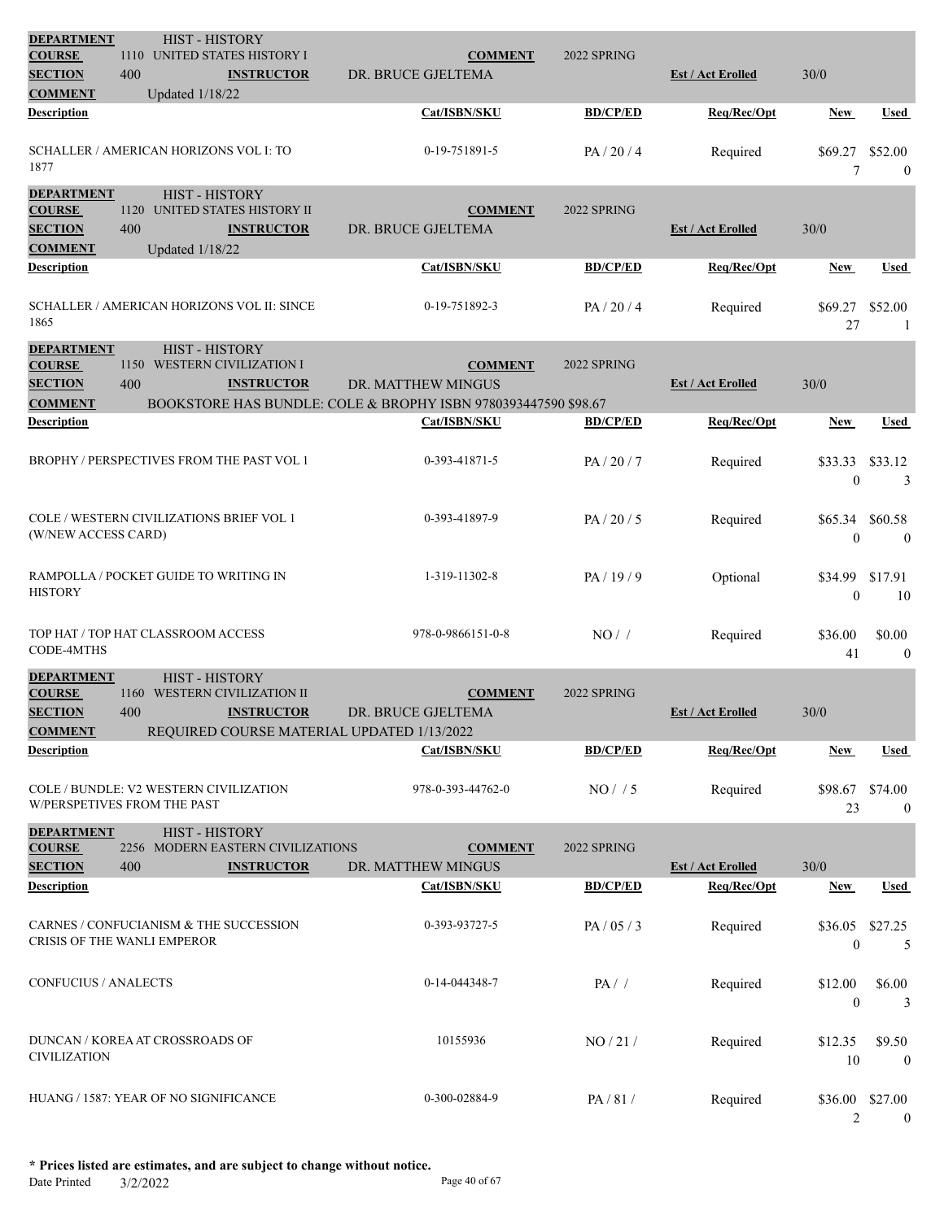**DEPARTMENT** HIST - HISTORY
**COURSE** 1110 UNITED STATES HISTORY I **COMMENT** 2022 SPRING
**SECTION** 400 **INSTRUCTOR** DR. BRUCE GJELTEMA **Est / Act Enrolled** 30/0
**COMMENT** Updated 1/18/22

| Description | Cat/ISBN/SKU | BD/CP/ED | Req/Rec/Opt | New | Used |
|---|---|---|---|---|---|
| SCHALLER / AMERICAN HORIZONS VOL I: TO 1877 | 0-19-751891-5 | PA / 20 / 4 | Required | $69.27<br>7 | $52.00<br>0 |

**DEPARTMENT** HIST - HISTORY
**COURSE** 1120 UNITED STATES HISTORY II **COMMENT** 2022 SPRING
**SECTION** 400 **INSTRUCTOR** DR. BRUCE GJELTEMA **Est / Act Enrolled** 30/0
**COMMENT** Updated 1/18/22

| Description | Cat/ISBN/SKU | BD/CP/ED | Req/Rec/Opt | New | Used |
|---|---|---|---|---|---|
| SCHALLER / AMERICAN HORIZONS VOL II: SINCE 1865 | 0-19-751892-3 | PA / 20 / 4 | Required | $69.27<br>27 | $52.00<br>1 |

**DEPARTMENT** HIST - HISTORY
**COURSE** 1150 WESTERN CIVILIZATION I **COMMENT** 2022 SPRING
**SECTION** 400 **INSTRUCTOR** DR. MATTHEW MINGUS **Est / Act Enrolled** 30/0
**COMMENT** BOOKSTORE HAS BUNDLE: COLE & BROPHY ISBN 9780393447590 $98.67

| Description | Cat/ISBN/SKU | BD/CP/ED | Req/Rec/Opt | New | Used |
|---|---|---|---|---|---|
| BROPHY / PERSPECTIVES FROM THE PAST VOL 1 | 0-393-41871-5 | PA / 20 / 7 | Required | $33.33<br>0 | $33.12<br>3 |
| COLE / WESTERN CIVILIZATIONS BRIEF VOL 1 (W/NEW ACCESS CARD) | 0-393-41897-9 | PA / 20 / 5 | Required | $65.34<br>0 | $60.58<br>0 |
| RAMPOLLA / POCKET GUIDE TO WRITING IN HISTORY | 1-319-11302-8 | PA / 19 / 9 | Optional | $34.99<br>0 | $17.91<br>10 |
| TOP HAT / TOP HAT CLASSROOM ACCESS CODE-4MTHS | 978-0-9866151-0-8 | NO / / | Required | $36.00<br>41 | $0.00<br>0 |

**DEPARTMENT** HIST - HISTORY
**COURSE** 1160 WESTERN CIVILIZATION II **COMMENT** 2022 SPRING
**SECTION** 400 **INSTRUCTOR** DR. BRUCE GJELTEMA **Est / Act Enrolled** 30/0
**COMMENT** REQUIRED COURSE MATERIAL UPDATED 1/13/2022

| Description | Cat/ISBN/SKU | BD/CP/ED | Req/Rec/Opt | New | Used |
|---|---|---|---|---|---|
| COLE / BUNDLE: V2 WESTERN CIVILIZATION W/PERSPETIVES FROM THE PAST | 978-0-393-44762-0 | NO / / 5 | Required | $98.67<br>23 | $74.00<br>0 |

**DEPARTMENT** HIST - HISTORY
**COURSE** 2256 MODERN EASTERN CIVILIZATIONS **COMMENT** 2022 SPRING
**SECTION** 400 **INSTRUCTOR** DR. MATTHEW MINGUS **Est / Act Enrolled** 30/0

| Description | Cat/ISBN/SKU | BD/CP/ED | Req/Rec/Opt | New | Used |
|---|---|---|---|---|---|
| CARNES / CONFUCIANISM & THE SUCCESSION CRISIS OF THE WANLI EMPEROR | 0-393-93727-5 | PA / 05 / 3 | Required | $36.05<br>0 | $27.25<br>5 |
| CONFUCIUS / ANALECTS | 0-14-044348-7 | PA / / | Required | $12.00<br>0 | $6.00<br>3 |
| DUNCAN / KOREA AT CROSSROADS OF CIVILIZATION | 10155936 | NO / 21 / | Required | $12.35<br>10 | $9.50<br>0 |
| HUANG / 1587: YEAR OF NO SIGNIFICANCE | 0-300-02884-9 | PA / 81 / | Required | $36.00<br>2 | $27.00<br>0 |

**\* Prices listed are estimates, and are subject to change without notice.**
Date Printed 3/2/2022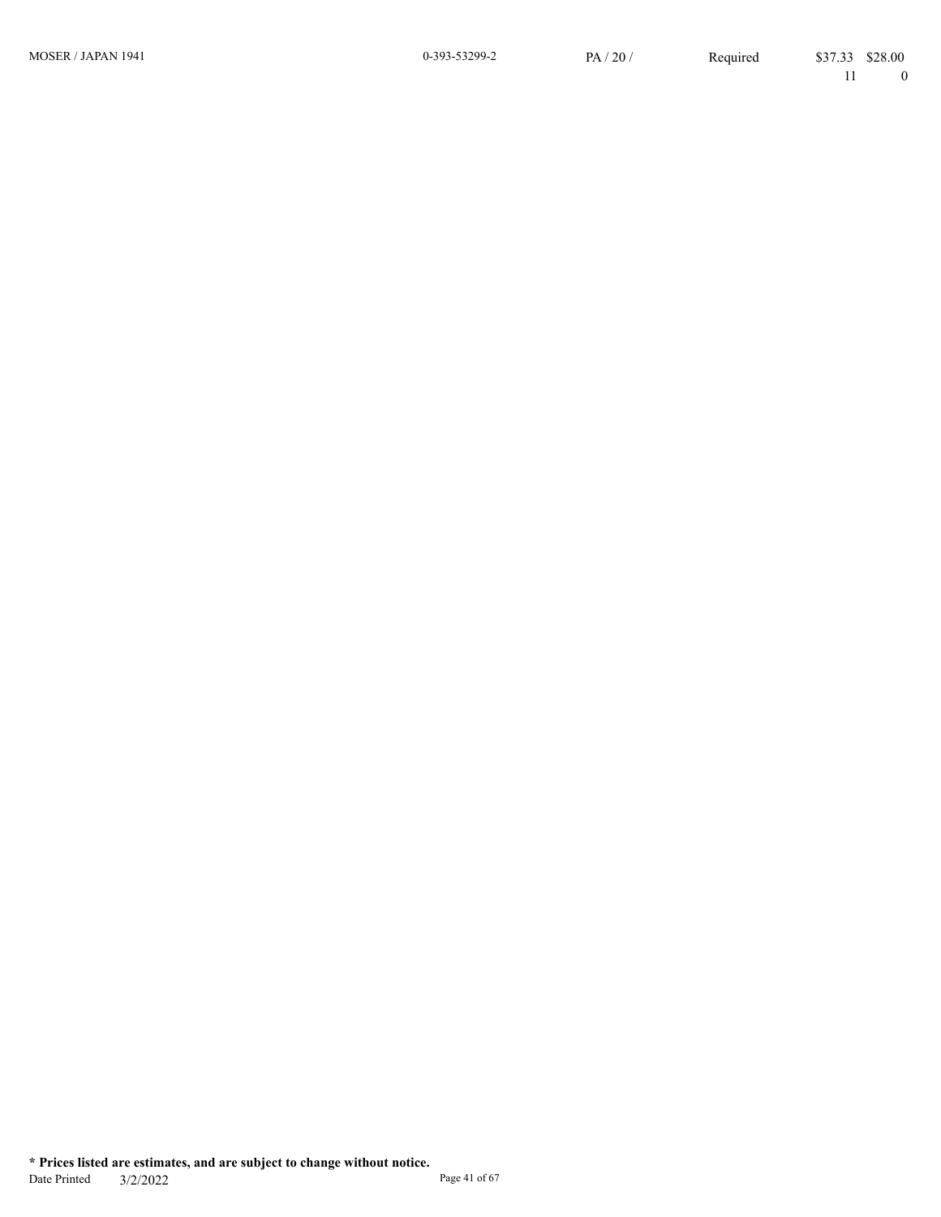| MOSER / JAPAN 1941 | 0-393-53299-2 | PA / 20 / | Required | $37.33 | $28.00 |
|---|---|---|---|---|---|
| | | | | 11 | 0 |

**\* Prices listed are estimates, and are subject to change without notice.**

Date Printed 3/2/2022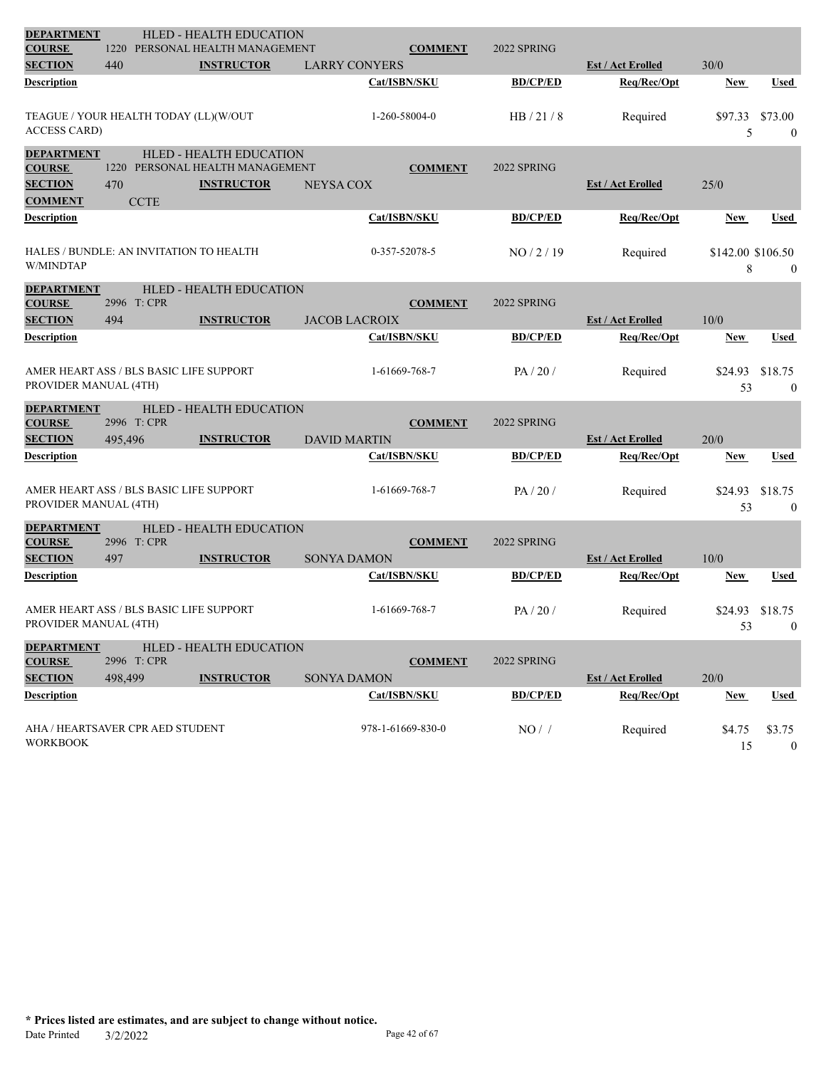| | | | | | | |
|---|---|---|---|---|---|---|
| **DEPARTMENT** | HLED - HEALTH EDUCATION | | | | | |
| **COURSE** | 1220 PERSONAL HEALTH MANAGEMENT | | **COMMENT** | 2022 SPRING | | |
| **SECTION** | 440 | **INSTRUCTOR** | LARRY CONYERS | | **Est / Act Enrolled** | 30/0 |
| **Description** | | **Cat/ISBN/SKU** | **BD/CP/ED** | **Req/Rec/Opt** | **New** | **Used** |
| TEAGUE / YOUR HEALTH TODAY (LL)(W/OUT ACCESS CARD) | | 1-260-58004-0 | HB / 21 / 8 | Required | $97.33<br>5 | $73.00<br>0 |

| | | | | | | |
|---|---|---|---|---|---|---|
| **DEPARTMENT** | HLED - HEALTH EDUCATION | | | | | |
| **COURSE** | 1220 PERSONAL HEALTH MANAGEMENT | | **COMMENT** | 2022 SPRING | | |
| **SECTION** | 470 | **INSTRUCTOR** | NEYSA COX | | **Est / Act Enrolled** | 25/0 |
| **COMMENT** | CCTE | | | | | |
| **Description** | | **Cat/ISBN/SKU** | **BD/CP/ED** | **Req/Rec/Opt** | **New** | **Used** |
| HALES / BUNDLE: AN INVITATION TO HEALTH W/MINDTAP | | 0-357-52078-5 | NO / 2 / 19 | Required | $142.00<br>8 | $106.50<br>0 |

| | | | | | | |
|---|---|---|---|---|---|---|
| **DEPARTMENT** | HLED - HEALTH EDUCATION | | | | | |
| **COURSE** | 2996 T: CPR | | **COMMENT** | 2022 SPRING | | |
| **SECTION** | 494 | **INSTRUCTOR** | JACOB LACROIX | | **Est / Act Enrolled** | 10/0 |
| **Description** | | **Cat/ISBN/SKU** | **BD/CP/ED** | **Req/Rec/Opt** | **New** | **Used** |
| AMER HEART ASS / BLS BASIC LIFE SUPPORT PROVIDER MANUAL (4TH) | | 1-61669-768-7 | PA / 20 / | Required | $24.93<br>53 | $18.75<br>0 |

| | | | | | | |
|---|---|---|---|---|---|---|
| **DEPARTMENT** | HLED - HEALTH EDUCATION | | | | | |
| **COURSE** | 2996 T: CPR | | **COMMENT** | 2022 SPRING | | |
| **SECTION** | 495,496 | **INSTRUCTOR** | DAVID MARTIN | | **Est / Act Enrolled** | 20/0 |
| **Description** | | **Cat/ISBN/SKU** | **BD/CP/ED** | **Req/Rec/Opt** | **New** | **Used** |
| AMER HEART ASS / BLS BASIC LIFE SUPPORT PROVIDER MANUAL (4TH) | | 1-61669-768-7 | PA / 20 / | Required | $24.93<br>53 | $18.75<br>0 |

| | | | | | | |
|---|---|---|---|---|---|---|
| **DEPARTMENT** | HLED - HEALTH EDUCATION | | | | | |
| **COURSE** | 2996 T: CPR | | **COMMENT** | 2022 SPRING | | |
| **SECTION** | 497 | **INSTRUCTOR** | SONYA DAMON | | **Est / Act Enrolled** | 10/0 |
| **Description** | | **Cat/ISBN/SKU** | **BD/CP/ED** | **Req/Rec/Opt** | **New** | **Used** |
| AMER HEART ASS / BLS BASIC LIFE SUPPORT PROVIDER MANUAL (4TH) | | 1-61669-768-7 | PA / 20 / | Required | $24.93<br>53 | $18.75<br>0 |

| | | | | | | |
|---|---|---|---|---|---|---|
| **DEPARTMENT** | HLED - HEALTH EDUCATION | | | | | |
| **COURSE** | 2996 T: CPR | | **COMMENT** | 2022 SPRING | | |
| **SECTION** | 498,499 | **INSTRUCTOR** | SONYA DAMON | | **Est / Act Enrolled** | 20/0 |
| **Description** | | **Cat/ISBN/SKU** | **BD/CP/ED** | **Req/Rec/Opt** | **New** | **Used** |
| AHA / HEARTSAVER CPR AED STUDENT WORKBOOK | | 978-1-61669-830-0 | NO / / | Required | $4.75<br>15 | $3.75<br>0 |

**\* Prices listed are estimates, and are subject to change without notice.**

Date Printed 3/2/2022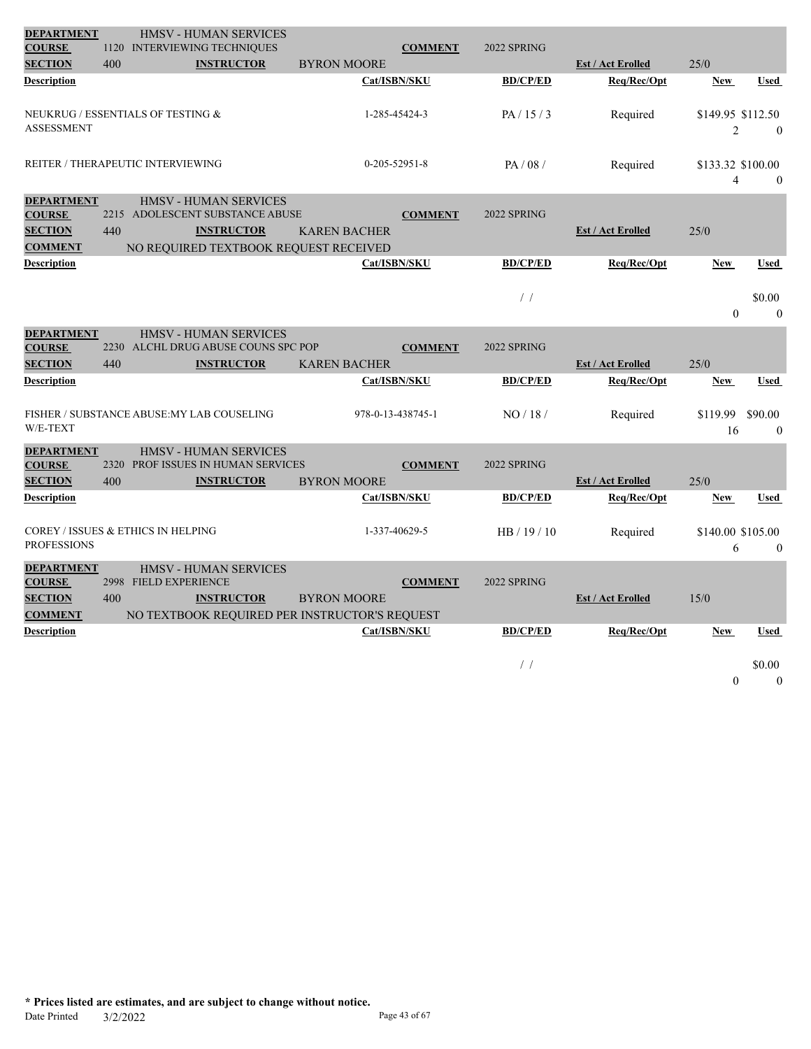**DEPARTMENT** HMSV - HUMAN SERVICES
**COURSE** 1120 INTERVIEWING TECHNIQUES **COMMENT** 2022 SPRING
**SECTION** 400 **INSTRUCTOR** BYRON MOORE **Est / Act Enrolled** 25/0

| Description | Cat/ISBN/SKU | BD/CP/ED | Req/Rec/Opt | New | Used |
|---|---|---|---|---|---|
| NEUKRUG / ESSENTIALS OF TESTING & ASSESSMENT | 1-285-45424-3 | PA / 15 / 3 | Required | $149.95<br>2 | $112.50<br>0 |
| REITER / THERAPEUTIC INTERVIEWING | 0-205-52951-8 | PA / 08 / | Required | $133.32<br>4 | $100.00<br>0 |

**DEPARTMENT** HMSV - HUMAN SERVICES
**COURSE** 2215 ADOLESCENT SUBSTANCE ABUSE **COMMENT** 2022 SPRING
**SECTION** 440 **INSTRUCTOR** KAREN BACHER **Est / Act Enrolled** 25/0
**COMMENT** NO REQUIRED TEXTBOOK REQUEST RECEIVED

| Description | Cat/ISBN/SKU | BD/CP/ED | Req/Rec/Opt | New | Used |
|---|---|---|---|---|---|
| | | / / | | 0 | $0.00<br>0 |

**DEPARTMENT** HMSV - HUMAN SERVICES
**COURSE** 2230 ALCHL DRUG ABUSE COUNS SPC POP **COMMENT** 2022 SPRING
**SECTION** 440 **INSTRUCTOR** KAREN BACHER **Est / Act Enrolled** 25/0

| Description | Cat/ISBN/SKU | BD/CP/ED | Req/Rec/Opt | New | Used |
|---|---|---|---|---|---|
| FISHER / SUBSTANCE ABUSE:MY LAB COUSELING W/E-TEXT | 978-0-13-438745-1 | NO / 18 / | Required | $119.99<br>16 | $90.00<br>0 |

**DEPARTMENT** HMSV - HUMAN SERVICES
**COURSE** 2320 PROF ISSUES IN HUMAN SERVICES **COMMENT** 2022 SPRING
**SECTION** 400 **INSTRUCTOR** BYRON MOORE **Est / Act Enrolled** 25/0

| Description | Cat/ISBN/SKU | BD/CP/ED | Req/Rec/Opt | New | Used |
|---|---|---|---|---|---|
| COREY / ISSUES & ETHICS IN HELPING PROFESSIONS | 1-337-40629-5 | HB / 19 / 10 | Required | $140.00<br>6 | $105.00<br>0 |

**DEPARTMENT** HMSV - HUMAN SERVICES
**COURSE** 2998 FIELD EXPERIENCE **COMMENT** 2022 SPRING
**SECTION** 400 **INSTRUCTOR** BYRON MOORE **Est / Act Enrolled** 15/0
**COMMENT** NO TEXTBOOK REQUIRED PER INSTRUCTOR'S REQUEST

| Description | Cat/ISBN/SKU | BD/CP/ED | Req/Rec/Opt | New | Used |
|---|---|---|---|---|---|
| | | / / | | 0 | $0.00<br>0 |

**\* Prices listed are estimates, and are subject to change without notice.**
Date Printed 3/2/2022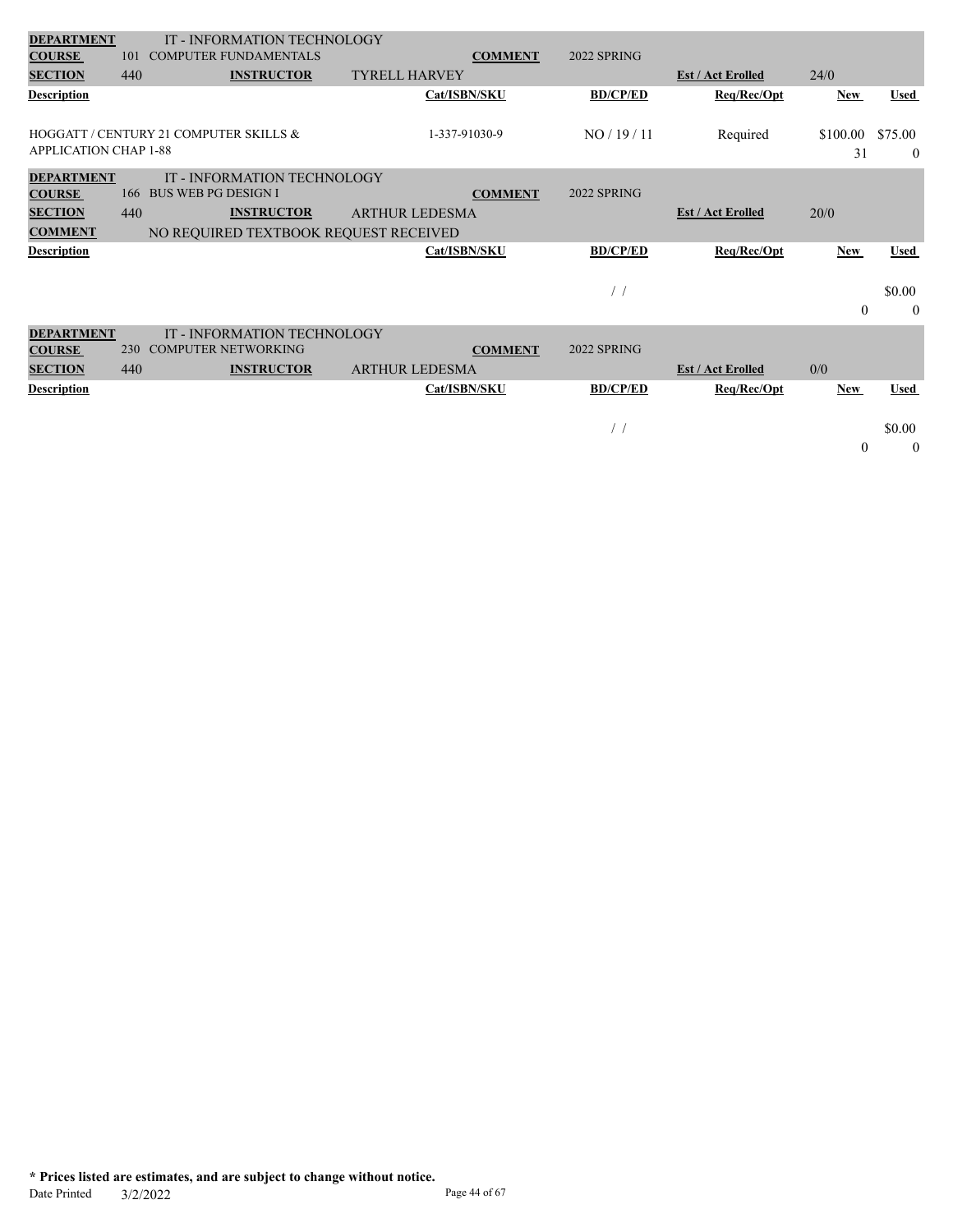| | | | | | | | |
|---|---|---|---|---|---|---|---|
| **DEPARTMENT** | IT - INFORMATION TECHNOLOGY | | | | | | |
| **COURSE** | 101 COMPUTER FUNDAMENTALS | | **COMMENT** | 2022 SPRING | | | |
| **SECTION** | 440 | **INSTRUCTOR** | TYRELL HARVEY | | **Est / Act Erolled** | 24/0 | |
| **Description** | | | **Cat/ISBN/SKU** | **BD/CP/ED** | **Req/Rec/Opt** | **New** | **Used** |
| HOGGATT / CENTURY 21 COMPUTER SKILLS & APPLICATION CHAP 1-88 | | | 1-337-91030-9 | NO / 19 / 11 | Required | \$100.00<br>31 | \$75.00<br>0 |

| | | | | | | | |
|---|---|---|---|---|---|---|---|
| **DEPARTMENT** | IT - INFORMATION TECHNOLOGY | | | | | | |
| **COURSE** | 166 BUS WEB PG DESIGN I | | **COMMENT** | 2022 SPRING | | | |
| **SECTION** | 440 | **INSTRUCTOR** | ARTHUR LEDESMA | | **Est / Act Erolled** | 20/0 | |
| **COMMENT** | NO REQUIRED TEXTBOOK REQUEST RECEIVED | | | | | | |
| **Description** | | | **Cat/ISBN/SKU** | **BD/CP/ED** | **Req/Rec/Opt** | **New** | **Used** |
| | | | | / / | | 0 | \$0.00<br>0 |

| | | | | | | | |
|---|---|---|---|---|---|---|---|
| **DEPARTMENT** | IT - INFORMATION TECHNOLOGY | | | | | | |
| **COURSE** | 230 COMPUTER NETWORKING | | **COMMENT** | 2022 SPRING | | | |
| **SECTION** | 440 | **INSTRUCTOR** | ARTHUR LEDESMA | | **Est / Act Erolled** | 0/0 | |
| **Description** | | | **Cat/ISBN/SKU** | **BD/CP/ED** | **Req/Rec/Opt** | **New** | **Used** |
| | | | | / / | | 0 | \$0.00<br>0 |

**\* Prices listed are estimates, and are subject to change without notice.**

Date Printed 3/2/2022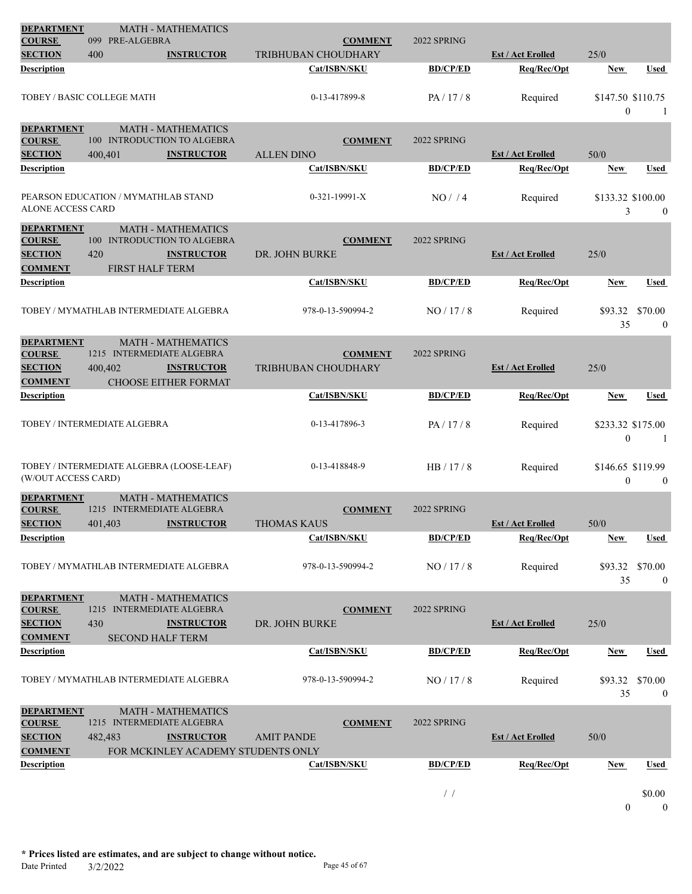| | | | | | | |
|---|---|---|---|---|---|---|
| **DEPARTMENT** | MATH - MATHEMATICS | | | | | |
| **COURSE** | 099 PRE-ALGEBRA | **COMMENT** | 2022 SPRING | | | |
| **SECTION** | 400 **INSTRUCTOR** | TRIBHUBAN CHOUDHARY | | **Est / Act Enrolled** | 25/0 | |
| **Description** | | **Cat/ISBN/SKU** | **BD/CP/ED** | **Req/Rec/Opt** | **New** | **Used** |
| TOBEY / BASIC COLLEGE MATH | | 0-13-417899-8 | PA / 17 / 8 | Required | $147.50<br>0 | $110.75<br>1 |

| | | | | | | |
|---|---|---|---|---|---|---|
| **DEPARTMENT** | MATH - MATHEMATICS | | | | | |
| **COURSE** | 100 INTRODUCTION TO ALGEBRA | **COMMENT** | 2022 SPRING | | | |
| **SECTION** | 400,401 **INSTRUCTOR** | ALLEN DINO | | **Est / Act Enrolled** | 50/0 | |
| **Description** | | **Cat/ISBN/SKU** | **BD/CP/ED** | **Req/Rec/Opt** | **New** | **Used** |
| PEARSON EDUCATION / MYMATHLAB STAND ALONE ACCESS CARD | | 0-321-19991-X | NO / / 4 | Required | $133.32<br>3 | $100.00<br>0 |

| | | | | | | |
|---|---|---|---|---|---|---|
| **DEPARTMENT** | MATH - MATHEMATICS | | | | | |
| **COURSE** | 100 INTRODUCTION TO ALGEBRA | **COMMENT** | 2022 SPRING | | | |
| **SECTION** | 420 **INSTRUCTOR** | DR. JOHN BURKE | | **Est / Act Enrolled** | 25/0 | |
| **COMMENT** | FIRST HALF TERM | | | | | |
| **Description** | | **Cat/ISBN/SKU** | **BD/CP/ED** | **Req/Rec/Opt** | **New** | **Used** |
| TOBEY / MYMATHLAB INTERMEDIATE ALGEBRA | | 978-0-13-590994-2 | NO / 17 / 8 | Required | $93.32<br>35 | $70.00<br>0 |

| | | | | | | |
|---|---|---|---|---|---|---|
| **DEPARTMENT** | MATH - MATHEMATICS | | | | | |
| **COURSE** | 1215 INTERMEDIATE ALGEBRA | **COMMENT** | 2022 SPRING | | | |
| **SECTION** | 400,402 **INSTRUCTOR** | TRIBHUBAN CHOUDHARY | | **Est / Act Enrolled** | 25/0 | |
| **COMMENT** | CHOOSE EITHER FORMAT | | | | | |
| **Description** | | **Cat/ISBN/SKU** | **BD/CP/ED** | **Req/Rec/Opt** | **New** | **Used** |
| TOBEY / INTERMEDIATE ALGEBRA | | 0-13-417896-3 | PA / 17 / 8 | Required | $233.32<br>0 | $175.00<br>1 |
| TOBEY / INTERMEDIATE ALGEBRA (LOOSE-LEAF) (W/OUT ACCESS CARD) | | 0-13-418848-9 | HB / 17 / 8 | Required | $146.65<br>0 | $119.99<br>0 |

| | | | | | | |
|---|---|---|---|---|---|---|
| **DEPARTMENT** | MATH - MATHEMATICS | | | | | |
| **COURSE** | 1215 INTERMEDIATE ALGEBRA | **COMMENT** | 2022 SPRING | | | |
| **SECTION** | 401,403 **INSTRUCTOR** | THOMAS KAUS | | **Est / Act Enrolled** | 50/0 | |
| **Description** | | **Cat/ISBN/SKU** | **BD/CP/ED** | **Req/Rec/Opt** | **New** | **Used** |
| TOBEY / MYMATHLAB INTERMEDIATE ALGEBRA | | 978-0-13-590994-2 | NO / 17 / 8 | Required | $93.32<br>35 | $70.00<br>0 |

| | | | | | | |
|---|---|---|---|---|---|---|
| **DEPARTMENT** | MATH - MATHEMATICS | | | | | |
| **COURSE** | 1215 INTERMEDIATE ALGEBRA | **COMMENT** | 2022 SPRING | | | |
| **SECTION** | 430 **INSTRUCTOR** | DR. JOHN BURKE | | **Est / Act Enrolled** | 25/0 | |
| **COMMENT** | SECOND HALF TERM | | | | | |
| **Description** | | **Cat/ISBN/SKU** | **BD/CP/ED** | **Req/Rec/Opt** | **New** | **Used** |
| TOBEY / MYMATHLAB INTERMEDIATE ALGEBRA | | 978-0-13-590994-2 | NO / 17 / 8 | Required | $93.32<br>35 | $70.00<br>0 |

| | | | | | | |
|---|---|---|---|---|---|---|
| **DEPARTMENT** | MATH - MATHEMATICS | | | | | |
| **COURSE** | 1215 INTERMEDIATE ALGEBRA | **COMMENT** | 2022 SPRING | | | |
| **SECTION** | 482,483 **INSTRUCTOR** | AMIT PANDE | | **Est / Act Enrolled** | 50/0 | |
| **COMMENT** | FOR MCKINLEY ACADEMY STUDENTS ONLY | | | | | |
| **Description** | | **Cat/ISBN/SKU** | **BD/CP/ED** | **Req/Rec/Opt** | **New** | **Used** |
| | | | / / | | <br>0 | $0.00<br>0 |

**\* Prices listed are estimates, and are subject to change without notice.**

Date Printed 3/2/2022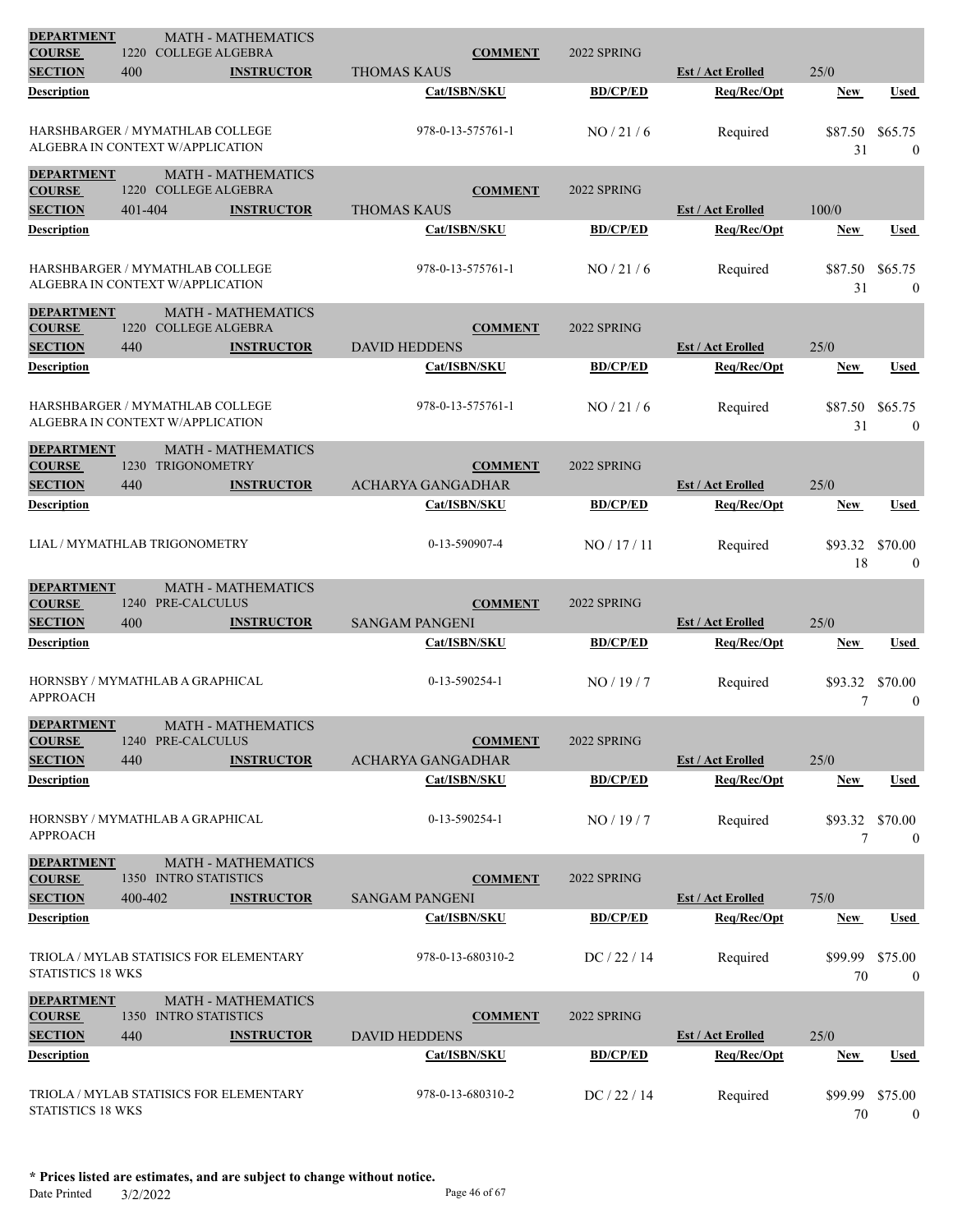| DEPARTMENT | MATH - MATHEMATICS | | | | | |
|---|---|---|---|---|---|---|
| COURSE | 1220 COLLEGE ALGEBRA | COMMENT | 2022 SPRING | | | |
| SECTION | 400 | INSTRUCTOR | THOMAS KAUS | Est / Act Enrolled | 25/0 | |
| Description | | Cat/ISBN/SKU | BD/CP/ED | Req/Rec/Opt | New | Used |
| HARSHBARGER / MYMATHLAB COLLEGE ALGEBRA IN CONTEXT W/APPLICATION | | 978-0-13-575761-1 | NO / 21 / 6 | Required | $87.50<br>31 | $65.75<br>0 |

| DEPARTMENT | MATH - MATHEMATICS | | | | | |
|---|---|---|---|---|---|---|
| COURSE | 1220 COLLEGE ALGEBRA | COMMENT | 2022 SPRING | | | |
| SECTION | 401-404 | INSTRUCTOR | THOMAS KAUS | Est / Act Enrolled | 100/0 | |
| Description | | Cat/ISBN/SKU | BD/CP/ED | Req/Rec/Opt | New | Used |
| HARSHBARGER / MYMATHLAB COLLEGE ALGEBRA IN CONTEXT W/APPLICATION | | 978-0-13-575761-1 | NO / 21 / 6 | Required | $87.50<br>31 | $65.75<br>0 |

| DEPARTMENT | MATH - MATHEMATICS | | | | | |
|---|---|---|---|---|---|---|
| COURSE | 1220 COLLEGE ALGEBRA | COMMENT | 2022 SPRING | | | |
| SECTION | 440 | INSTRUCTOR | DAVID HEDDENS | Est / Act Enrolled | 25/0 | |
| Description | | Cat/ISBN/SKU | BD/CP/ED | Req/Rec/Opt | New | Used |
| HARSHBARGER / MYMATHLAB COLLEGE ALGEBRA IN CONTEXT W/APPLICATION | | 978-0-13-575761-1 | NO / 21 / 6 | Required | $87.50<br>31 | $65.75<br>0 |

| DEPARTMENT | MATH - MATHEMATICS | | | | | |
|---|---|---|---|---|---|---|
| COURSE | 1230 TRIGONOMETRY | COMMENT | 2022 SPRING | | | |
| SECTION | 440 | INSTRUCTOR | ACHARYA GANGADHAR | Est / Act Enrolled | 25/0 | |
| Description | | Cat/ISBN/SKU | BD/CP/ED | Req/Rec/Opt | New | Used |
| LIAL / MYMATHLAB TRIGONOMETRY | | 0-13-590907-4 | NO / 17 / 11 | Required | $93.32<br>18 | $70.00<br>0 |

| DEPARTMENT | MATH - MATHEMATICS | | | | | |
|---|---|---|---|---|---|---|
| COURSE | 1240 PRE-CALCULUS | COMMENT | 2022 SPRING | | | |
| SECTION | 400 | INSTRUCTOR | SANGAM PANGENI | Est / Act Enrolled | 25/0 | |
| Description | | Cat/ISBN/SKU | BD/CP/ED | Req/Rec/Opt | New | Used |
| HORNSBY / MYMATHLAB A GRAPHICAL APPROACH | | 0-13-590254-1 | NO / 19 / 7 | Required | $93.32<br>7 | $70.00<br>0 |

| DEPARTMENT | MATH - MATHEMATICS | | | | | |
|---|---|---|---|---|---|---|
| COURSE | 1240 PRE-CALCULUS | COMMENT | 2022 SPRING | | | |
| SECTION | 440 | INSTRUCTOR | ACHARYA GANGADHAR | Est / Act Enrolled | 25/0 | |
| Description | | Cat/ISBN/SKU | BD/CP/ED | Req/Rec/Opt | New | Used |
| HORNSBY / MYMATHLAB A GRAPHICAL APPROACH | | 0-13-590254-1 | NO / 19 / 7 | Required | $93.32<br>7 | $70.00<br>0 |

| DEPARTMENT | MATH - MATHEMATICS | | | | | |
|---|---|---|---|---|---|---|
| COURSE | 1350 INTRO STATISTICS | COMMENT | 2022 SPRING | | | |
| SECTION | 400-402 | INSTRUCTOR | SANGAM PANGENI | Est / Act Enrolled | 75/0 | |
| Description | | Cat/ISBN/SKU | BD/CP/ED | Req/Rec/Opt | New | Used |
| TRIOLA / MYLAB STATISICS FOR ELEMENTARY STATISTICS 18 WKS | | 978-0-13-680310-2 | DC / 22 / 14 | Required | $99.99<br>70 | $75.00<br>0 |

| DEPARTMENT | MATH - MATHEMATICS | | | | | |
|---|---|---|---|---|---|---|
| COURSE | 1350 INTRO STATISTICS | COMMENT | 2022 SPRING | | | |
| SECTION | 440 | INSTRUCTOR | DAVID HEDDENS | Est / Act Enrolled | 25/0 | |
| Description | | Cat/ISBN/SKU | BD/CP/ED | Req/Rec/Opt | New | Used |
| TRIOLA / MYLAB STATISICS FOR ELEMENTARY STATISTICS 18 WKS | | 978-0-13-680310-2 | DC / 22 / 14 | Required | $99.99<br>70 | $75.00<br>0 |

**\* Prices listed are estimates, and are subject to change without notice.**

Date Printed 3/2/2022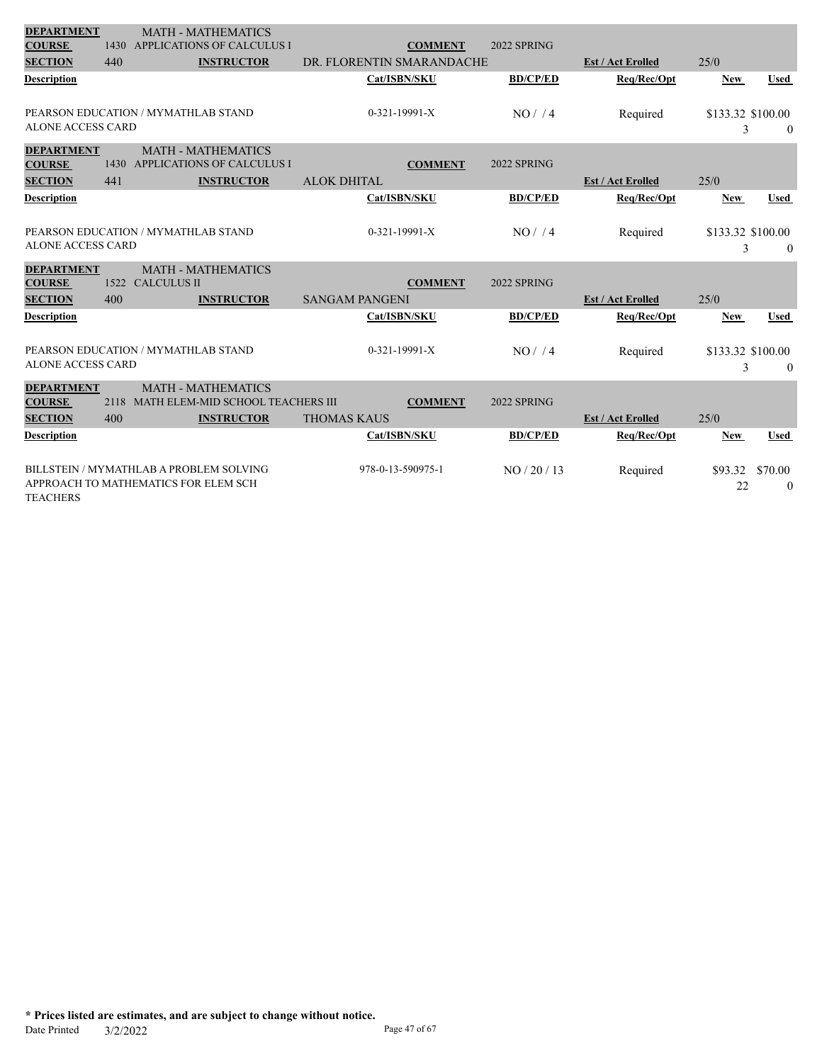| **DEPARTMENT** | MATH - MATHEMATICS | | | | | |
|---|---|---|---|---|---|---|
| **COURSE** | 1430 APPLICATIONS OF CALCULUS I | **COMMENT** | 2022 SPRING | | | |
| **SECTION** | 440 | **INSTRUCTOR** | DR. FLORENTIN SMARANDACHE | **Est / Act Erolled** | 25/0 | |
| **Description** | | **Cat/ISBN/SKU** | **BD/CP/ED** | **Req/Rec/Opt** | **New** | **Used** |
| PEARSON EDUCATION / MYMATHLAB STAND ALONE ACCESS CARD | | 0-321-19991-X | NO / / 4 | Required | $133.32<br>3 | $100.00<br>0 |

| **DEPARTMENT** | MATH - MATHEMATICS | | | | | |
|---|---|---|---|---|---|---|
| **COURSE** | 1430 APPLICATIONS OF CALCULUS I | **COMMENT** | 2022 SPRING | | | |
| **SECTION** | 441 | **INSTRUCTOR** | ALOK DHITAL | **Est / Act Erolled** | 25/0 | |
| **Description** | | **Cat/ISBN/SKU** | **BD/CP/ED** | **Req/Rec/Opt** | **New** | **Used** |
| PEARSON EDUCATION / MYMATHLAB STAND ALONE ACCESS CARD | | 0-321-19991-X | NO / / 4 | Required | $133.32<br>3 | $100.00<br>0 |

| **DEPARTMENT** | MATH - MATHEMATICS | | | | | |
|---|---|---|---|---|---|---|
| **COURSE** | 1522 CALCULUS II | **COMMENT** | 2022 SPRING | | | |
| **SECTION** | 400 | **INSTRUCTOR** | SANGAM PANGENI | **Est / Act Erolled** | 25/0 | |
| **Description** | | **Cat/ISBN/SKU** | **BD/CP/ED** | **Req/Rec/Opt** | **New** | **Used** |
| PEARSON EDUCATION / MYMATHLAB STAND ALONE ACCESS CARD | | 0-321-19991-X | NO / / 4 | Required | $133.32<br>3 | $100.00<br>0 |

| **DEPARTMENT** | MATH - MATHEMATICS | | | | | |
|---|---|---|---|---|---|---|
| **COURSE** | 2118 MATH ELEM-MID SCHOOL TEACHERS III | **COMMENT** | 2022 SPRING | | | |
| **SECTION** | 400 | **INSTRUCTOR** | THOMAS KAUS | **Est / Act Erolled** | 25/0 | |
| **Description** | | **Cat/ISBN/SKU** | **BD/CP/ED** | **Req/Rec/Opt** | **New** | **Used** |
| BILLSTEIN / MYMATHLAB A PROBLEM SOLVING APPROACH TO MATHEMATICS FOR ELEM SCH TEACHERS | | 978-0-13-590975-1 | NO / 20 / 13 | Required | $93.32<br>22 | $70.00<br>0 |

**\* Prices listed are estimates, and are subject to change without notice.**

Date Printed 3/2/2022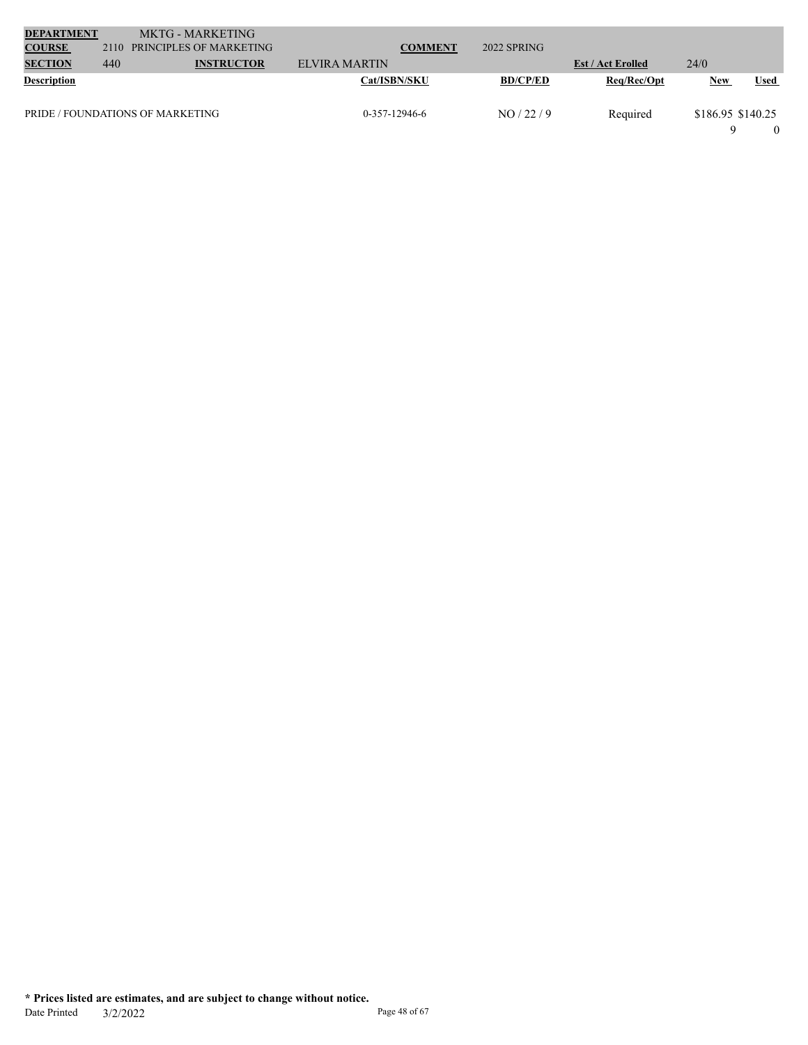| **DEPARTMENT** | | MKTG - MARKETING | | | | | | |
|---|---|---|---|---|---|---|---|---|
| **COURSE** | 2110 | PRINCIPLES OF MARKETING | | **COMMENT** | 2022 SPRING | | | |
| **SECTION** | 440 | **INSTRUCTOR** | ELVIRA MARTIN | | | **Est / Act Erolled** | 24/0 | |

| **Description** | **Cat/ISBN/SKU** | **BD/CP/ED** | **Req/Rec/Opt** | **New** | **Used** |
|---|---|---|---|---|---|
| PRIDE / FOUNDATIONS OF MARKETING | 0-357-12946-6 | NO / 22 / 9 | Required | $186.95 | $140.25 |
| | | | | 9 | 0 |

**\* Prices listed are estimates, and are subject to change without notice.**

Date Printed 3/2/2022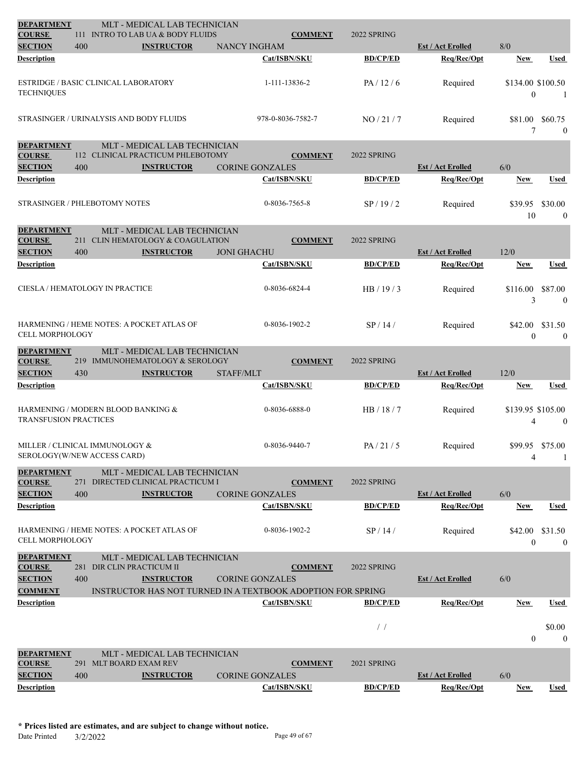**DEPARTMENT** MLT - MEDICAL LAB TECHNICIAN
**COURSE** 111 INTRO TO LAB UA & BODY FLUIDS **COMMENT** 2022 SPRING
**SECTION** 400 **INSTRUCTOR** NANCY INGHAM **Est / Act Enrolled** 8/0

| Description | Cat/ISBN/SKU | BD/CP/ED | Req/Rec/Opt | New | Used |
|---|---|---|---|---|---|
| ESTRIDGE / BASIC CLINICAL LABORATORY TECHNIQUES | 1-111-13836-2 | PA / 12 / 6 | Required | $134.00<br>0 | $100.50<br>1 |
| STRASINGER / URINALYSIS AND BODY FLUIDS | 978-0-8036-7582-7 | NO / 21 / 7 | Required | $81.00<br>7 | $60.75<br>0 |

**DEPARTMENT** MLT - MEDICAL LAB TECHNICIAN
**COURSE** 112 CLINICAL PRACTICUM PHLEBOTOMY **COMMENT** 2022 SPRING
**SECTION** 400 **INSTRUCTOR** CORINE GONZALES **Est / Act Enrolled** 6/0

| Description | Cat/ISBN/SKU | BD/CP/ED | Req/Rec/Opt | New | Used |
|---|---|---|---|---|---|
| STRASINGER / PHLEBOTOMY NOTES | 0-8036-7565-8 | SP / 19 / 2 | Required | $39.95<br>10 | $30.00<br>0 |

**DEPARTMENT** MLT - MEDICAL LAB TECHNICIAN
**COURSE** 211 CLIN HEMATOLOGY & COAGULATION **COMMENT** 2022 SPRING
**SECTION** 400 **INSTRUCTOR** JONI GHACHU **Est / Act Enrolled** 12/0

| Description | Cat/ISBN/SKU | BD/CP/ED | Req/Rec/Opt | New | Used |
|---|---|---|---|---|---|
| CIESLA / HEMATOLOGY IN PRACTICE | 0-8036-6824-4 | HB / 19 / 3 | Required | $116.00<br>3 | $87.00<br>0 |
| HARMENING / HEME NOTES: A POCKET ATLAS OF CELL MORPHOLOGY | 0-8036-1902-2 | SP / 14 / | Required | $42.00<br>0 | $31.50<br>0 |

**DEPARTMENT** MLT - MEDICAL LAB TECHNICIAN
**COURSE** 219 IMMUNOHEMATOLOGY & SEROLOGY **COMMENT** 2022 SPRING
**SECTION** 430 **INSTRUCTOR** STAFF/MLT **Est / Act Enrolled** 12/0

| Description | Cat/ISBN/SKU | BD/CP/ED | Req/Rec/Opt | New | Used |
|---|---|---|---|---|---|
| HARMENING / MODERN BLOOD BANKING & TRANSFUSION PRACTICES | 0-8036-6888-0 | HB / 18 / 7 | Required | $139.95<br>4 | $105.00<br>0 |
| MILLER / CLINICAL IMMUNOLOGY & SEROLOGY(W/NEW ACCESS CARD) | 0-8036-9440-7 | PA / 21 / 5 | Required | $99.95<br>4 | $75.00<br>1 |

**DEPARTMENT** MLT - MEDICAL LAB TECHNICIAN
**COURSE** 271 DIRECTED CLINICAL PRACTICUM I **COMMENT** 2022 SPRING
**SECTION** 400 **INSTRUCTOR** CORINE GONZALES **Est / Act Enrolled** 6/0

| Description | Cat/ISBN/SKU | BD/CP/ED | Req/Rec/Opt | New | Used |
|---|---|---|---|---|---|
| HARMENING / HEME NOTES: A POCKET ATLAS OF CELL MORPHOLOGY | 0-8036-1902-2 | SP / 14 / | Required | $42.00<br>0 | $31.50<br>0 |

**DEPARTMENT** MLT - MEDICAL LAB TECHNICIAN
**COURSE** 281 DIR CLIN PRACTICUM II **COMMENT** 2022 SPRING
**SECTION** 400 **INSTRUCTOR** CORINE GONZALES **Est / Act Enrolled** 6/0
**COMMENT** INSTRUCTOR HAS NOT TURNED IN A TEXTBOOK ADOPTION FOR SPRING

| Description | Cat/ISBN/SKU | BD/CP/ED | Req/Rec/Opt | New | Used |
|---|---|---|---|---|---|
| | | / / | | 0 | $0.00<br>0 |

**DEPARTMENT** MLT - MEDICAL LAB TECHNICIAN
**COURSE** 291 MLT BOARD EXAM REV **COMMENT** 2021 SPRING
**SECTION** 400 **INSTRUCTOR** CORINE GONZALES **Est / Act Enrolled** 6/0

| Description | Cat/ISBN/SKU | BD/CP/ED | Req/Rec/Opt | New | Used |
|---|---|---|---|---|---|

**\* Prices listed are estimates, and are subject to change without notice.**
Date Printed 3/2/2022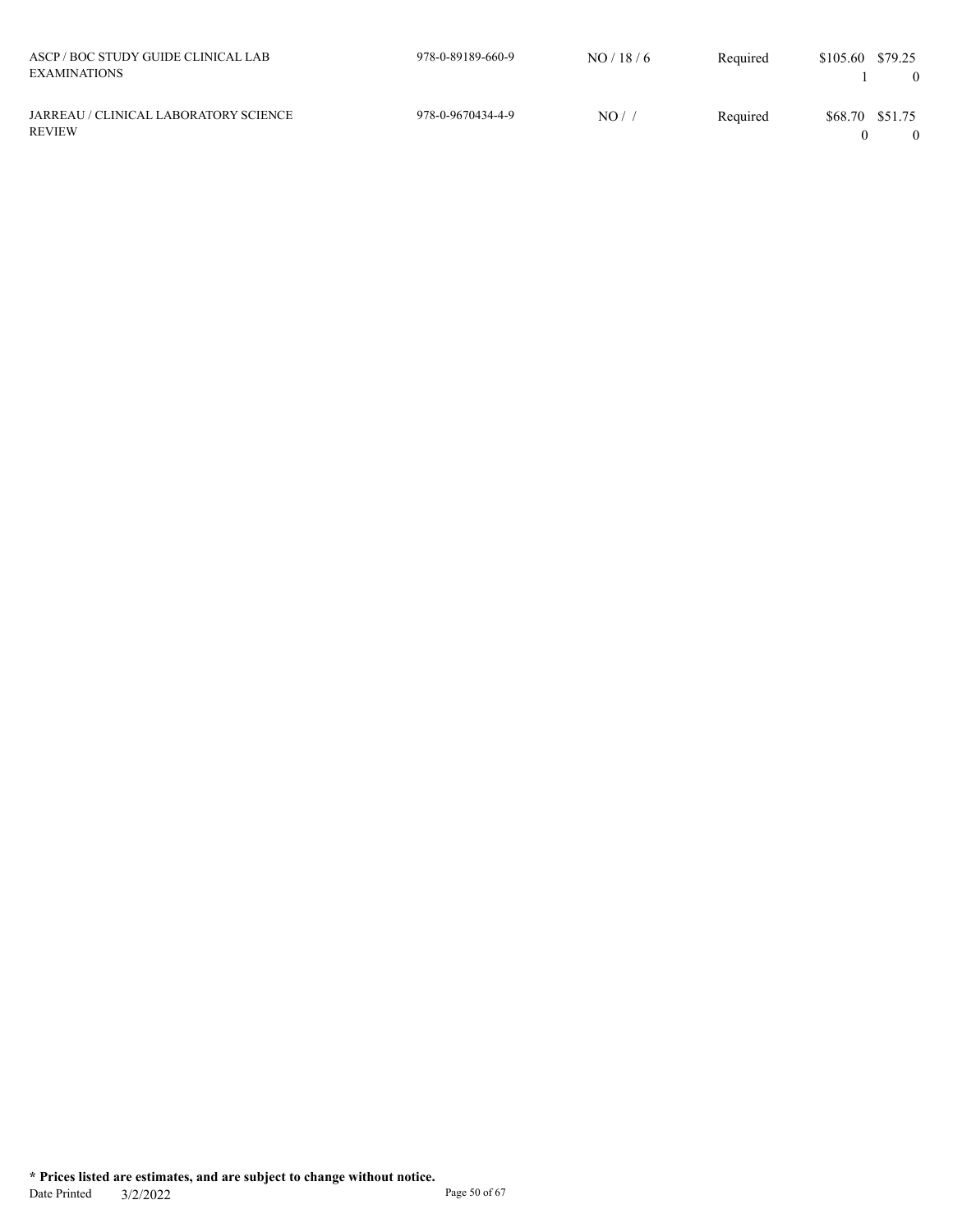| | | | | | |
|---|---|---|---|---|---|
| ASCP / BOC STUDY GUIDE CLINICAL LAB EXAMINATIONS | 978-0-89189-660-9 | NO / 18 / 6 | Required | $105.60 1 | $79.25 0 |
| JARREAU / CLINICAL LABORATORY SCIENCE REVIEW | 978-0-9670434-4-9 | NO / / | Required | $68.70 0 | $51.75 0 |

**\* Prices listed are estimates, and are subject to change without notice.**

Date Printed 3/2/2022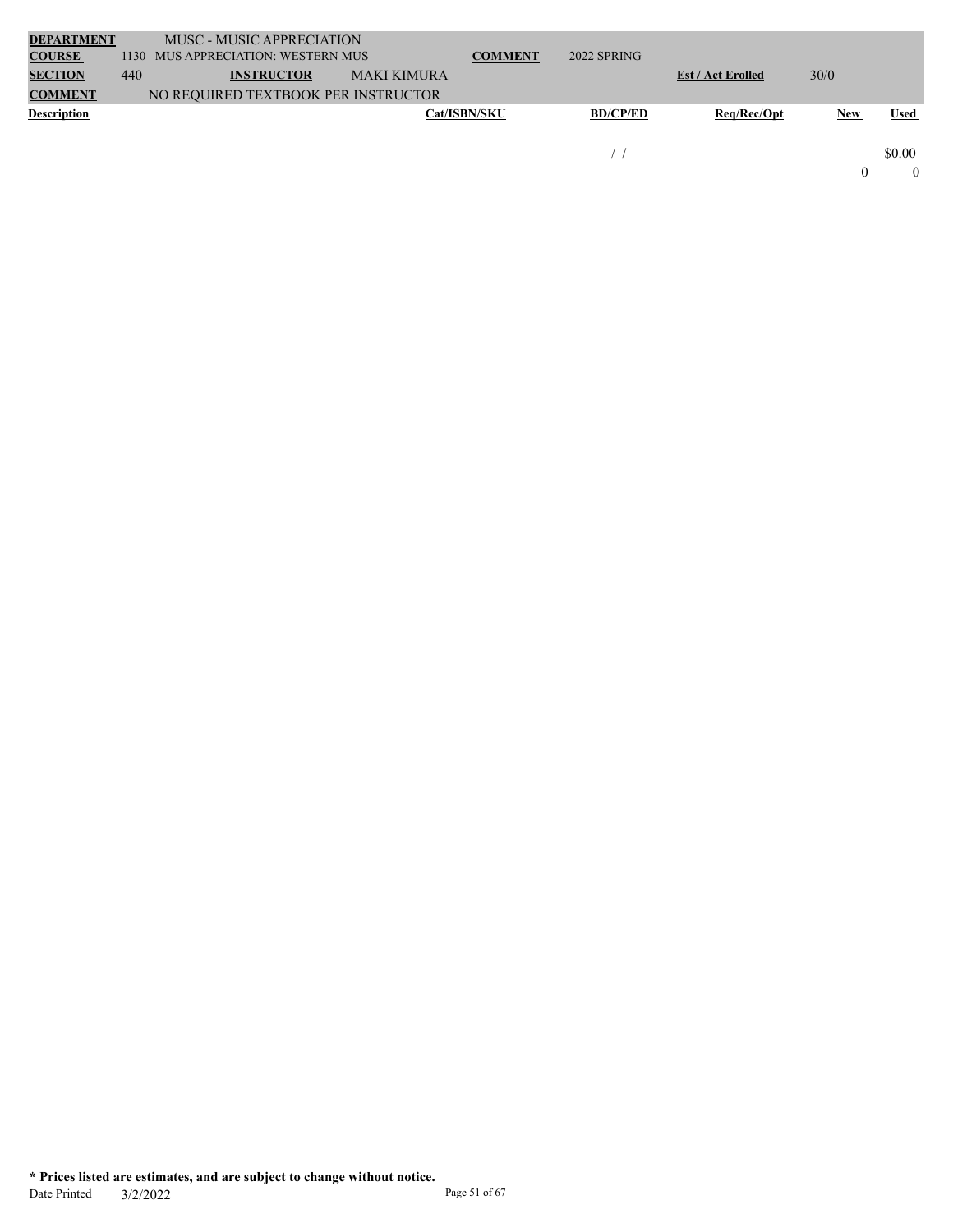| **DEPARTMENT** | | MUSC - MUSIC APPRECIATION | | | | | |
|---|---|---|---|---|---|---|---|
| **COURSE** | 1130 | MUS APPRECIATION: WESTERN MUS | | **COMMENT** | 2022 SPRING | | |
| **SECTION** | 440 | **INSTRUCTOR** | MAKI KIMURA | | | **Est / Act Erolled** | 30/0 |
| **COMMENT** | | NO REQUIRED TEXTBOOK PER INSTRUCTOR | | | | | |

| Description | Cat/ISBN/SKU | BD/CP/ED | Req/Rec/Opt | New | Used |
|---|---|---|---|---|---|
| | | / / | | | $0.00 |
| | | | | 0 | 0 |

**\* Prices listed are estimates, and are subject to change without notice.**

Date Printed 3/2/2022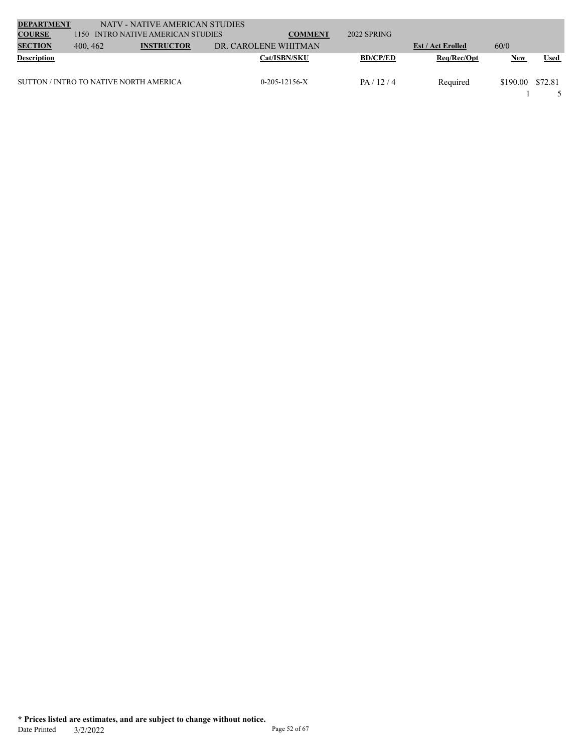| DEPARTMENT | NATV - NATIVE AMERICAN STUDIES | | | | | | |
|---|---|---|---|---|---|---|---|
| **COURSE** | 1150 INTRO NATIVE AMERICAN STUDIES | | **COMMENT** | 2022 SPRING | | | |
| **SECTION** | 400, 462 | **INSTRUCTOR** | DR. CAROLENE WHITMAN | | **Est / Act Erolled** | 60/0 | |
| **Description** | | | **Cat/ISBN/SKU** | **BD/CP/ED** | **Req/Rec/Opt** | **New** | **Used** |
| SUTTON / INTRO TO NATIVE NORTH AMERICA | | | 0-205-12156-X | PA / 12 / 4 | Required | $190.00 | $72.81 |
| | | | | | | 1 | 5 |

**\* Prices listed are estimates, and are subject to change without notice.**

Date Printed 3/2/2022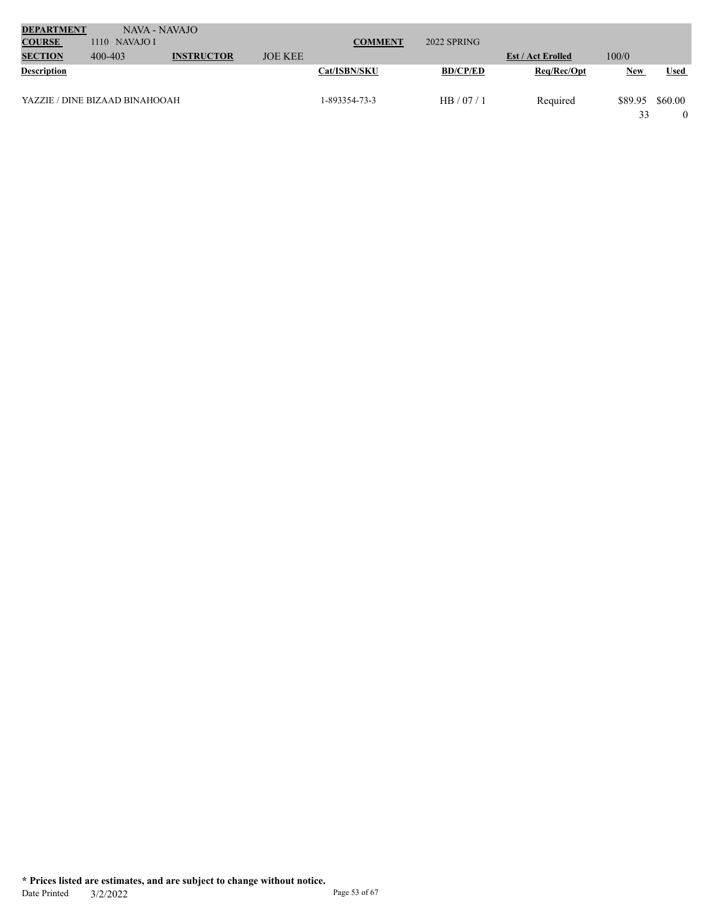| **DEPARTMENT** | NAVA - NAVAJO | | | | | | | |
|---|---|---|---|---|---|---|---|---|
| **COURSE** | 1110 NAVAJO I | | | **COMMENT** | 2022 SPRING | | | |
| **SECTION** | 400-403 | **INSTRUCTOR** | JOE KEE | | | **Est / Act Enrolled** | 100/0 | |
| **Description** | | | | **Cat/ISBN/SKU** | **BD/CP/ED** | **Req/Rec/Opt** | **New** | **Used** |
| YAZZIE / DINE BIZAAD BINAHOOAH | | | | 1-893354-73-3 | HB / 07 / 1 | Required | $89.95 | $60.00 |
| | | | | | | | 33 | 0 |

**\* Prices listed are estimates, and are subject to change without notice.**

Date Printed 3/2/2022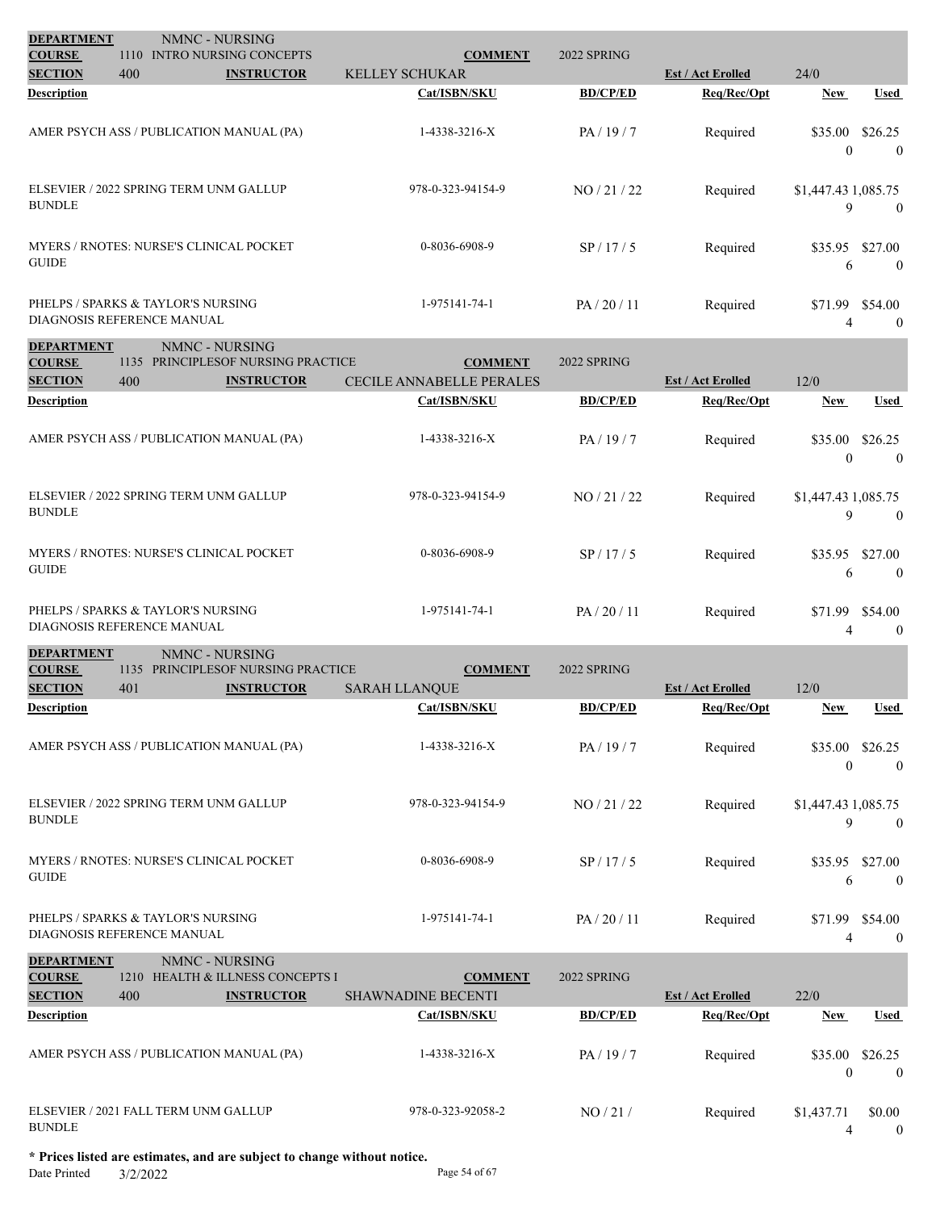| DEPARTMENT | NMNC - NURSING | | | | | |
|---|---|---|---|---|---|---|
| COURSE | 1110 INTRO NURSING CONCEPTS | COMMENT | 2022 SPRING | | | |
| SECTION | 400 | INSTRUCTOR: KELLEY SCHUKAR | | Est / Act Enrolled | 24/0 | |
| **Description** | | **Cat/ISBN/SKU** | **BD/CP/ED** | **Req/Rec/Opt** | **New** | **Used** |
| AMER PSYCH ASS / PUBLICATION MANUAL (PA) | | 1-4338-3216-X | PA / 19 / 7 | Required | $35.00<br>0 | $26.25<br>0 |
| ELSEVIER / 2022 SPRING TERM UNM GALLUP BUNDLE | | 978-0-323-94154-9 | NO / 21 / 22 | Required | $1,447.43<br>9 | 1,085.75<br>0 |
| MYERS / RNOTES: NURSE'S CLINICAL POCKET GUIDE | | 0-8036-6908-9 | SP / 17 / 5 | Required | $35.95<br>6 | $27.00<br>0 |
| PHELPS / SPARKS & TAYLOR'S NURSING DIAGNOSIS REFERENCE MANUAL | | 1-975141-74-1 | PA / 20 / 11 | Required | $71.99<br>4 | $54.00<br>0 |

| DEPARTMENT | NMNC - NURSING | | | | | |
|---|---|---|---|---|---|---|
| COURSE | 1135 PRINCIPLESOF NURSING PRACTICE | COMMENT | 2022 SPRING | | | |
| SECTION | 400 | INSTRUCTOR: CECILE ANNABELLE PERALES | | Est / Act Enrolled | 12/0 | |
| **Description** | | **Cat/ISBN/SKU** | **BD/CP/ED** | **Req/Rec/Opt** | **New** | **Used** |
| AMER PSYCH ASS / PUBLICATION MANUAL (PA) | | 1-4338-3216-X | PA / 19 / 7 | Required | $35.00<br>0 | $26.25<br>0 |
| ELSEVIER / 2022 SPRING TERM UNM GALLUP BUNDLE | | 978-0-323-94154-9 | NO / 21 / 22 | Required | $1,447.43<br>9 | 1,085.75<br>0 |
| MYERS / RNOTES: NURSE'S CLINICAL POCKET GUIDE | | 0-8036-6908-9 | SP / 17 / 5 | Required | $35.95<br>6 | $27.00<br>0 |
| PHELPS / SPARKS & TAYLOR'S NURSING DIAGNOSIS REFERENCE MANUAL | | 1-975141-74-1 | PA / 20 / 11 | Required | $71.99<br>4 | $54.00<br>0 |

| DEPARTMENT | NMNC - NURSING | | | | | |
|---|---|---|---|---|---|---|
| COURSE | 1135 PRINCIPLESOF NURSING PRACTICE | COMMENT | 2022 SPRING | | | |
| SECTION | 401 | INSTRUCTOR: SARAH LLANQUE | | Est / Act Enrolled | 12/0 | |
| **Description** | | **Cat/ISBN/SKU** | **BD/CP/ED** | **Req/Rec/Opt** | **New** | **Used** |
| AMER PSYCH ASS / PUBLICATION MANUAL (PA) | | 1-4338-3216-X | PA / 19 / 7 | Required | $35.00<br>0 | $26.25<br>0 |
| ELSEVIER / 2022 SPRING TERM UNM GALLUP BUNDLE | | 978-0-323-94154-9 | NO / 21 / 22 | Required | $1,447.43<br>9 | 1,085.75<br>0 |
| MYERS / RNOTES: NURSE'S CLINICAL POCKET GUIDE | | 0-8036-6908-9 | SP / 17 / 5 | Required | $35.95<br>6 | $27.00<br>0 |
| PHELPS / SPARKS & TAYLOR'S NURSING DIAGNOSIS REFERENCE MANUAL | | 1-975141-74-1 | PA / 20 / 11 | Required | $71.99<br>4 | $54.00<br>0 |

| DEPARTMENT | NMNC - NURSING | | | | | |
|---|---|---|---|---|---|---|
| COURSE | 1210 HEALTH & ILLNESS CONCEPTS I | COMMENT | 2022 SPRING | | | |
| SECTION | 400 | INSTRUCTOR: SHAWNADINE BECENTI | | Est / Act Enrolled | 22/0 | |
| **Description** | | **Cat/ISBN/SKU** | **BD/CP/ED** | **Req/Rec/Opt** | **New** | **Used** |
| AMER PSYCH ASS / PUBLICATION MANUAL (PA) | | 1-4338-3216-X | PA / 19 / 7 | Required | $35.00<br>0 | $26.25<br>0 |
| ELSEVIER / 2021 FALL TERM UNM GALLUP BUNDLE | | 978-0-323-92058-2 | NO / 21 / | Required | $1,437.71<br>4 | $0.00<br>0 |

**\* Prices listed are estimates, and are subject to change without notice.**

Date Printed 3/2/2022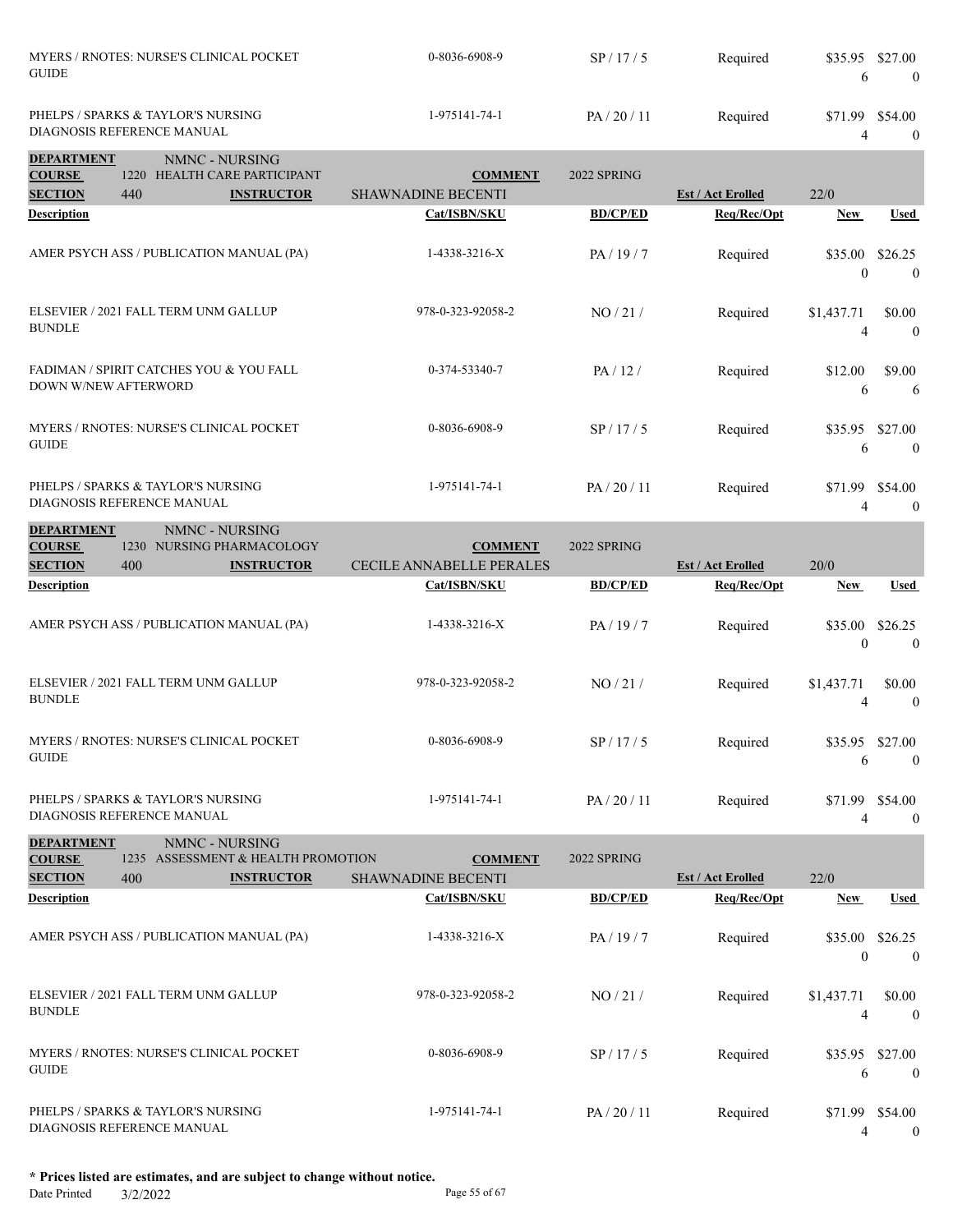| Description | Cat/ISBN/SKU | BD/CP/ED | Req/Rec/Opt | New | Used |
|---|---|---|---|---|---|
| MYERS / RNOTES: NURSE'S CLINICAL POCKET GUIDE | 0-8036-6908-9 | SP / 17 / 5 | Required | $35.95 6 | $27.00 0 |
| PHELPS / SPARKS & TAYLOR'S NURSING DIAGNOSIS REFERENCE MANUAL | 1-975141-74-1 | PA / 20 / 11 | Required | $71.99 4 | $54.00 0 |

| DEPARTMENT | NMNC - NURSING | | | | |
|---|---|---|---|---|---|
| COURSE | 1220 HEALTH CARE PARTICIPANT | COMMENT | 2022 SPRING | | |
| SECTION | 440 INSTRUCTOR | SHAWNADINE BECENTI | | Est / Act Enrolled | 22/0 |

| Description | Cat/ISBN/SKU | BD/CP/ED | Req/Rec/Opt | New | Used |
|---|---|---|---|---|---|
| AMER PSYCH ASS / PUBLICATION MANUAL (PA) | 1-4338-3216-X | PA / 19 / 7 | Required | $35.00 0 | $26.25 0 |
| ELSEVIER / 2021 FALL TERM UNM GALLUP BUNDLE | 978-0-323-92058-2 | NO / 21 / | Required | $1,437.71 4 | $0.00 0 |
| FADIMAN / SPIRIT CATCHES YOU & YOU FALL DOWN W/NEW AFTERWORD | 0-374-53340-7 | PA / 12 / | Required | $12.00 6 | $9.00 6 |
| MYERS / RNOTES: NURSE'S CLINICAL POCKET GUIDE | 0-8036-6908-9 | SP / 17 / 5 | Required | $35.95 6 | $27.00 0 |
| PHELPS / SPARKS & TAYLOR'S NURSING DIAGNOSIS REFERENCE MANUAL | 1-975141-74-1 | PA / 20 / 11 | Required | $71.99 4 | $54.00 0 |

| DEPARTMENT | NMNC - NURSING | | | | |
|---|---|---|---|---|---|
| COURSE | 1230 NURSING PHARMACOLOGY | COMMENT | 2022 SPRING | | |
| SECTION | 400 INSTRUCTOR | CECILE ANNABELLE PERALES | | Est / Act Enrolled | 20/0 |

| Description | Cat/ISBN/SKU | BD/CP/ED | Req/Rec/Opt | New | Used |
|---|---|---|---|---|---|
| AMER PSYCH ASS / PUBLICATION MANUAL (PA) | 1-4338-3216-X | PA / 19 / 7 | Required | $35.00 0 | $26.25 0 |
| ELSEVIER / 2021 FALL TERM UNM GALLUP BUNDLE | 978-0-323-92058-2 | NO / 21 / | Required | $1,437.71 4 | $0.00 0 |
| MYERS / RNOTES: NURSE'S CLINICAL POCKET GUIDE | 0-8036-6908-9 | SP / 17 / 5 | Required | $35.95 6 | $27.00 0 |
| PHELPS / SPARKS & TAYLOR'S NURSING DIAGNOSIS REFERENCE MANUAL | 1-975141-74-1 | PA / 20 / 11 | Required | $71.99 4 | $54.00 0 |

| DEPARTMENT | NMNC - NURSING | | | | |
|---|---|---|---|---|---|
| COURSE | 1235 ASSESSMENT & HEALTH PROMOTION | COMMENT | 2022 SPRING | | |
| SECTION | 400 INSTRUCTOR | SHAWNADINE BECENTI | | Est / Act Enrolled | 22/0 |

| Description | Cat/ISBN/SKU | BD/CP/ED | Req/Rec/Opt | New | Used |
|---|---|---|---|---|---|
| AMER PSYCH ASS / PUBLICATION MANUAL (PA) | 1-4338-3216-X | PA / 19 / 7 | Required | $35.00 0 | $26.25 0 |
| ELSEVIER / 2021 FALL TERM UNM GALLUP BUNDLE | 978-0-323-92058-2 | NO / 21 / | Required | $1,437.71 4 | $0.00 0 |
| MYERS / RNOTES: NURSE'S CLINICAL POCKET GUIDE | 0-8036-6908-9 | SP / 17 / 5 | Required | $35.95 6 | $27.00 0 |
| PHELPS / SPARKS & TAYLOR'S NURSING DIAGNOSIS REFERENCE MANUAL | 1-975141-74-1 | PA / 20 / 11 | Required | $71.99 4 | $54.00 0 |

**\* Prices listed are estimates, and are subject to change without notice.**

Date Printed 3/2/2022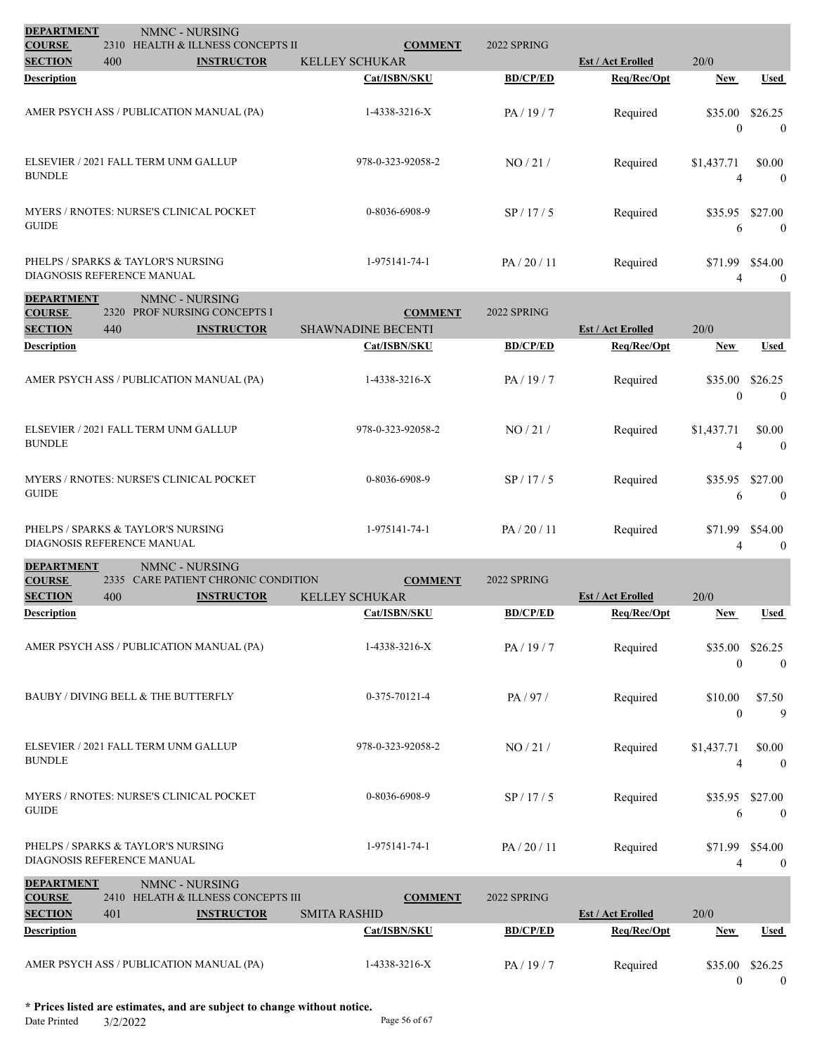| DEPARTMENT | NMNC - NURSING | | | | | |
|---|---|---|---|---|---|---|
| COURSE | 2310 HEALTH & ILLNESS CONCEPTS II | COMMENT | 2022 SPRING | | | |
| SECTION | 400 | INSTRUCTOR KELLEY SCHUKAR | | Est / Act Enrolled | 20/0 | |
| **Description** | **Cat/ISBN/SKU** | **BD/CP/ED** | **Req/Rec/Opt** | | **New** | **Used** |
| AMER PSYCH ASS / PUBLICATION MANUAL (PA) | 1-4338-3216-X | PA / 19 / 7 | Required | | $35.00<br>0 | $26.25<br>0 |
| ELSEVIER / 2021 FALL TERM UNM GALLUP BUNDLE | 978-0-323-92058-2 | NO / 21 / | Required | | $1,437.71<br>4 | $0.00<br>0 |
| MYERS / RNOTES: NURSE'S CLINICAL POCKET GUIDE | 0-8036-6908-9 | SP / 17 / 5 | Required | | $35.95<br>6 | $27.00<br>0 |
| PHELPS / SPARKS & TAYLOR'S NURSING DIAGNOSIS REFERENCE MANUAL | 1-975141-74-1 | PA / 20 / 11 | Required | | $71.99<br>4 | $54.00<br>0 |

| DEPARTMENT | NMNC - NURSING | | | | | |
|---|---|---|---|---|---|---|
| COURSE | 2320 PROF NURSING CONCEPTS I | COMMENT | 2022 SPRING | | | |
| SECTION | 440 | INSTRUCTOR SHAWNADINE BECENTI | | Est / Act Enrolled | 20/0 | |
| **Description** | **Cat/ISBN/SKU** | **BD/CP/ED** | **Req/Rec/Opt** | | **New** | **Used** |
| AMER PSYCH ASS / PUBLICATION MANUAL (PA) | 1-4338-3216-X | PA / 19 / 7 | Required | | $35.00<br>0 | $26.25<br>0 |
| ELSEVIER / 2021 FALL TERM UNM GALLUP BUNDLE | 978-0-323-92058-2 | NO / 21 / | Required | | $1,437.71<br>4 | $0.00<br>0 |
| MYERS / RNOTES: NURSE'S CLINICAL POCKET GUIDE | 0-8036-6908-9 | SP / 17 / 5 | Required | | $35.95<br>6 | $27.00<br>0 |
| PHELPS / SPARKS & TAYLOR'S NURSING DIAGNOSIS REFERENCE MANUAL | 1-975141-74-1 | PA / 20 / 11 | Required | | $71.99<br>4 | $54.00<br>0 |

| DEPARTMENT | NMNC - NURSING | | | | | |
|---|---|---|---|---|---|---|
| COURSE | 2335 CARE PATIENT CHRONIC CONDITION | COMMENT | 2022 SPRING | | | |
| SECTION | 400 | INSTRUCTOR KELLEY SCHUKAR | | Est / Act Enrolled | 20/0 | |
| **Description** | **Cat/ISBN/SKU** | **BD/CP/ED** | **Req/Rec/Opt** | | **New** | **Used** |
| AMER PSYCH ASS / PUBLICATION MANUAL (PA) | 1-4338-3216-X | PA / 19 / 7 | Required | | $35.00<br>0 | $26.25<br>0 |
| BAUBY / DIVING BELL & THE BUTTERFLY | 0-375-70121-4 | PA / 97 / | Required | | $10.00<br>0 | $7.50<br>9 |
| ELSEVIER / 2021 FALL TERM UNM GALLUP BUNDLE | 978-0-323-92058-2 | NO / 21 / | Required | | $1,437.71<br>4 | $0.00<br>0 |
| MYERS / RNOTES: NURSE'S CLINICAL POCKET GUIDE | 0-8036-6908-9 | SP / 17 / 5 | Required | | $35.95<br>6 | $27.00<br>0 |
| PHELPS / SPARKS & TAYLOR'S NURSING DIAGNOSIS REFERENCE MANUAL | 1-975141-74-1 | PA / 20 / 11 | Required | | $71.99<br>4 | $54.00<br>0 |

| DEPARTMENT | NMNC - NURSING | | | | | |
|---|---|---|---|---|---|---|
| COURSE | 2410 HELATH & ILLNESS CONCEPTS III | COMMENT | 2022 SPRING | | | |
| SECTION | 401 | INSTRUCTOR SMITA RASHID | | Est / Act Enrolled | 20/0 | |
| **Description** | **Cat/ISBN/SKU** | **BD/CP/ED** | **Req/Rec/Opt** | | **New** | **Used** |
| AMER PSYCH ASS / PUBLICATION MANUAL (PA) | 1-4338-3216-X | PA / 19 / 7 | Required | | $35.00<br>0 | $26.25<br>0 |

**\* Prices listed are estimates, and are subject to change without notice.**

Date Printed 3/2/2022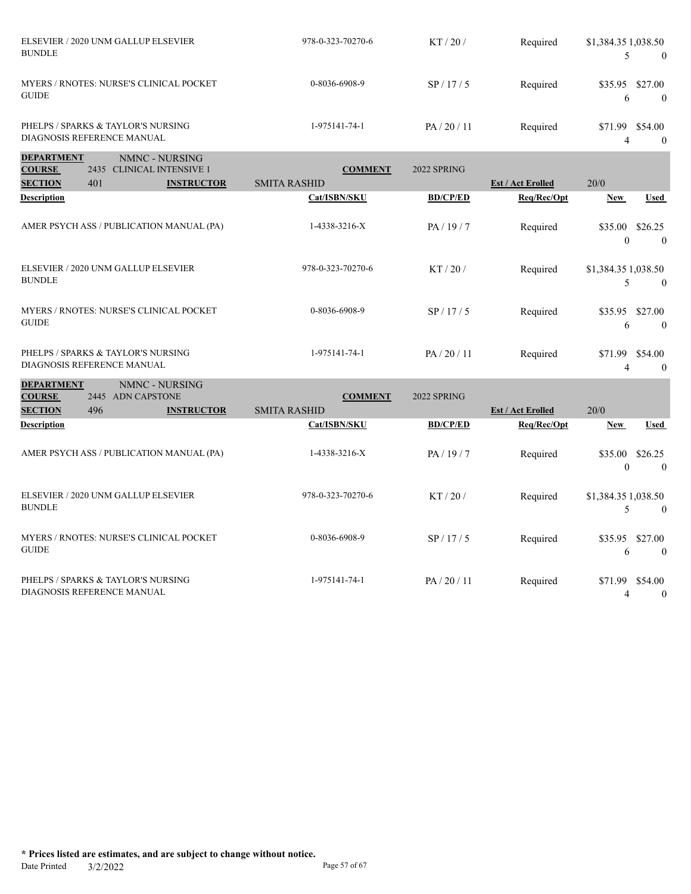| Description | Cat/ISBN/SKU | BD/CP/ED | Req/Rec/Opt | New | Used |
|---|---|---|---|---|---|
| ELSEVIER / 2020 UNM GALLUP ELSEVIER BUNDLE | 978-0-323-70270-6 | KT / 20 / | Required | $1,384.35 5 | 1,038.50 0 |
| MYERS / RNOTES: NURSE'S CLINICAL POCKET GUIDE | 0-8036-6908-9 | SP / 17 / 5 | Required | $35.95 6 | $27.00 0 |
| PHELPS / SPARKS & TAYLOR'S NURSING DIAGNOSIS REFERENCE MANUAL | 1-975141-74-1 | PA / 20 / 11 | Required | $71.99 4 | $54.00 0 |

**DEPARTMENT** NMNC - NURSING
**COURSE** 2435 CLINICAL INTENSIVE 1 **COMMENT** 2022 SPRING
**SECTION** 401 **INSTRUCTOR** SMITA RASHID **Est / Act Enrolled** 20/0

| Description | Cat/ISBN/SKU | BD/CP/ED | Req/Rec/Opt | New | Used |
|---|---|---|---|---|---|
| AMER PSYCH ASS / PUBLICATION MANUAL (PA) | 1-4338-3216-X | PA / 19 / 7 | Required | $35.00 0 | $26.25 0 |
| ELSEVIER / 2020 UNM GALLUP ELSEVIER BUNDLE | 978-0-323-70270-6 | KT / 20 / | Required | $1,384.35 5 | 1,038.50 0 |
| MYERS / RNOTES: NURSE'S CLINICAL POCKET GUIDE | 0-8036-6908-9 | SP / 17 / 5 | Required | $35.95 6 | $27.00 0 |
| PHELPS / SPARKS & TAYLOR'S NURSING DIAGNOSIS REFERENCE MANUAL | 1-975141-74-1 | PA / 20 / 11 | Required | $71.99 4 | $54.00 0 |

**DEPARTMENT** NMNC - NURSING
**COURSE** 2445 ADN CAPSTONE **COMMENT** 2022 SPRING
**SECTION** 496 **INSTRUCTOR** SMITA RASHID **Est / Act Enrolled** 20/0

| Description | Cat/ISBN/SKU | BD/CP/ED | Req/Rec/Opt | New | Used |
|---|---|---|---|---|---|
| AMER PSYCH ASS / PUBLICATION MANUAL (PA) | 1-4338-3216-X | PA / 19 / 7 | Required | $35.00 0 | $26.25 0 |
| ELSEVIER / 2020 UNM GALLUP ELSEVIER BUNDLE | 978-0-323-70270-6 | KT / 20 / | Required | $1,384.35 5 | 1,038.50 0 |
| MYERS / RNOTES: NURSE'S CLINICAL POCKET GUIDE | 0-8036-6908-9 | SP / 17 / 5 | Required | $35.95 6 | $27.00 0 |
| PHELPS / SPARKS & TAYLOR'S NURSING DIAGNOSIS REFERENCE MANUAL | 1-975141-74-1 | PA / 20 / 11 | Required | $71.99 4 | $54.00 0 |

**\* Prices listed are estimates, and are subject to change without notice.**
Date Printed 3/2/2022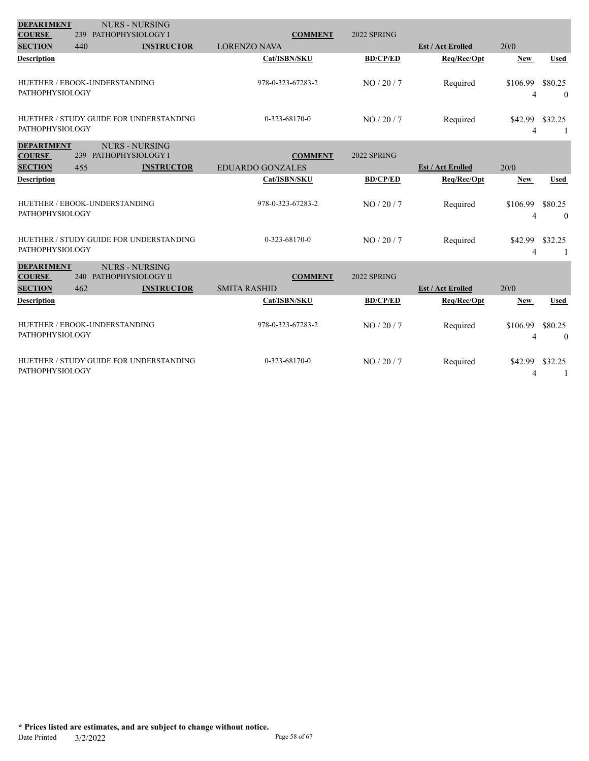| DEPARTMENT | NURS - NURSING | | | | | |
|---|---|---|---|---|---|---|
| COURSE | 239 PATHOPHYSIOLOGY I | COMMENT | 2022 SPRING | | | |
| SECTION | 440 | INSTRUCTOR: LORENZO NAVA | | Est / Act Erolled | 20/0 | |
| Description | | Cat/ISBN/SKU | BD/CP/ED | Req/Rec/Opt | New | Used |
| HUETHER / EBOOK-UNDERSTANDING PATHOPHYSIOLOGY | | 978-0-323-67283-2 | NO / 20 / 7 | Required | $106.99 4 | $80.25 0 |
| HUETHER / STUDY GUIDE FOR UNDERSTANDING PATHOPHYSIOLOGY | | 0-323-68170-0 | NO / 20 / 7 | Required | $42.99 4 | $32.25 1 |

| DEPARTMENT | NURS - NURSING | | | | | |
|---|---|---|---|---|---|---|
| COURSE | 239 PATHOPHYSIOLOGY I | COMMENT | 2022 SPRING | | | |
| SECTION | 455 | INSTRUCTOR: EDUARDO GONZALES | | Est / Act Erolled | 20/0 | |
| Description | | Cat/ISBN/SKU | BD/CP/ED | Req/Rec/Opt | New | Used |
| HUETHER / EBOOK-UNDERSTANDING PATHOPHYSIOLOGY | | 978-0-323-67283-2 | NO / 20 / 7 | Required | $106.99 4 | $80.25 0 |
| HUETHER / STUDY GUIDE FOR UNDERSTANDING PATHOPHYSIOLOGY | | 0-323-68170-0 | NO / 20 / 7 | Required | $42.99 4 | $32.25 1 |

| DEPARTMENT | NURS - NURSING | | | | | |
|---|---|---|---|---|---|---|
| COURSE | 240 PATHOPHYSIOLOGY II | COMMENT | 2022 SPRING | | | |
| SECTION | 462 | INSTRUCTOR: SMITA RASHID | | Est / Act Erolled | 20/0 | |
| Description | | Cat/ISBN/SKU | BD/CP/ED | Req/Rec/Opt | New | Used |
| HUETHER / EBOOK-UNDERSTANDING PATHOPHYSIOLOGY | | 978-0-323-67283-2 | NO / 20 / 7 | Required | $106.99 4 | $80.25 0 |
| HUETHER / STUDY GUIDE FOR UNDERSTANDING PATHOPHYSIOLOGY | | 0-323-68170-0 | NO / 20 / 7 | Required | $42.99 4 | $32.25 1 |

**\* Prices listed are estimates, and are subject to change without notice.**

Date Printed 3/2/2022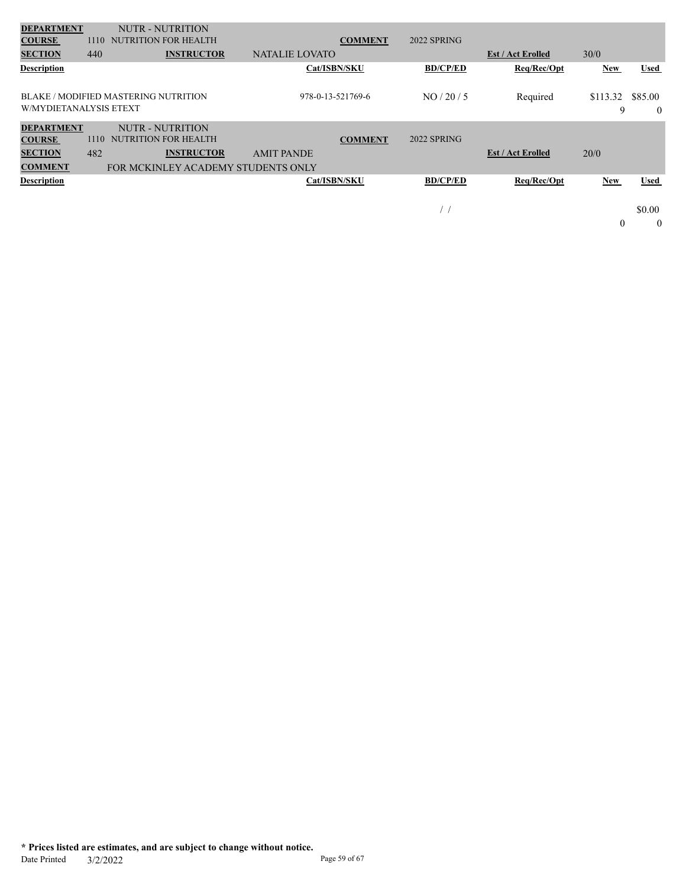| **DEPARTMENT** | NUTR - NUTRITION | | | | | |
|---|---|---|---|---|---|---|
| **COURSE** | 1110 NUTRITION FOR HEALTH | | **COMMENT** | 2022 SPRING | | |
| **SECTION** | 440 | **INSTRUCTOR** | NATALIE LOVATO | | **Est / Act Erolled** | 30/0 |

| **Description** | **Cat/ISBN/SKU** | **BD/CP/ED** | **Req/Rec/Opt** | **New** | **Used** |
|---|---|---|---|---|---|
| BLAKE / MODIFIED MASTERING NUTRITION W/MYDIETANALYSIS ETEXT | 978-0-13-521769-6 | NO / 20 / 5 | Required | $113.32<br>9 | $85.00<br>0 |

| **DEPARTMENT** | NUTR - NUTRITION | | | | | |
|---|---|---|---|---|---|---|
| **COURSE** | 1110 NUTRITION FOR HEALTH | | **COMMENT** | 2022 SPRING | | |
| **SECTION** | 482 | **INSTRUCTOR** | AMIT PANDE | | **Est / Act Erolled** | 20/0 |
| **COMMENT** | FOR MCKINLEY ACADEMY STUDENTS ONLY | | | | | |

| **Description** | **Cat/ISBN/SKU** | **BD/CP/ED** | **Req/Rec/Opt** | **New** | **Used** |
|---|---|---|---|---|---|
| | | / / | | <br>0 | $0.00<br>0 |

**\* Prices listed are estimates, and are subject to change without notice.**

Date Printed 3/2/2022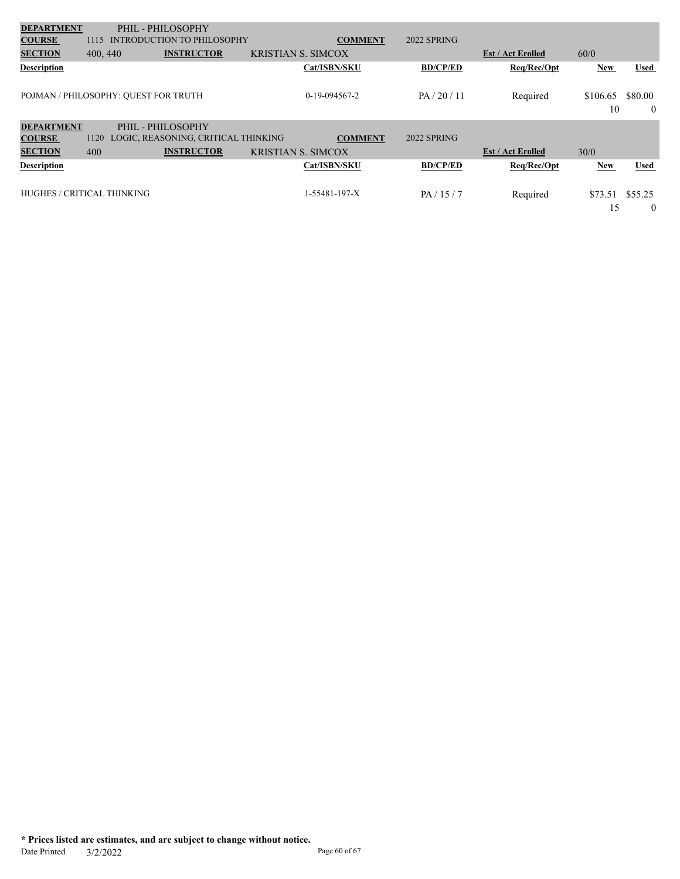| **DEPARTMENT** | PHIL - PHILOSOPHY | | | | | | |
|---|---|---|---|---|---|---|---|
| **COURSE** | 1115 INTRODUCTION TO PHILOSOPHY | | **COMMENT** | 2022 SPRING | | | |
| **SECTION** | 400, 440 | **INSTRUCTOR** | KRISTIAN S. SIMCOX | | **Est / Act Erolled** | 60/0 | |
| **Description** | | | **Cat/ISBN/SKU** | **BD/CP/ED** | **Req/Rec/Opt** | **New** | **Used** |
| POJMAN / PHILOSOPHY: QUEST FOR TRUTH | | | 0-19-094567-2 | PA / 20 / 11 | Required | $106.65<br>10 | $80.00<br>0 |

| **DEPARTMENT** | PHIL - PHILOSOPHY | | | | | | |
|---|---|---|---|---|---|---|---|
| **COURSE** | 1120 LOGIC, REASONING, CRITICAL THINKING | | **COMMENT** | 2022 SPRING | | | |
| **SECTION** | 400 | **INSTRUCTOR** | KRISTIAN S. SIMCOX | | **Est / Act Erolled** | 30/0 | |
| **Description** | | | **Cat/ISBN/SKU** | **BD/CP/ED** | **Req/Rec/Opt** | **New** | **Used** |
| HUGHES / CRITICAL THINKING | | | 1-55481-197-X | PA / 15 / 7 | Required | $73.51<br>15 | $55.25<br>0 |

**\* Prices listed are estimates, and are subject to change without notice.**

Date Printed 3/2/2022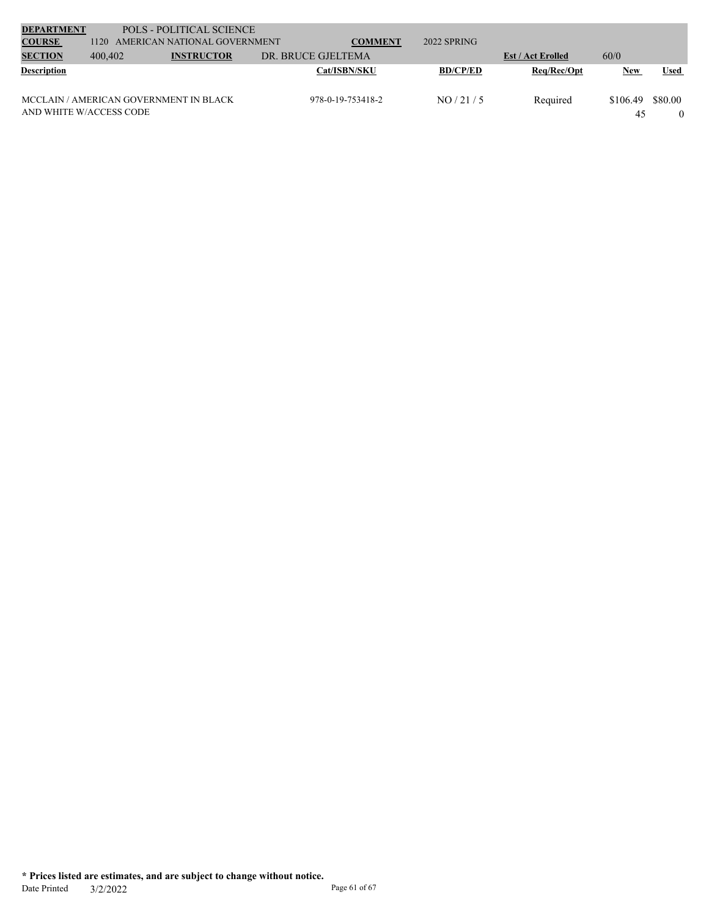| **DEPARTMENT** | POLS - POLITICAL SCIENCE | | | | | |
|---|---|---|---|---|---|---|
| **COURSE** | 1120 AMERICAN NATIONAL GOVERNMENT | **COMMENT** | 2022 SPRING | | | |
| **SECTION** | 400,402 | **INSTRUCTOR** | DR. BRUCE GJELTEMA | **Est / Act Enrolled** | 60/0 | |

| Description | Cat/ISBN/SKU | BD/CP/ED | Req/Rec/Opt | New | Used |
|---|---|---|---|---|---|
| MCCLAIN / AMERICAN GOVERNMENT IN BLACK AND WHITE W/ACCESS CODE | 978-0-19-753418-2 | NO / 21 / 5 | Required | $106.49<br>45 | $80.00<br>0 |

**\* Prices listed are estimates, and are subject to change without notice.**

Date Printed 3/2/2022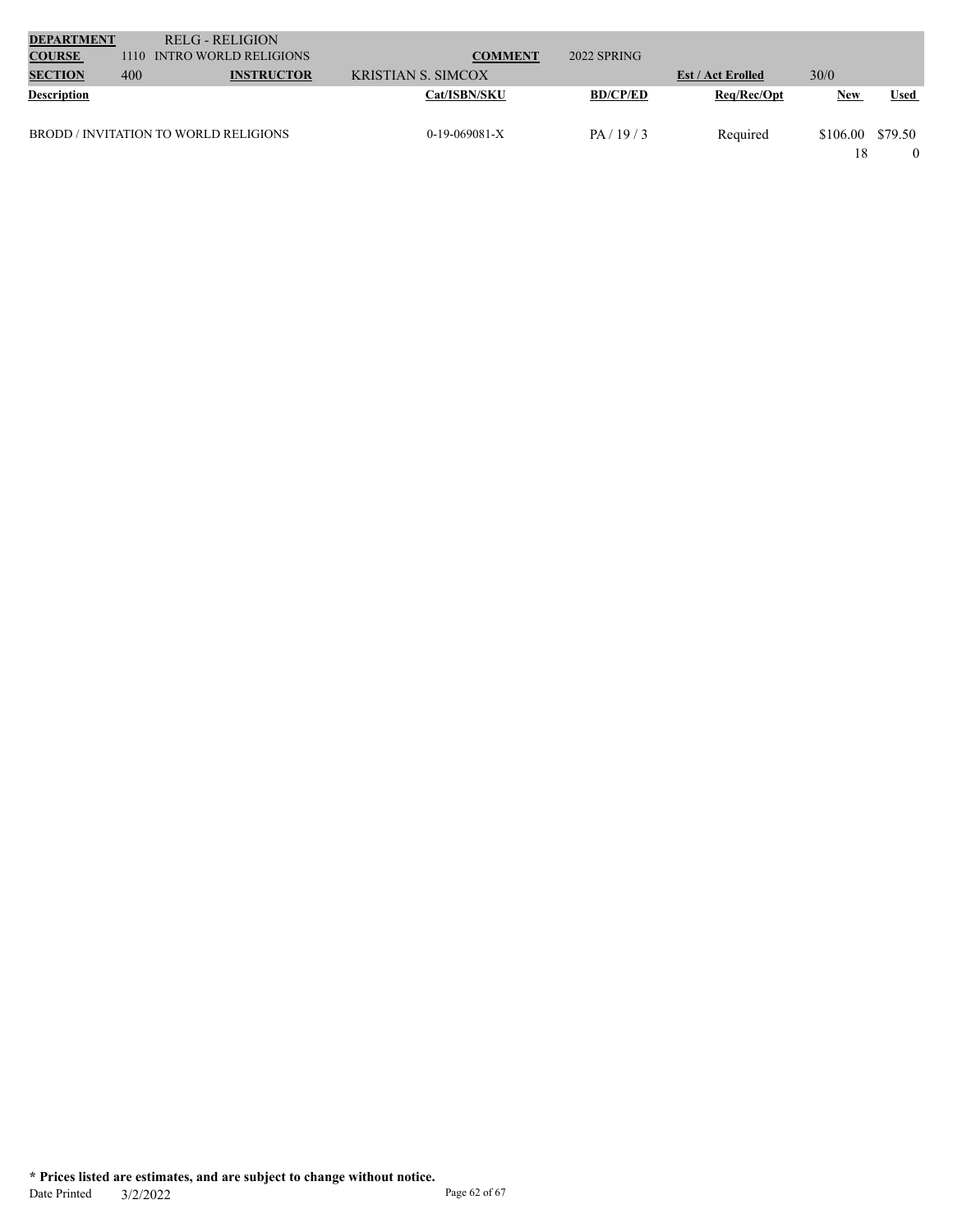| **DEPARTMENT** | | RELG - RELIGION | | | | | |
|---|---|---|---|---|---|---|---|
| **COURSE** | 1110 | INTRO WORLD RELIGIONS | **COMMENT** | 2022 SPRING | | | |
| **SECTION** | 400 | **INSTRUCTOR** | KRISTIAN S. SIMCOX | | **Est / Act Enrolled** | 30/0 | |

| **Description** | **Cat/ISBN/SKU** | **BD/CP/ED** | **Req/Rec/Opt** | **New** | **Used** |
|---|---|---|---|---|---|
| BRODD / INVITATION TO WORLD RELIGIONS | 0-19-069081-X | PA / 19 / 3 | Required | $106.00<br>18 | $79.50<br>0 |

**\* Prices listed are estimates, and are subject to change without notice.**

Date Printed 3/2/2022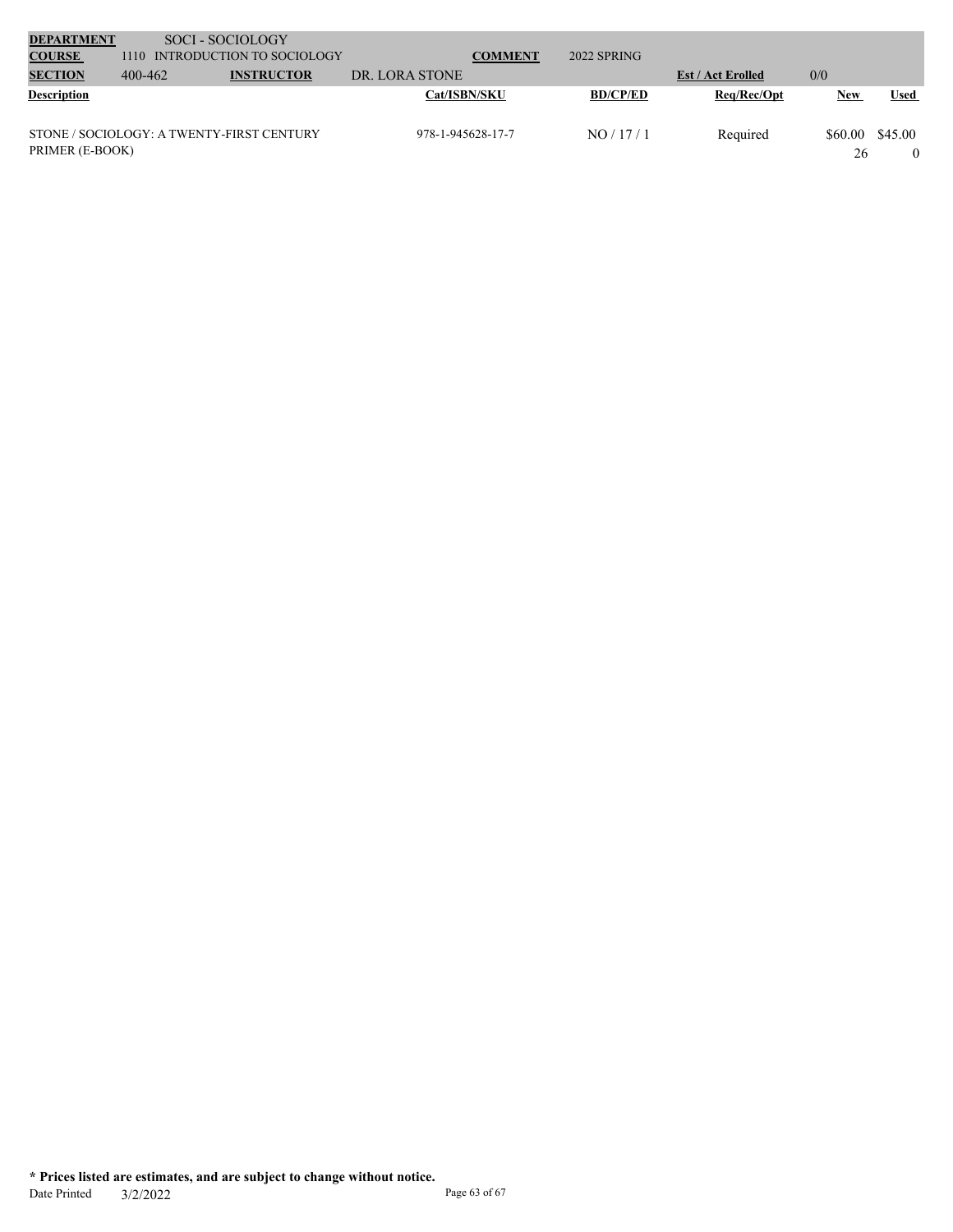| **DEPARTMENT** | SOCI - SOCIOLOGY | | | | | | |
|---|---|---|---|---|---|---|---|
| **COURSE** | 1110 INTRODUCTION TO SOCIOLOGY | | **COMMENT** | 2022 SPRING | | | |
| **SECTION** | 400-462 | **INSTRUCTOR** | DR. LORA STONE | | **Est / Act Enrolled** | 0/0 | |
| **Description** | | | **Cat/ISBN/SKU** | **BD/CP/ED** | **Req/Rec/Opt** | **New** | **Used** |
| STONE / SOCIOLOGY: A TWENTY-FIRST CENTURY PRIMER (E-BOOK) | | | 978-1-945628-17-7 | NO / 17 / 1 | Required | $60.00<br>26 | $45.00<br>0 |

**\* Prices listed are estimates, and are subject to change without notice.**

Date Printed 3/2/2022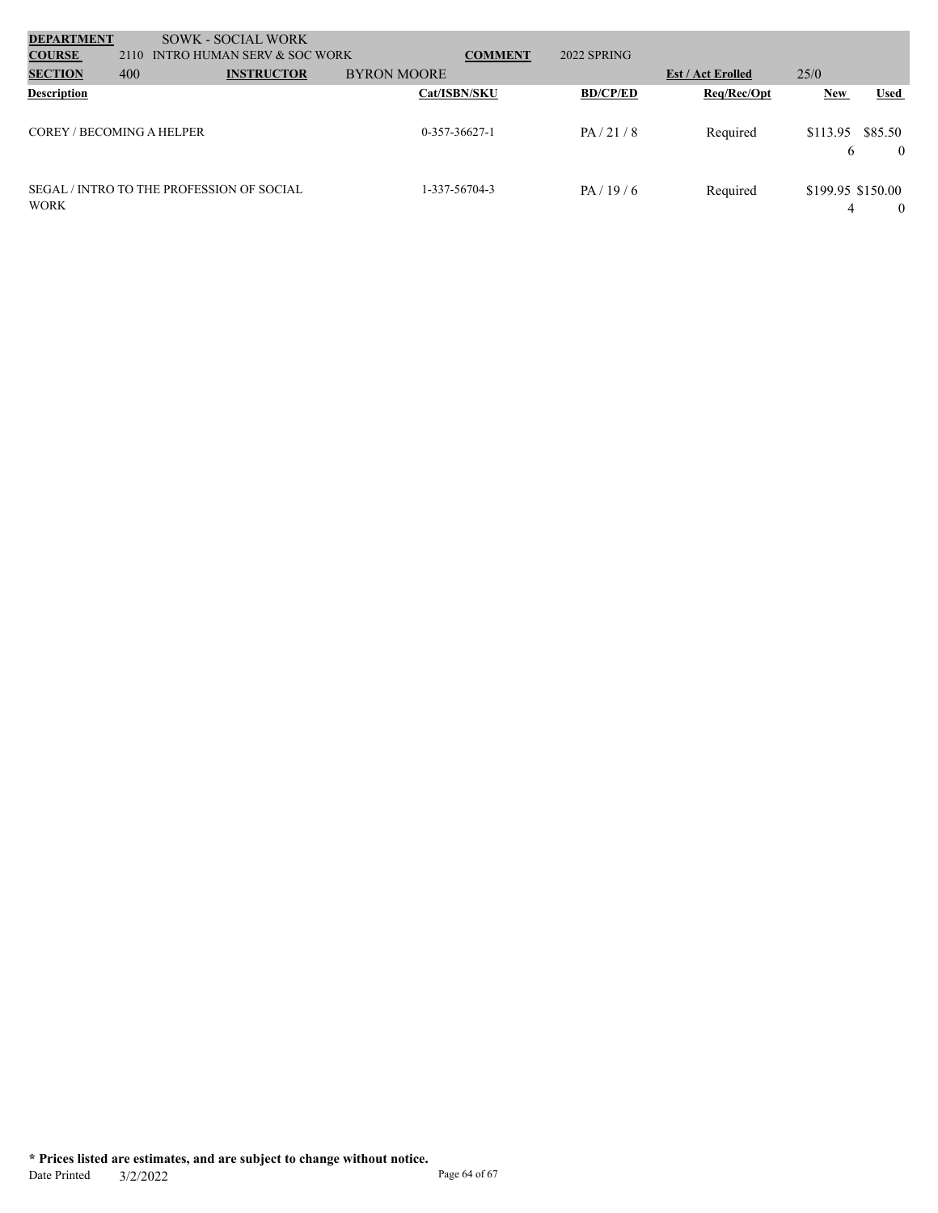| **DEPARTMENT** | | SOWK - SOCIAL WORK | | | | | |
|---|---|---|---|---|---|---|---|
| **COURSE** | 2110 | INTRO HUMAN SERV & SOC WORK | | **COMMENT** | 2022 SPRING | | |
| **SECTION** | 400 | **INSTRUCTOR** | BYRON MOORE | | | **Est / Act Erolled** | 25/0 |

| **Description** | **Cat/ISBN/SKU** | **BD/CP/ED** | **Req/Rec/Opt** | **New** | **Used** |
|---|---|---|---|---|---|
| COREY / BECOMING A HELPER | 0-357-36627-1 | PA / 21 / 8 | Required | $113.95<br>6 | $85.50<br>0 |
| SEGAL / INTRO TO THE PROFESSION OF SOCIAL WORK | 1-337-56704-3 | PA / 19 / 6 | Required | $199.95<br>4 | $150.00<br>0 |

**\* Prices listed are estimates, and are subject to change without notice.**

Date Printed 3/2/2022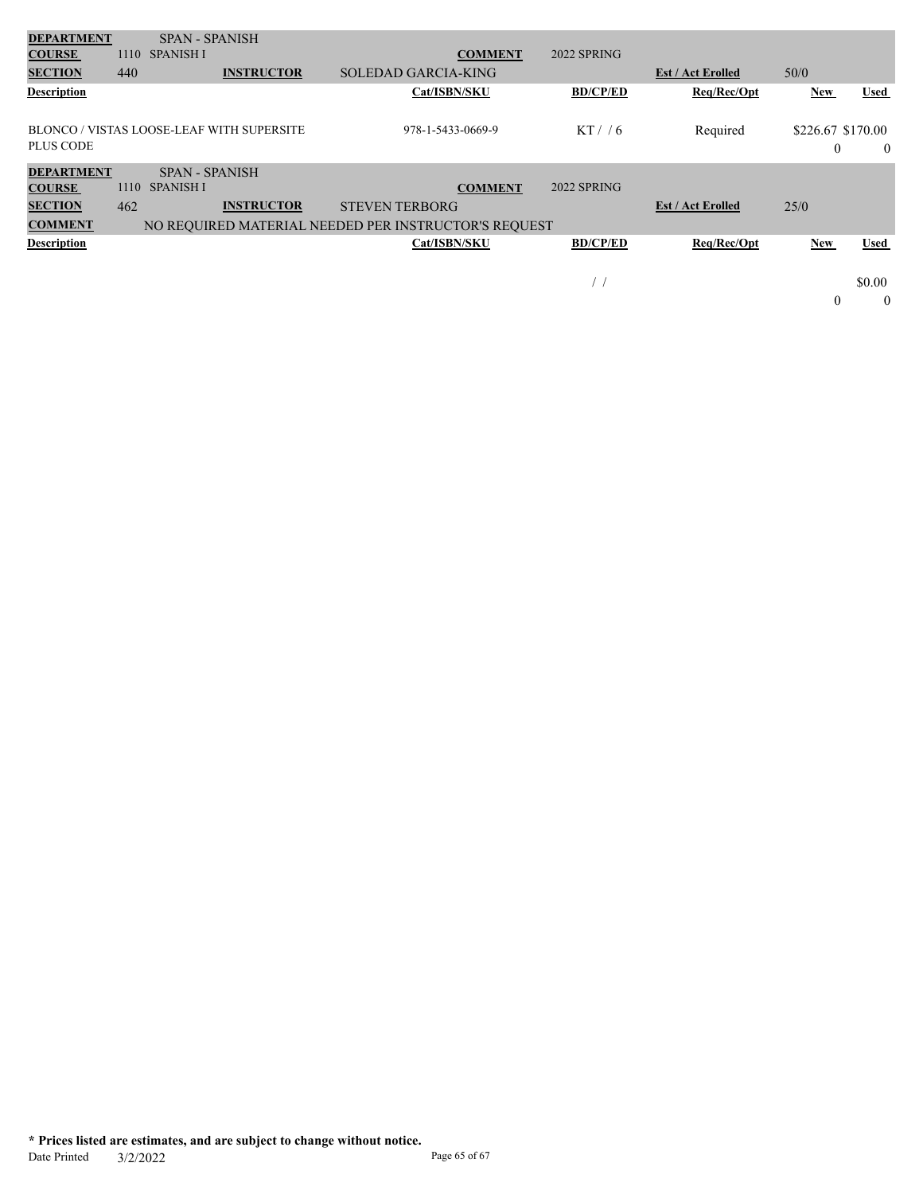| **DEPARTMENT** | SPAN - SPANISH | | | | | |
|---|---|---|---|---|---|---|
| **COURSE** | 1110 SPANISH I | | **COMMENT** | 2022 SPRING | | |
| **SECTION** | 440 | **INSTRUCTOR** | SOLEDAD GARCIA-KING | | **Est / Act Erolled** | 50/0 |

| **Description** | **Cat/ISBN/SKU** | **BD/CP/ED** | **Req/Rec/Opt** | **New** | **Used** |
|---|---|---|---|---|---|
| BLONCO / VISTAS LOOSE-LEAF WITH SUPERSITE PLUS CODE | 978-1-5433-0669-9 | KT / / 6 | Required | $226.67<br>0 | $170.00<br>0 |

| **DEPARTMENT** | SPAN - SPANISH | | | | | |
|---|---|---|---|---|---|---|
| **COURSE** | 1110 SPANISH I | | **COMMENT** | 2022 SPRING | | |
| **SECTION** | 462 | **INSTRUCTOR** | STEVEN TERBORG | | **Est / Act Erolled** | 25/0 |
| **COMMENT** | NO REQUIRED MATERIAL NEEDED PER INSTRUCTOR'S REQUEST | | | | | |

| **Description** | **Cat/ISBN/SKU** | **BD/CP/ED** | **Req/Rec/Opt** | **New** | **Used** |
|---|---|---|---|---|---|
| | | / / | | 0 | $0.00<br>0 |

**\* Prices listed are estimates, and are subject to change without notice.**

Date Printed 3/2/2022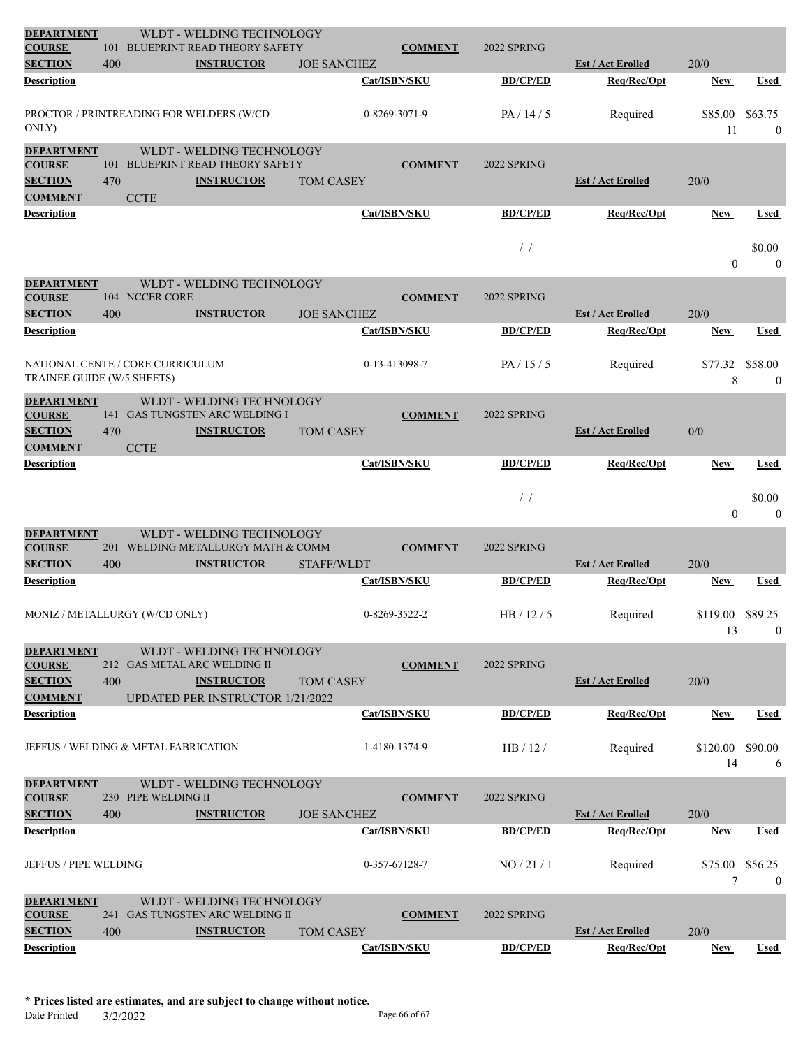| | | | | | | | |
|---|---|---|---|---|---|---|---|
| **DEPARTMENT** | WLDT - WELDING TECHNOLOGY | | | | | | |
| **COURSE** | 101 BLUEPRINT READ THEORY SAFETY | | **COMMENT** | 2022 SPRING | | | |
| **SECTION** | 400 | **INSTRUCTOR** JOE SANCHEZ | | | **Est / Act Enrolled** | 20/0 | |
| **Description** | | | **Cat/ISBN/SKU** | **BD/CP/ED** | **Req/Rec/Opt** | **New** | **Used** |
| PROCTOR / PRINTREADING FOR WELDERS (W/CD ONLY) | | | 0-8269-3071-9 | PA / 14 / 5 | Required | $85.00<br>11 | $63.75<br>0 |

| | | | | | | | |
|---|---|---|---|---|---|---|---|
| **DEPARTMENT** | WLDT - WELDING TECHNOLOGY | | | | | | |
| **COURSE** | 101 BLUEPRINT READ THEORY SAFETY | | **COMMENT** | 2022 SPRING | | | |
| **SECTION** | 470 | **INSTRUCTOR** TOM CASEY | | | **Est / Act Enrolled** | 20/0 | |
| **COMMENT** | CCTE | | | | | | |
| **Description** | | | **Cat/ISBN/SKU** | **BD/CP/ED** | **Req/Rec/Opt** | **New** | **Used** |
| | | | | / / | | 0 | $0.00<br>0 |

| | | | | | | | |
|---|---|---|---|---|---|---|---|
| **DEPARTMENT** | WLDT - WELDING TECHNOLOGY | | | | | | |
| **COURSE** | 104 NCCER CORE | | **COMMENT** | 2022 SPRING | | | |
| **SECTION** | 400 | **INSTRUCTOR** JOE SANCHEZ | | | **Est / Act Enrolled** | 20/0 | |
| **Description** | | | **Cat/ISBN/SKU** | **BD/CP/ED** | **Req/Rec/Opt** | **New** | **Used** |
| NATIONAL CENTE / CORE CURRICULUM: TRAINEE GUIDE (W/5 SHEETS) | | | 0-13-413098-7 | PA / 15 / 5 | Required | $77.32<br>8 | $58.00<br>0 |

| | | | | | | | |
|---|---|---|---|---|---|---|---|
| **DEPARTMENT** | WLDT - WELDING TECHNOLOGY | | | | | | |
| **COURSE** | 141 GAS TUNGSTEN ARC WELDING I | | **COMMENT** | 2022 SPRING | | | |
| **SECTION** | 470 | **INSTRUCTOR** TOM CASEY | | | **Est / Act Enrolled** | 0/0 | |
| **COMMENT** | CCTE | | | | | | |
| **Description** | | | **Cat/ISBN/SKU** | **BD/CP/ED** | **Req/Rec/Opt** | **New** | **Used** |
| | | | | / / | | 0 | $0.00<br>0 |

| | | | | | | | |
|---|---|---|---|---|---|---|---|
| **DEPARTMENT** | WLDT - WELDING TECHNOLOGY | | | | | | |
| **COURSE** | 201 WELDING METALLURGY MATH & COMM | | **COMMENT** | 2022 SPRING | | | |
| **SECTION** | 400 | **INSTRUCTOR** STAFF/WLDT | | | **Est / Act Enrolled** | 20/0 | |
| **Description** | | | **Cat/ISBN/SKU** | **BD/CP/ED** | **Req/Rec/Opt** | **New** | **Used** |
| MONIZ / METALLURGY (W/CD ONLY) | | | 0-8269-3522-2 | HB / 12 / 5 | Required | $119.00<br>13 | $89.25<br>0 |

| | | | | | | | |
|---|---|---|---|---|---|---|---|
| **DEPARTMENT** | WLDT - WELDING TECHNOLOGY | | | | | | |
| **COURSE** | 212 GAS METAL ARC WELDING II | | **COMMENT** | 2022 SPRING | | | |
| **SECTION** | 400 | **INSTRUCTOR** TOM CASEY | | | **Est / Act Enrolled** | 20/0 | |
| **COMMENT** | UPDATED PER INSTRUCTOR 1/21/2022 | | | | | | |
| **Description** | | | **Cat/ISBN/SKU** | **BD/CP/ED** | **Req/Rec/Opt** | **New** | **Used** |
| JEFFUS / WELDING & METAL FABRICATION | | | 1-4180-1374-9 | HB / 12 / | Required | $120.00<br>14 | $90.00<br>6 |

| | | | | | | | |
|---|---|---|---|---|---|---|---|
| **DEPARTMENT** | WLDT - WELDING TECHNOLOGY | | | | | | |
| **COURSE** | 230 PIPE WELDING II | | **COMMENT** | 2022 SPRING | | | |
| **SECTION** | 400 | **INSTRUCTOR** JOE SANCHEZ | | | **Est / Act Enrolled** | 20/0 | |
| **Description** | | | **Cat/ISBN/SKU** | **BD/CP/ED** | **Req/Rec/Opt** | **New** | **Used** |
| JEFFUS / PIPE WELDING | | | 0-357-67128-7 | NO / 21 / 1 | Required | $75.00<br>7 | $56.25<br>0 |

| | | | | | | | |
|---|---|---|---|---|---|---|---|
| **DEPARTMENT** | WLDT - WELDING TECHNOLOGY | | | | | | |
| **COURSE** | 241 GAS TUNGSTEN ARC WELDING II | | **COMMENT** | 2022 SPRING | | | |
| **SECTION** | 400 | **INSTRUCTOR** TOM CASEY | | | **Est / Act Enrolled** | 20/0 | |
| **Description** | | | **Cat/ISBN/SKU** | **BD/CP/ED** | **Req/Rec/Opt** | **New** | **Used** |

**\* Prices listed are estimates, and are subject to change without notice.**

Date Printed 3/2/2022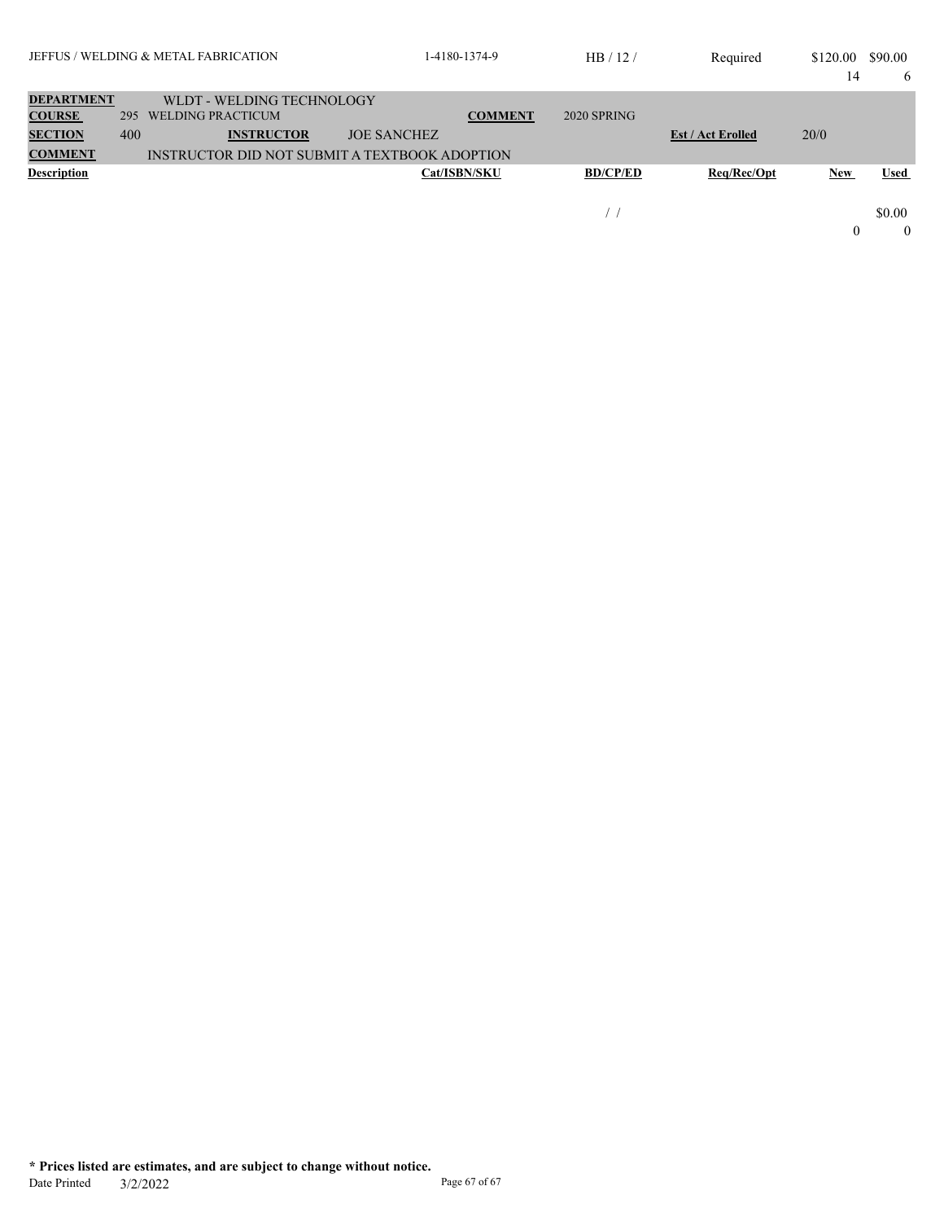| | | | | | | |
|---|---|---|---|---|---|---|
| JEFFUS / WELDING & METAL FABRICATION | 1-4180-1374-9 | HB / 12 / | Required | $120.00<br>14 | $90.00<br>6 |

| | | | | | | | | |
|---|---|---|---|---|---|---|---|---|
| **DEPARTMENT** | | WLDT - WELDING TECHNOLOGY | | | | | | |
| **COURSE** | 295 | WELDING PRACTICUM | | **COMMENT** | 2020 SPRING | | | |
| **SECTION** | 400 | **INSTRUCTOR** | JOE SANCHEZ | | | **Est / Act Enrolled** | 20/0 | |
| **COMMENT** | | INSTRUCTOR DID NOT SUBMIT A TEXTBOOK ADOPTION | | | | | | |

| Description | Cat/ISBN/SKU | BD/CP/ED | Req/Rec/Opt | New | Used |
|---|---|---|---|---|---|
| | | / / | | <br>0 | $0.00<br>0 |

**\* Prices listed are estimates, and are subject to change without notice.**

Date Printed 3/2/2022